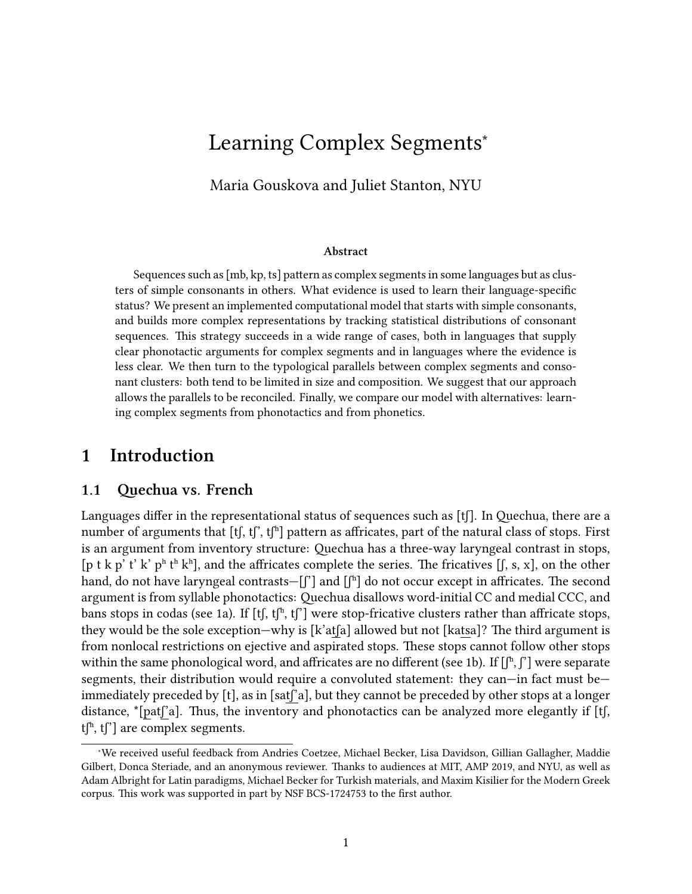# Learning Complex Segments*

Maria Gouskova and Juliet Stanton, NYU

### Abstract

Sequences such as [mb, kp, ts] pattern as complex segments in some languages but as clusters of simple consonants in others. What evidence is used to learn their language-specific status? We present an implemented computational model that starts with simple consonants, and builds more complex representations by tracking statistical distributions of consonant sequences. This strategy succeeds in a wide range of cases, both in languages that supply clear phonotactic arguments for complex segments and in languages where the evidence is less clear. We then turn to the typological parallels between complex segments and consonant clusters: both tend to be limited in size and composition. We suggest that our approach allows the parallels to be reconciled. Finally, we compare our model with alternatives: learning complex segments from phonotactics and from phonetics.

## 1 Introduction

### 1.1 Quechua vs. French

Languages differ in the representational status of sequences such as [tʃ]. In Quechua, there are a number of arguments that [tʃ, tʃ', tʃʰ] pattern as affricates, part of the natural class of stops. First is an argument from inventory structure: Quechua has a three-way laryngeal contrast in stops, [p t k p' t' k' pʰ tʰ kʰ], and the affricates complete the series. The fricatives [ʃ, s, x], on the other hand, do not have laryngeal contrasts—[ʃ'] and [ʃʰ] do not occur except in affricates. The second argument is from syllable phonotactics: Quechua disallows word-initial CC and medial CCC, and bans stops in codas (see 1a). If [tʃ, tʃʰ, tʃ'] were stop-fricative clusters rather than affricate stops, they would be the sole exception—why is [k'atʃa] allowed but not [katsa]? The third argument is from nonlocal restrictions on ejective and aspirated stops. These stops cannot follow other stops within the same phonological word, and affricates are no different (see 1b). If [ʃʰ, ʃ'] were separate segments, their distribution would require a convoluted statement: they can—in fact must be—immediately preceded by [t], as in [satʃ'a], but they cannot be preceded by other stops at a longer distance, *[patʃ'a]. Thus, the inventory and phonotactics can be analyzed more elegantly if [tʃ, tʃʰ, tʃ'] are complex segments.

*We received useful feedback from Andries Coetzee, Michael Becker, Lisa Davidson, Gillian Gallagher, Maddie Gilbert, Donca Steriade, and an anonymous reviewer. Thanks to audiences at MIT, AMP 2019, and NYU, as well as Adam Albright for Latin paradigms, Michael Becker for Turkish materials, and Maxim Kisilier for the Modern Greek corpus. This work was supported in part by NSF BCS-1724753 to the first author.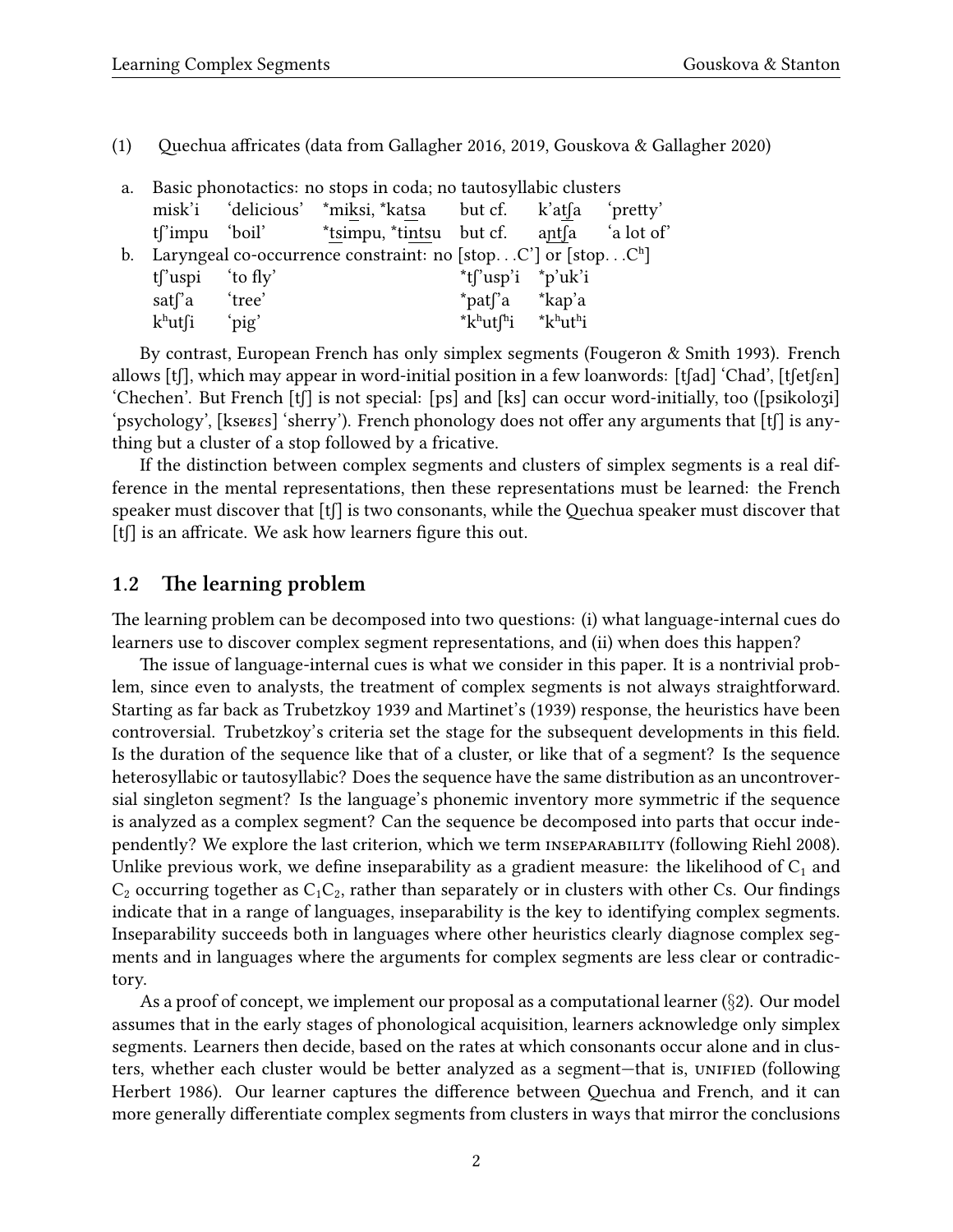(1) Quechua affricates (data from Gallagher 2016, 2019, Gouskova & Gallagher 2020)

a. Basic phonotactics: no stops in coda; no tautosyllabic clusters

| | | | | | |
|---|---|---|---|---|---|
| misk'i | 'delicious' | *mi<u>k</u>si, *ka<u>ts</u>a | but cf. | k'a<u>tʃ</u>a | 'pretty' |
| tʃ'impu | 'boil' | *<u>ts</u>impu, *ti<u>nts</u>u | but cf. | a<u>ntʃ</u>a | 'a lot of' |

b. Laryngeal co-occurrence constraint: no [stop. . .C'] or [stop. . .Cʰ]

| | | | |
|---|---|---|---|
| tʃ'uspi | 'to fly' | *tʃ'usp'i | *p'uk'i |
| satʃ'a | 'tree' | *patʃ'a | *kap'a |
| kʰutʃi | 'pig' | *kʰutʃʰi | *kʰutʰi |

By contrast, European French has only simplex segments (Fougeron & Smith 1993). French allows [tʃ], which may appear in word-initial position in a few loanwords: [tʃad] 'Chad', [tʃetʃɛn] 'Chechen'. But French [tʃ] is not special: [ps] and [ks] can occur word-initially, too ([psikoloʒi] 'psychology', [ksеʁɛs] 'sherry'). French phonology does not offer any arguments that [tʃ] is anything but a cluster of a stop followed by a fricative.

If the distinction between complex segments and clusters of simplex segments is a real difference in the mental representations, then these representations must be learned: the French speaker must discover that [tʃ] is two consonants, while the Quechua speaker must discover that [tʃ] is an affricate. We ask how learners figure this out.

## 1.2 The learning problem

The learning problem can be decomposed into two questions: (i) what language-internal cues do learners use to discover complex segment representations, and (ii) when does this happen?

The issue of language-internal cues is what we consider in this paper. It is a nontrivial problem, since even to analysts, the treatment of complex segments is not always straightforward. Starting as far back as Trubetzkoy 1939 and Martinet's (1939) response, the heuristics have been controversial. Trubetzkoy's criteria set the stage for the subsequent developments in this field. Is the duration of the sequence like that of a cluster, or like that of a segment? Is the sequence heterosyllabic or tautosyllabic? Does the sequence have the same distribution as an uncontroversial singleton segment? Is the language's phonemic inventory more symmetric if the sequence is analyzed as a complex segment? Can the sequence be decomposed into parts that occur independently? We explore the last criterion, which we term INSEPARABILITY (following Riehl 2008). Unlike previous work, we define inseparability as a gradient measure: the likelihood of $C_1$ and $C_2$ occurring together as $C_1C_2$, rather than separately or in clusters with other Cs. Our findings indicate that in a range of languages, inseparability is the key to identifying complex segments. Inseparability succeeds both in languages where other heuristics clearly diagnose complex segments and in languages where the arguments for complex segments are less clear or contradictory.

As a proof of concept, we implement our proposal as a computational learner (§2). Our model assumes that in the early stages of phonological acquisition, learners acknowledge only simplex segments. Learners then decide, based on the rates at which consonants occur alone and in clusters, whether each cluster would be better analyzed as a segment—that is, UNIFIED (following Herbert 1986). Our learner captures the difference between Quechua and French, and it can more generally differentiate complex segments from clusters in ways that mirror the conclusions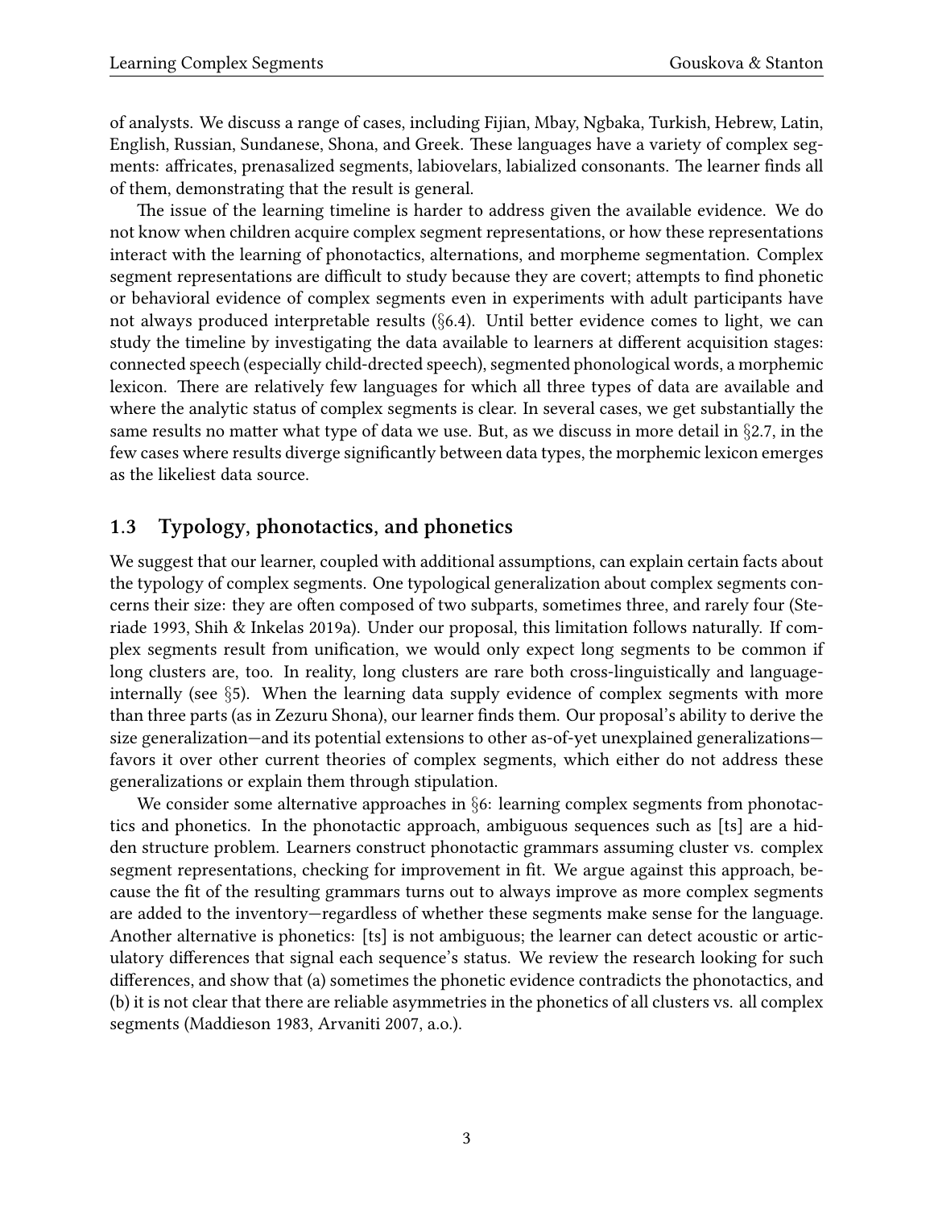of analysts. We discuss a range of cases, including Fijian, Mbay, Ngbaka, Turkish, Hebrew, Latin, English, Russian, Sundanese, Shona, and Greek. These languages have a variety of complex segments: affricates, prenasalized segments, labiovelars, labialized consonants. The learner finds all of them, demonstrating that the result is general.

The issue of the learning timeline is harder to address given the available evidence. We do not know when children acquire complex segment representations, or how these representations interact with the learning of phonotactics, alternations, and morpheme segmentation. Complex segment representations are difficult to study because they are covert; attempts to find phonetic or behavioral evidence of complex segments even in experiments with adult participants have not always produced interpretable results (§6.4). Until better evidence comes to light, we can study the timeline by investigating the data available to learners at different acquisition stages: connected speech (especially child-drected speech), segmented phonological words, a morphemic lexicon. There are relatively few languages for which all three types of data are available and where the analytic status of complex segments is clear. In several cases, we get substantially the same results no matter what type of data we use. But, as we discuss in more detail in §2.7, in the few cases where results diverge significantly between data types, the morphemic lexicon emerges as the likeliest data source.

## 1.3 Typology, phonotactics, and phonetics

We suggest that our learner, coupled with additional assumptions, can explain certain facts about the typology of complex segments. One typological generalization about complex segments concerns their size: they are often composed of two subparts, sometimes three, and rarely four (Steriade 1993, Shih & Inkelas 2019a). Under our proposal, this limitation follows naturally. If complex segments result from unification, we would only expect long segments to be common if long clusters are, too. In reality, long clusters are rare both cross-linguistically and language-internally (see §5). When the learning data supply evidence of complex segments with more than three parts (as in Zezuru Shona), our learner finds them. Our proposal's ability to derive the size generalization—and its potential extensions to other as-of-yet unexplained generalizations—favors it over other current theories of complex segments, which either do not address these generalizations or explain them through stipulation.

We consider some alternative approaches in §6: learning complex segments from phonotactics and phonetics. In the phonotactic approach, ambiguous sequences such as [ts] are a hidden structure problem. Learners construct phonotactic grammars assuming cluster vs. complex segment representations, checking for improvement in fit. We argue against this approach, because the fit of the resulting grammars turns out to always improve as more complex segments are added to the inventory—regardless of whether these segments make sense for the language. Another alternative is phonetics: [ts] is not ambiguous; the learner can detect acoustic or articulatory differences that signal each sequence's status. We review the research looking for such differences, and show that (a) sometimes the phonetic evidence contradicts the phonotactics, and (b) it is not clear that there are reliable asymmetries in the phonetics of all clusters vs. all complex segments (Maddieson 1983, Arvaniti 2007, a.o.).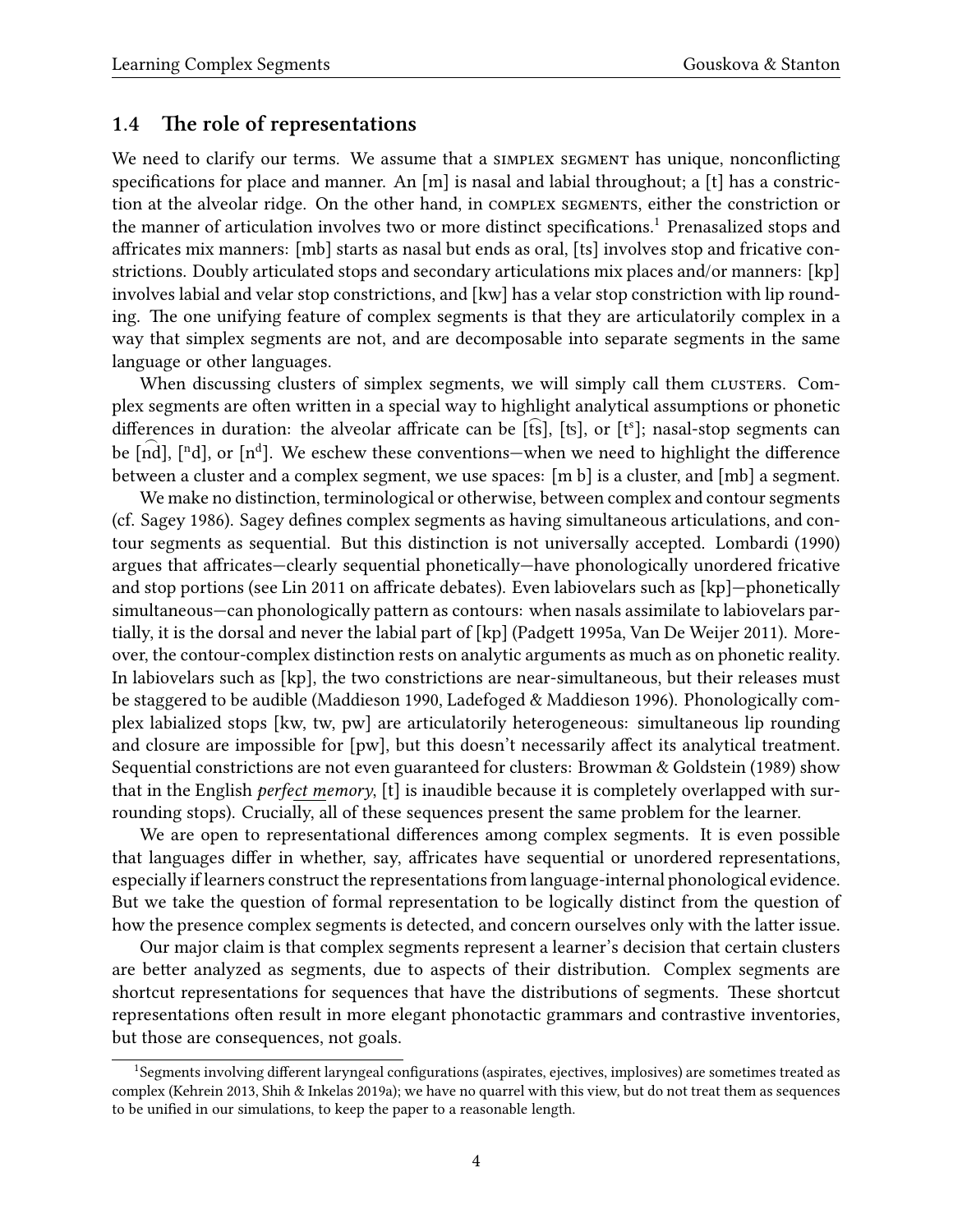### 1.4 The role of representations

We need to clarify our terms. We assume that a SIMPLEX SEGMENT has unique, nonconflicting specifications for place and manner. An [m] is nasal and labial throughout; a [t] has a constriction at the alveolar ridge. On the other hand, in COMPLEX SEGMENTS, either the constriction or the manner of articulation involves two or more distinct specifications.[1] Prenasalized stops and affricates mix manners: [mb] starts as nasal but ends as oral, [ts] involves stop and fricative constrictions. Doubly articulated stops and secondary articulations mix places and/or manners: [kp] involves labial and velar stop constrictions, and [kw] has a velar stop constriction with lip rounding. The one unifying feature of complex segments is that they are articulatorily complex in a way that simplex segments are not, and are decomposable into separate segments in the same language or other languages.

When discussing clusters of simplex segments, we will simply call them CLUSTERS. Complex segments are often written in a special way to highlight analytical assumptions or phonetic differences in duration: the alveolar affricate can be [t͡s], [ʦ], or [tˢ]; nasal-stop segments can be [n͡d], [ⁿd], or [nᵈ]. We eschew these conventions—when we need to highlight the difference between a cluster and a complex segment, we use spaces: [m b] is a cluster, and [mb] a segment.

We make no distinction, terminological or otherwise, between complex and contour segments (cf. Sagey 1986). Sagey defines complex segments as having simultaneous articulations, and contour segments as sequential. But this distinction is not universally accepted. Lombardi (1990) argues that affricates—clearly sequential phonetically—have phonologically unordered fricative and stop portions (see Lin 2011 on affricate debates). Even labiovelars such as [kp]—phonetically simultaneous—can phonologically pattern as contours: when nasals assimilate to labiovelars partially, it is the dorsal and never the labial part of [kp] (Padgett 1995a, Van De Weijer 2011). Moreover, the contour-complex distinction rests on analytic arguments as much as on phonetic reality. In labiovelars such as [kp], the two constrictions are near-simultaneous, but their releases must be staggered to be audible (Maddieson 1990, Ladefoged & Maddieson 1996). Phonologically complex labialized stops [kw, tw, pw] are articulatorily heterogeneous: simultaneous lip rounding and closure are impossible for [pw], but this doesn't necessarily affect its analytical treatment. Sequential constrictions are not even guaranteed for clusters: Browman & Goldstein (1989) show that in the English *perfe<u>ct m</u>emory*, [t] is inaudible because it is completely overlapped with surrounding stops). Crucially, all of these sequences present the same problem for the learner.

We are open to representational differences among complex segments. It is even possible that languages differ in whether, say, affricates have sequential or unordered representations, especially if learners construct the representations from language-internal phonological evidence. But we take the question of formal representation to be logically distinct from the question of how the presence complex segments is detected, and concern ourselves only with the latter issue.

Our major claim is that complex segments represent a learner's decision that certain clusters are better analyzed as segments, due to aspects of their distribution. Complex segments are shortcut representations for sequences that have the distributions of segments. These shortcut representations often result in more elegant phonotactic grammars and contrastive inventories, but those are consequences, not goals.

---

[1] Segments involving different laryngeal configurations (aspirates, ejectives, implosives) are sometimes treated as complex (Kehrein 2013, Shih & Inkelas 2019a); we have no quarrel with this view, but do not treat them as sequences to be unified in our simulations, to keep the paper to a reasonable length.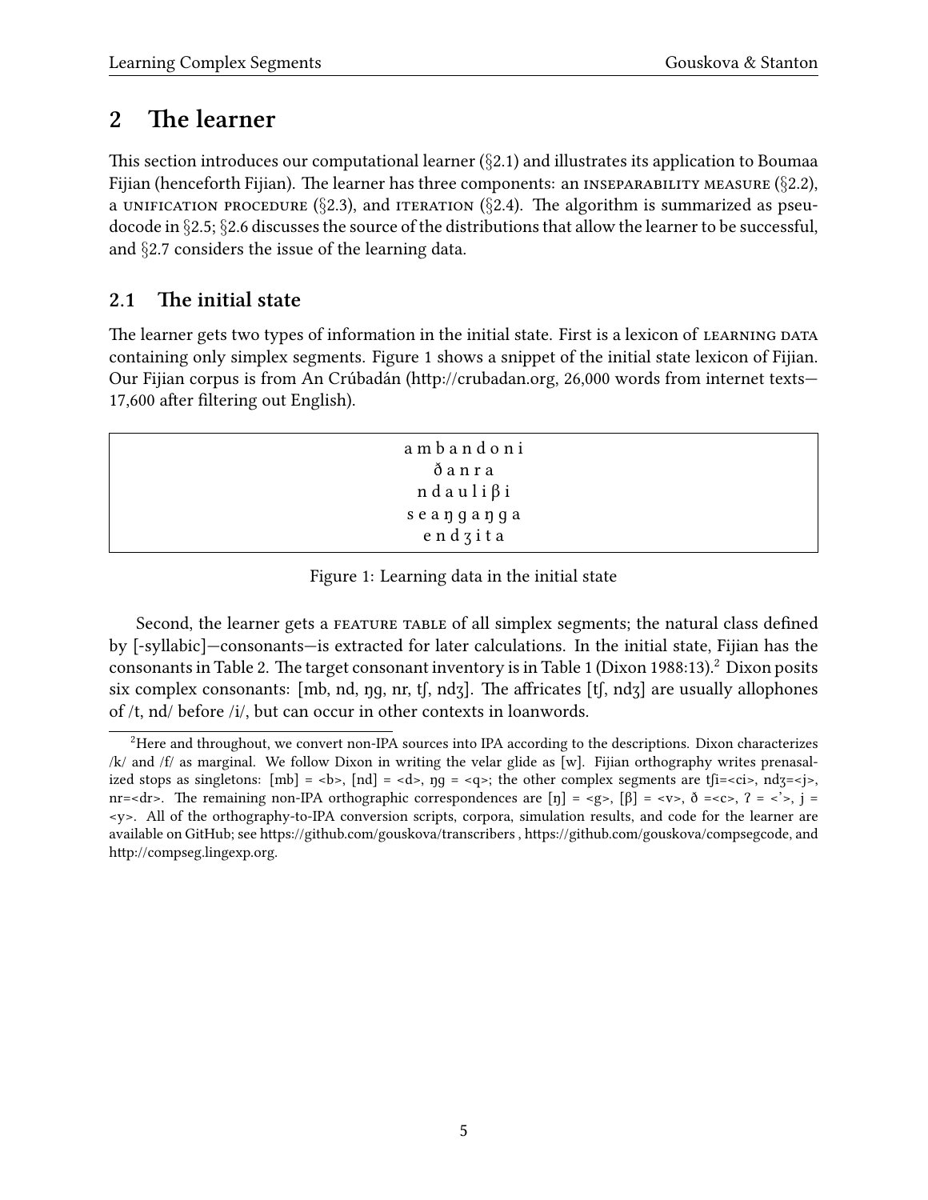# 2 The learner

This section introduces our computational learner (§2.1) and illustrates its application to Boumaa Fijian (henceforth Fijian). The learner has three components: an INSEPARABILITY MEASURE (§2.2), a UNIFICATION PROCEDURE (§2.3), and ITERATION (§2.4). The algorithm is summarized as pseudocode in §2.5; §2.6 discusses the source of the distributions that allow the learner to be successful, and §2.7 considers the issue of the learning data.

## 2.1 The initial state

The learner gets two types of information in the initial state. First is a lexicon of LEARNING DATA containing only simplex segments. Figure 1 shows a snippet of the initial state lexicon of Fijian. Our Fijian corpus is from An Crúbadán (http://crubadan.org, 26,000 words from internet texts—17,600 after filtering out English).

| a m b a n d o n i |
|---|
| ð a n r a |
| n d a u l i β i |
| s e a ŋ g a ŋ g a |
| e n d ʒ i t a |

Figure 1: Learning data in the initial state

Second, the learner gets a FEATURE TABLE of all simplex segments; the natural class defined by [-syllabic]—consonants—is extracted for later calculations. In the initial state, Fijian has the consonants in Table 2. The target consonant inventory is in Table 1 (Dixon 1988:13).[2] Dixon posits six complex consonants: [mb, nd, ŋg, nr, tʃ, ndʒ]. The affricates [tʃ, ndʒ] are usually allophones of /t, nd/ before /i/, but can occur in other contexts in loanwords.

[2]Here and throughout, we convert non-IPA sources into IPA according to the descriptions. Dixon characterizes /k/ and /f/ as marginal. We follow Dixon in writing the velar glide as [w]. Fijian orthography writes prenasalized stops as singletons: [mb] = <b>, [nd] = <d>, ŋg = <q>; the other complex segments are tʃi=<ci>, ndʒ=<j>, nr=<dr>. The remaining non-IPA orthographic correspondences are [ŋ] = <g>, [β] = <v>, ð =<c>, ʔ = <'>, j = <y>. All of the orthography-to-IPA conversion scripts, corpora, simulation results, and code for the learner are available on GitHub; see https://github.com/gouskova/transcribers , https://github.com/gouskova/compsegcode, and http://compseg.lingexp.org.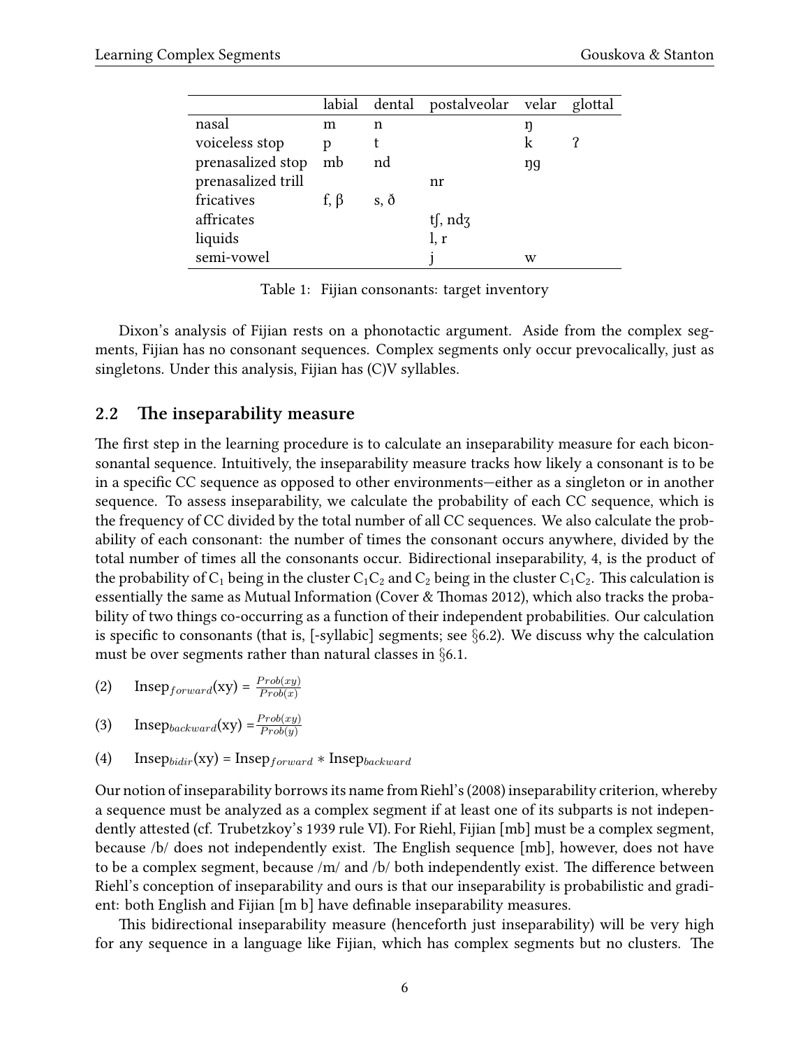| | labial | dental | postalveolar | velar | glottal |
|---|---|---|---|---|---|
| nasal | m | n | | ŋ | |
| voiceless stop | p | t | | k | ʔ |
| prenasalized stop | mb | nd | | ŋg | |
| prenasalized trill | | | nr | | |
| fricatives | f, β | s, ð | | | |
| affricates | | | tʃ, ndʒ | | |
| liquids | | | l, r | | |
| semi-vowel | | | j | w | |

Table 1: Fijian consonants: target inventory

Dixon's analysis of Fijian rests on a phonotactic argument. Aside from the complex segments, Fijian has no consonant sequences. Complex segments only occur prevocalically, just as singletons. Under this analysis, Fijian has (C)V syllables.

## 2.2 The inseparability measure

The first step in the learning procedure is to calculate an inseparability measure for each biconsonantal sequence. Intuitively, the inseparability measure tracks how likely a consonant is to be in a specific CC sequence as opposed to other environments—either as a singleton or in another sequence. To assess inseparability, we calculate the probability of each CC sequence, which is the frequency of CC divided by the total number of all CC sequences. We also calculate the probability of each consonant: the number of times the consonant occurs anywhere, divided by the total number of times all the consonants occur. Bidirectional inseparability, 4, is the product of the probability of $C_1$ being in the cluster $C_1C_2$ and $C_2$ being in the cluster $C_1C_2$. This calculation is essentially the same as Mutual Information (Cover & Thomas 2012), which also tracks the probability of two things co-occurring as a function of their independent probabilities. Our calculation is specific to consonants (that is, [-syllabic] segments; see §6.2). We discuss why the calculation must be over segments rather than natural classes in §6.1.

(2) $\text{Insep}_{forward}(\text{xy}) = \frac{Prob(xy)}{Prob(x)}$

(3) $\text{Insep}_{backward}(\text{xy}) = \frac{Prob(xy)}{Prob(y)}$

(4) $\text{Insep}_{bidir}(\text{xy}) = \text{Insep}_{forward} * \text{Insep}_{backward}$

Our notion of inseparability borrows its name from Riehl's (2008) inseparability criterion, whereby a sequence must be analyzed as a complex segment if at least one of its subparts is not independently attested (cf. Trubetzkoy's 1939 rule VI). For Riehl, Fijian [mb] must be a complex segment, because /b/ does not independently exist. The English sequence [mb], however, does not have to be a complex segment, because /m/ and /b/ both independently exist. The difference between Riehl's conception of inseparability and ours is that our inseparability is probabilistic and gradient: both English and Fijian [m b] have definable inseparability measures.

This bidirectional inseparability measure (henceforth just inseparability) will be very high for any sequence in a language like Fijian, which has complex segments but no clusters. The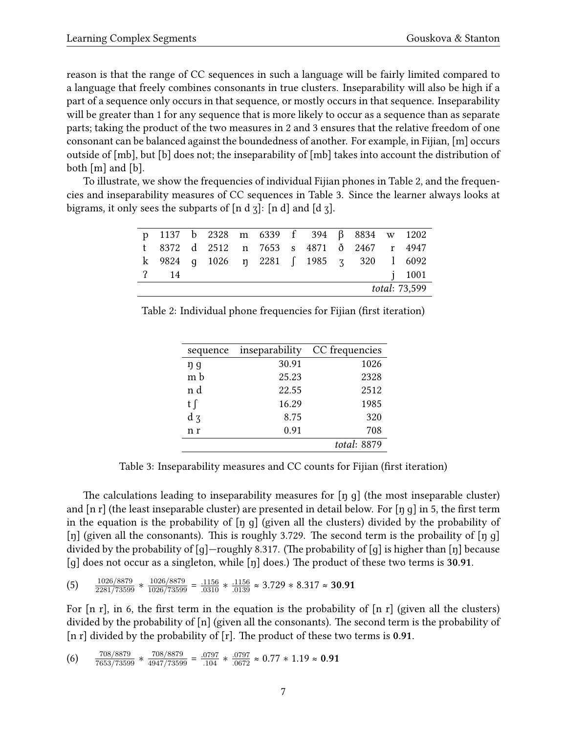reason is that the range of CC sequences in such a language will be fairly limited compared to a language that freely combines consonants in true clusters. Inseparability will also be high if a part of a sequence only occurs in that sequence, or mostly occurs in that sequence. Inseparability will be greater than 1 for any sequence that is more likely to occur as a sequence than as separate parts; taking the product of the two measures in 2 and 3 ensures that the relative freedom of one consonant can be balanced against the boundedness of another. For example, in Fijian, [m] occurs outside of [mb], but [b] does not; the inseparability of [mb] takes into account the distribution of both [m] and [b].

To illustrate, we show the frequencies of individual Fijian phones in Table 2, and the frequencies and inseparability measures of CC sequences in Table 3. Since the learner always looks at bigrams, it only sees the subparts of [n d ʒ]: [n d] and [d ʒ].

| | | | | | | | | | | | |
|---|---|---|---|---|---|---|---|---|---|---|---|
| p | 1137 | b | 2328 | m | 6339 | f | 394 | β | 8834 | w | 1202 |
| t | 8372 | d | 2512 | n | 7653 | s | 4871 | ð | 2467 | r | 4947 |
| k | 9824 | g | 1026 | ŋ | 2281 | ʃ | 1985 | ʒ | 320 | l | 6092 |
| ʔ | 14 | | | | | | | | | j | 1001 |
| | | | | | | | | | | | *total*: 73,599 |

Table 2: Individual phone frequencies for Fijian (first iteration)

| sequence | inseparability | CC frequencies |
|---|---|---|
| ŋ g | 30.91 | 1026 |
| m b | 25.23 | 2328 |
| n d | 22.55 | 2512 |
| t ʃ | 16.29 | 1985 |
| d ʒ | 8.75 | 320 |
| n r | 0.91 | 708 |
| | | *total*: 8879 |

Table 3: Inseparability measures and CC counts for Fijian (first iteration)

The calculations leading to inseparability measures for [ŋ g] (the most inseparable cluster) and [n r] (the least inseparable cluster) are presented in detail below. For [ŋ g] in 5, the first term in the equation is the probability of [ŋ g] (given all the clusters) divided by the probability of [ŋ] (given all the consonants). This is roughly 3.729. The second term is the probaility of [ŋ g] divided by the probability of [g]—roughly 8.317. (The probability of [g] is higher than [ŋ] because [g] does not occur as a singleton, while [ŋ] does.) The product of these two terms is **30.91**.

(5) $$\frac{1026/8879}{2281/73599} * \frac{1026/8879}{1026/73599} = \frac{.1156}{.0310} * \frac{.1156}{.0139} \approx 3.729 * 8.317 \approx \mathbf{30.91}$$

For [n r], in 6, the first term in the equation is the probability of [n r] (given all the clusters) divided by the probability of [n] (given all the consonants). The second term is the probability of [n r] divided by the probability of [r]. The product of these two terms is **0.91**.

(6) $$\frac{708/8879}{7653/73599} * \frac{708/8879}{4947/73599} = \frac{.0797}{.104} * \frac{.0797}{.0672} \approx 0.77 * 1.19 \approx \mathbf{0.91}$$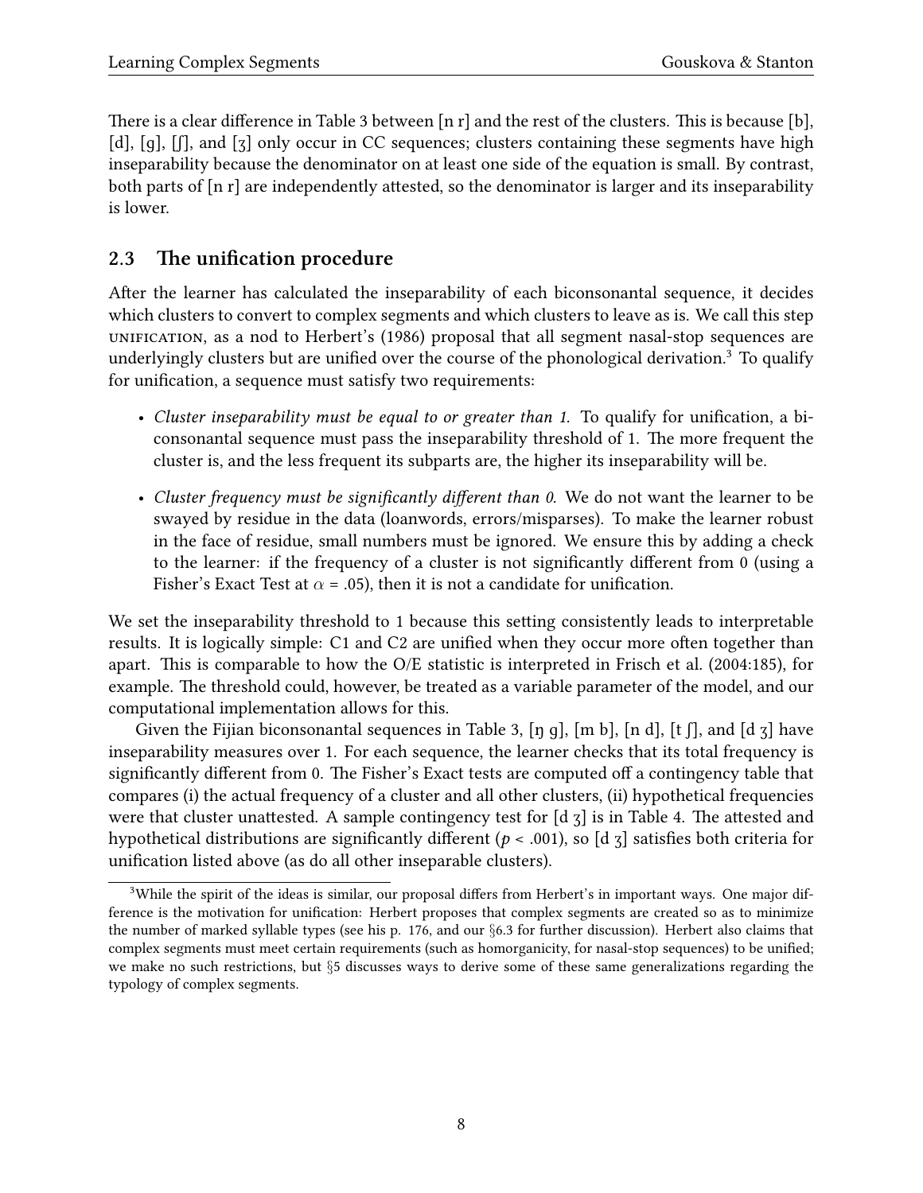There is a clear difference in Table 3 between [n r] and the rest of the clusters. This is because [b], [d], [g], [ʃ], and [ʒ] only occur in CC sequences; clusters containing these segments have high inseparability because the denominator on at least one side of the equation is small. By contrast, both parts of [n r] are independently attested, so the denominator is larger and its inseparability is lower.

## 2.3 The unification procedure

After the learner has calculated the inseparability of each biconsonantal sequence, it decides which clusters to convert to complex segments and which clusters to leave as is. We call this step UNIFICATION, as a nod to Herbert's (1986) proposal that all segment nasal-stop sequences are underlyingly clusters but are unified over the course of the phonological derivation.[3] To qualify for unification, a sequence must satisfy two requirements:

- *Cluster inseparability must be equal to or greater than 1.* To qualify for unification, a biconsonantal sequence must pass the inseparability threshold of 1. The more frequent the cluster is, and the less frequent its subparts are, the higher its inseparability will be.
- *Cluster frequency must be significantly different than 0.* We do not want the learner to be swayed by residue in the data (loanwords, errors/misparses). To make the learner robust in the face of residue, small numbers must be ignored. We ensure this by adding a check to the learner: if the frequency of a cluster is not significantly different from 0 (using a Fisher's Exact Test at $\alpha$ = .05), then it is not a candidate for unification.

We set the inseparability threshold to 1 because this setting consistently leads to interpretable results. It is logically simple: C1 and C2 are unified when they occur more often together than apart. This is comparable to how the O/E statistic is interpreted in Frisch et al. (2004:185), for example. The threshold could, however, be treated as a variable parameter of the model, and our computational implementation allows for this.

Given the Fijian biconsonantal sequences in Table 3, [ŋ g], [m b], [n d], [t ʃ], and [d ʒ] have inseparability measures over 1. For each sequence, the learner checks that its total frequency is significantly different from 0. The Fisher's Exact tests are computed off a contingency table that compares (i) the actual frequency of a cluster and all other clusters, (ii) hypothetical frequencies were that cluster unattested. A sample contingency test for [d ʒ] is in Table 4. The attested and hypothetical distributions are significantly different ($p$ < .001), so [d ʒ] satisfies both criteria for unification listed above (as do all other inseparable clusters).

[3]While the spirit of the ideas is similar, our proposal differs from Herbert's in important ways. One major difference is the motivation for unification: Herbert proposes that complex segments are created so as to minimize the number of marked syllable types (see his p. 176, and our §6.3 for further discussion). Herbert also claims that complex segments must meet certain requirements (such as homorganicity, for nasal-stop sequences) to be unified; we make no such restrictions, but §5 discusses ways to derive some of these same generalizations regarding the typology of complex segments.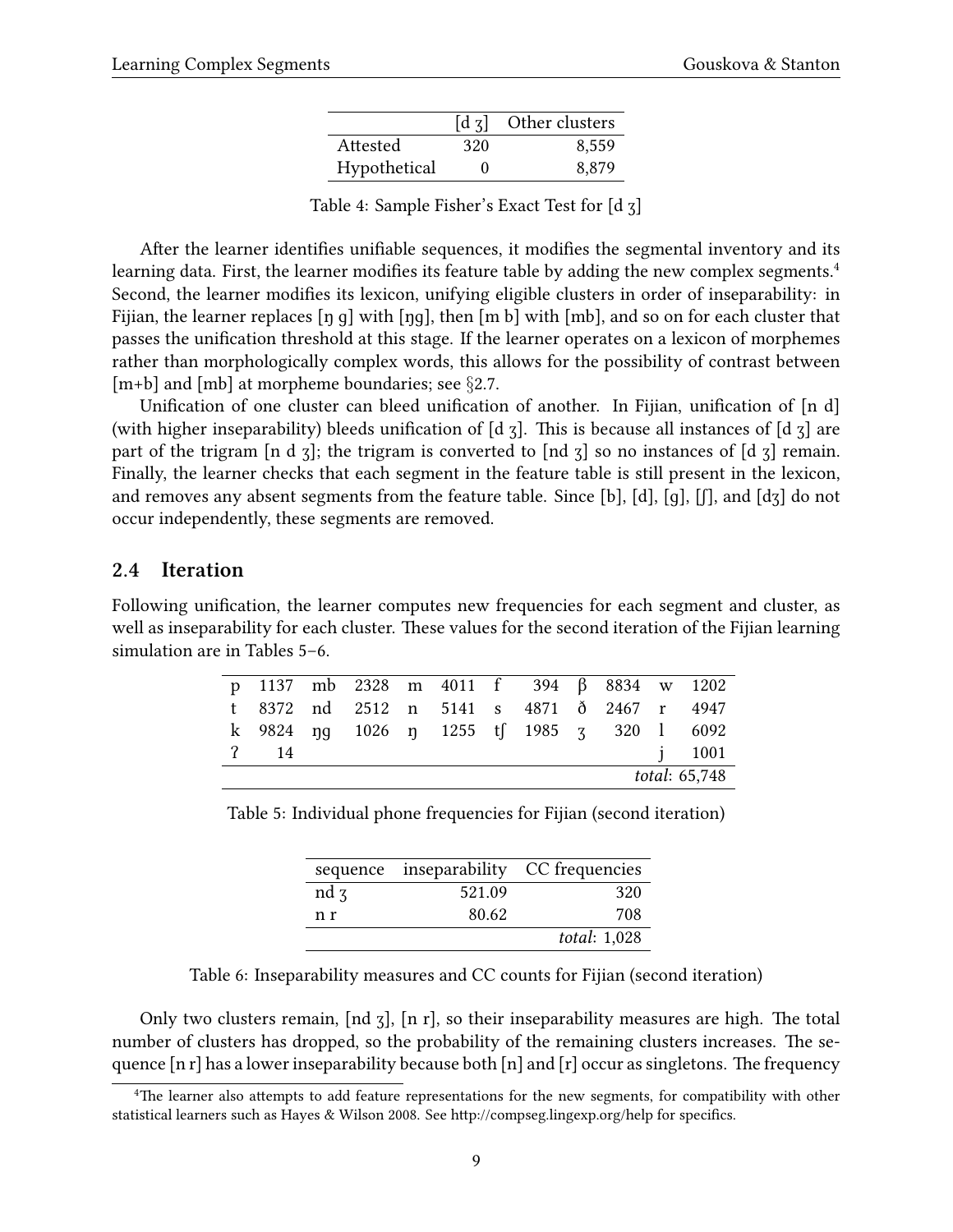| | [d ʒ] | Other clusters |
|---|---|---|
| Attested | 320 | 8,559 |
| Hypothetical | 0 | 8,879 |

Table 4: Sample Fisher's Exact Test for [d ʒ]

After the learner identifies unifiable sequences, it modifies the segmental inventory and its learning data. First, the learner modifies its feature table by adding the new complex segments.[4] Second, the learner modifies its lexicon, unifying eligible clusters in order of inseparability: in Fijian, the learner replaces [ŋ g] with [ŋg], then [m b] with [mb], and so on for each cluster that passes the unification threshold at this stage. If the learner operates on a lexicon of morphemes rather than morphologically complex words, this allows for the possibility of contrast between [m+b] and [mb] at morpheme boundaries; see §2.7.

Unification of one cluster can bleed unification of another. In Fijian, unification of [n d] (with higher inseparability) bleeds unification of [d ʒ]. This is because all instances of [d ʒ] are part of the trigram [n d ʒ]; the trigram is converted to [nd ʒ] so no instances of [d ʒ] remain. Finally, the learner checks that each segment in the feature table is still present in the lexicon, and removes any absent segments from the feature table. Since [b], [d], [g], [ʃ], and [dʒ] do not occur independently, these segments are removed.

## 2.4 Iteration

Following unification, the learner computes new frequencies for each segment and cluster, as well as inseparability for each cluster. These values for the second iteration of the Fijian learning simulation are in Tables 5–6.

| | | | | | | | | | | | |
|---|---|---|---|---|---|---|---|---|---|---|---|
| p | 1137 | mb | 2328 | m | 4011 | f | 394 | β | 8834 | w | 1202 |
| t | 8372 | nd | 2512 | n | 5141 | s | 4871 | ð | 2467 | r | 4947 |
| k | 9824 | ŋg | 1026 | ŋ | 1255 | tʃ | 1985 | ʒ | 320 | l | 6092 |
| ʔ | 14 | | | | | | | | | j | 1001 |
| | | | | | | | | | | | *total*: 65,748 |

Table 5: Individual phone frequencies for Fijian (second iteration)

| sequence | inseparability | CC frequencies |
|---|---|---|
| nd ʒ | 521.09 | 320 |
| n r | 80.62 | 708 |
| | | *total*: 1,028 |

Table 6: Inseparability measures and CC counts for Fijian (second iteration)

Only two clusters remain, [nd ʒ], [n r], so their inseparability measures are high. The total number of clusters has dropped, so the probability of the remaining clusters increases. The sequence [n r] has a lower inseparability because both [n] and [r] occur as singletons. The frequency

[4]The learner also attempts to add feature representations for the new segments, for compatibility with other statistical learners such as Hayes & Wilson 2008. See http://compseg.lingexp.org/help for specifics.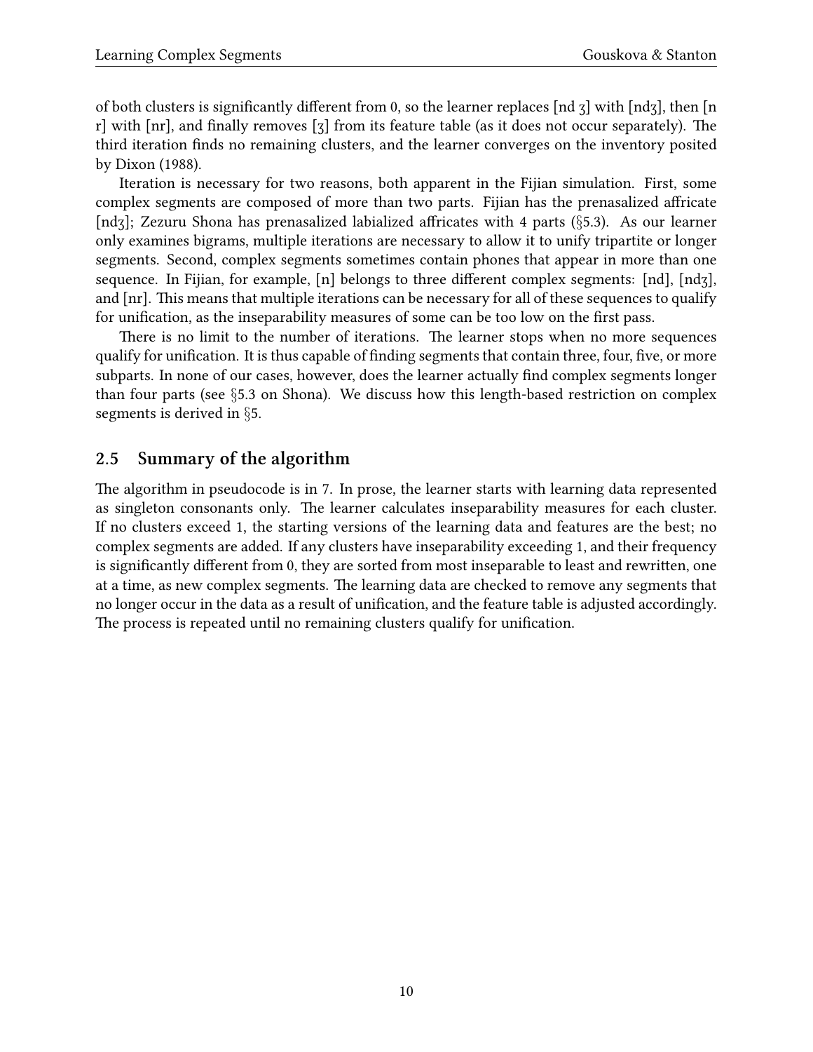of both clusters is significantly different from 0, so the learner replaces [nd ʒ] with [ndʒ], then [n r] with [nr], and finally removes [ʒ] from its feature table (as it does not occur separately). The third iteration finds no remaining clusters, and the learner converges on the inventory posited by Dixon (1988).

Iteration is necessary for two reasons, both apparent in the Fijian simulation. First, some complex segments are composed of more than two parts. Fijian has the prenasalized affricate [ndʒ]; Zezuru Shona has prenasalized labialized affricates with 4 parts (§5.3). As our learner only examines bigrams, multiple iterations are necessary to allow it to unify tripartite or longer segments. Second, complex segments sometimes contain phones that appear in more than one sequence. In Fijian, for example, [n] belongs to three different complex segments: [nd], [ndʒ], and [nr]. This means that multiple iterations can be necessary for all of these sequences to qualify for unification, as the inseparability measures of some can be too low on the first pass.

There is no limit to the number of iterations. The learner stops when no more sequences qualify for unification. It is thus capable of finding segments that contain three, four, five, or more subparts. In none of our cases, however, does the learner actually find complex segments longer than four parts (see §5.3 on Shona). We discuss how this length-based restriction on complex segments is derived in §5.

## 2.5 Summary of the algorithm

The algorithm in pseudocode is in 7. In prose, the learner starts with learning data represented as singleton consonants only. The learner calculates inseparability measures for each cluster. If no clusters exceed 1, the starting versions of the learning data and features are the best; no complex segments are added. If any clusters have inseparability exceeding 1, and their frequency is significantly different from 0, they are sorted from most inseparable to least and rewritten, one at a time, as new complex segments. The learning data are checked to remove any segments that no longer occur in the data as a result of unification, and the feature table is adjusted accordingly. The process is repeated until no remaining clusters qualify for unification.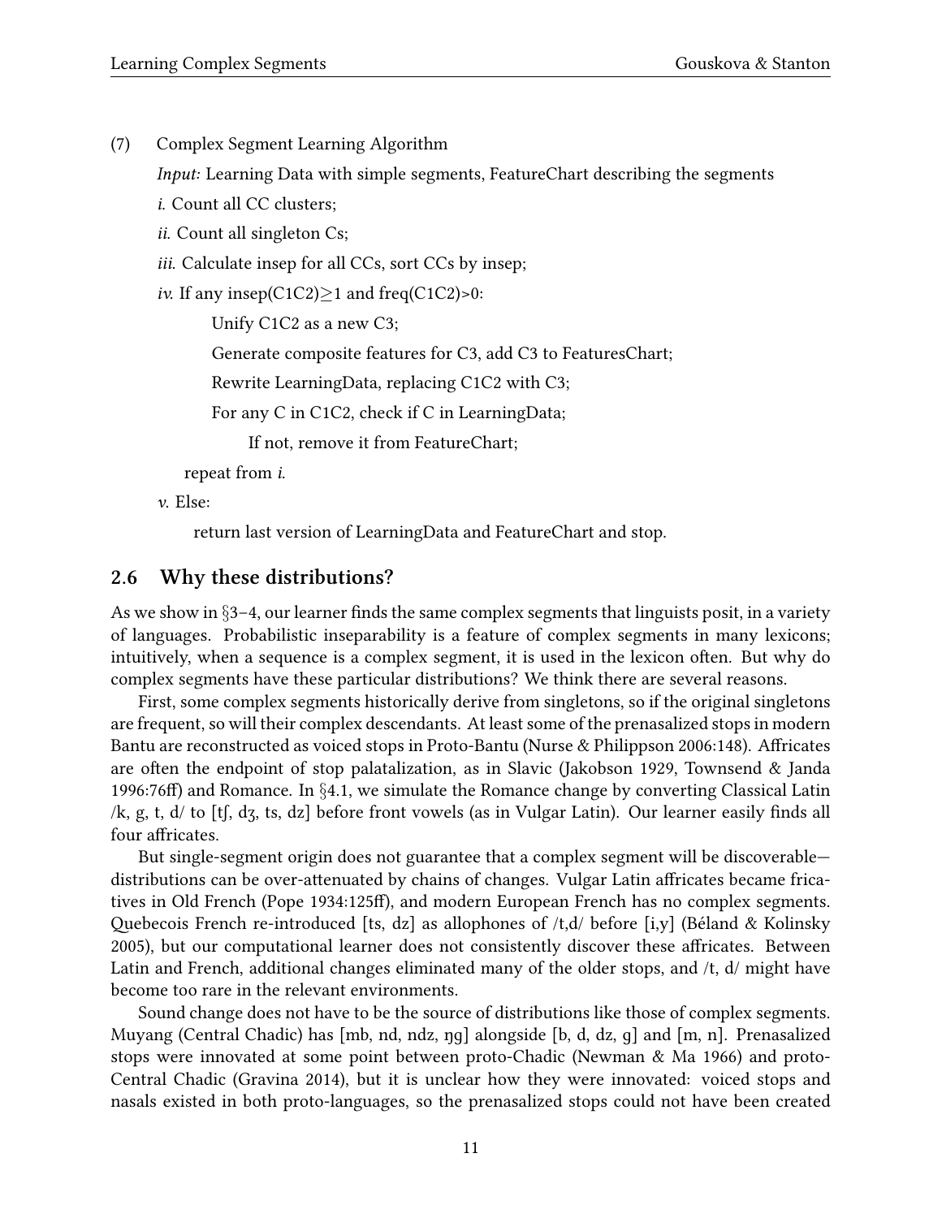(7) Complex Segment Learning Algorithm

*Input:* Learning Data with simple segments, FeatureChart describing the segments

*i.* Count all CC clusters;

*ii.* Count all singleton Cs;

*iii.* Calculate insep for all CCs, sort CCs by insep;

*iv.* If any insep(C1C2)≥1 and freq(C1C2)>0:

  Unify C1C2 as a new C3;

  Generate composite features for C3, add C3 to FeaturesChart;

  Rewrite LearningData, replacing C1C2 with C3;

  For any C in C1C2, check if C in LearningData;

   If not, remove it from FeatureChart;

 repeat from *i.*

*v.* Else:

 return last version of LearningData and FeatureChart and stop.

## 2.6 Why these distributions?

As we show in §3–4, our learner finds the same complex segments that linguists posit, in a variety of languages. Probabilistic inseparability is a feature of complex segments in many lexicons; intuitively, when a sequence is a complex segment, it is used in the lexicon often. But why do complex segments have these particular distributions? We think there are several reasons.

First, some complex segments historically derive from singletons, so if the original singletons are frequent, so will their complex descendants. At least some of the prenasalized stops in modern Bantu are reconstructed as voiced stops in Proto-Bantu (Nurse & Philippson 2006:148). Affricates are often the endpoint of stop palatalization, as in Slavic (Jakobson 1929, Townsend & Janda 1996:76ff) and Romance. In §4.1, we simulate the Romance change by converting Classical Latin /k, g, t, d/ to [tʃ, dʒ, ts, dz] before front vowels (as in Vulgar Latin). Our learner easily finds all four affricates.

But single-segment origin does not guarantee that a complex segment will be discoverable—distributions can be over-attenuated by chains of changes. Vulgar Latin affricates became fricatives in Old French (Pope 1934:125ff), and modern European French has no complex segments. Quebecois French re-introduced [ts, dz] as allophones of /t,d/ before [i,y] (Béland & Kolinsky 2005), but our computational learner does not consistently discover these affricates. Between Latin and French, additional changes eliminated many of the older stops, and /t, d/ might have become too rare in the relevant environments.

Sound change does not have to be the source of distributions like those of complex segments. Muyang (Central Chadic) has [mb, nd, ndz, ŋg] alongside [b, d, dz, g] and [m, n]. Prenasalized stops were innovated at some point between proto-Chadic (Newman & Ma 1966) and proto-Central Chadic (Gravina 2014), but it is unclear how they were innovated: voiced stops and nasals existed in both proto-languages, so the prenasalized stops could not have been created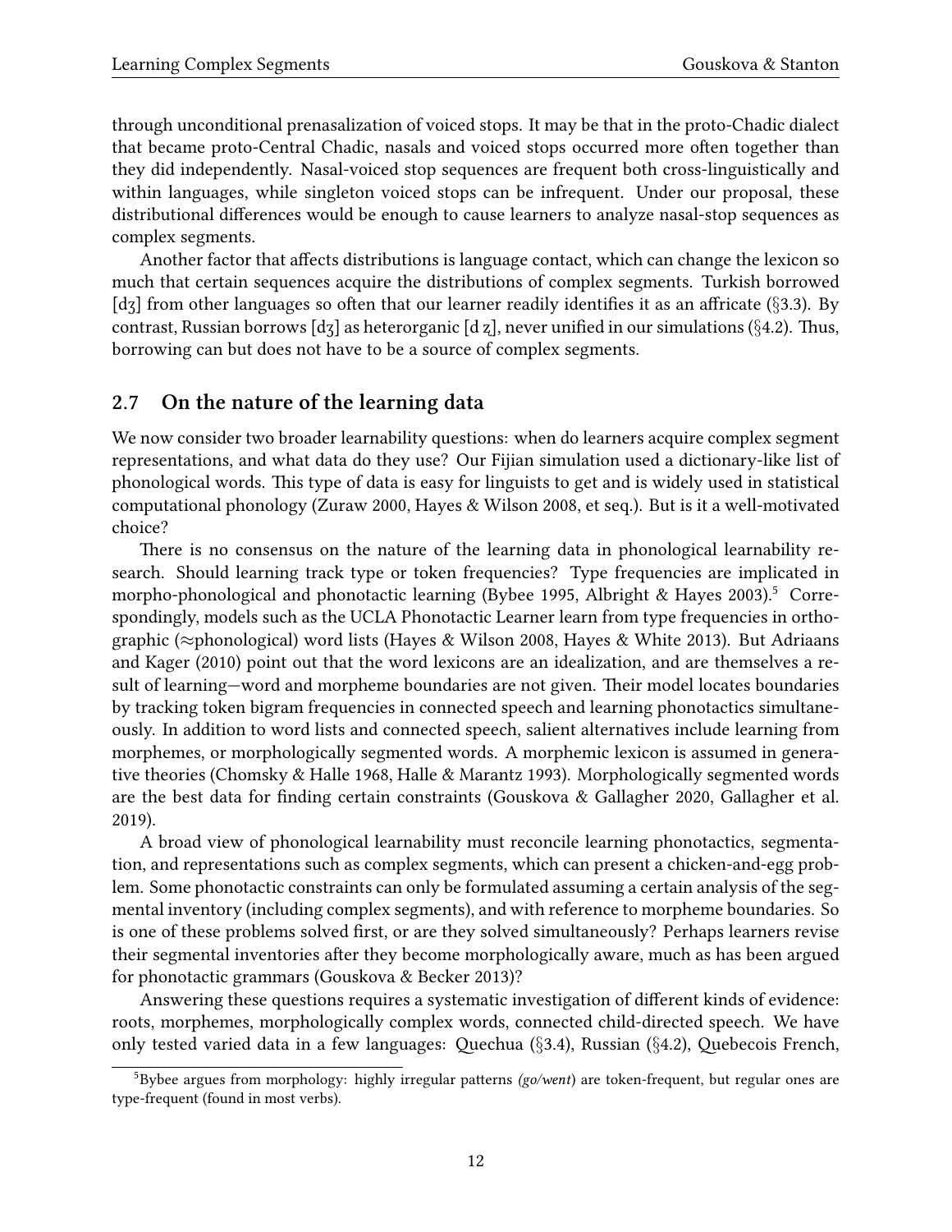through unconditional prenasalization of voiced stops. It may be that in the proto-Chadic dialect that became proto-Central Chadic, nasals and voiced stops occurred more often together than they did independently. Nasal-voiced stop sequences are frequent both cross-linguistically and within languages, while singleton voiced stops can be infrequent. Under our proposal, these distributional differences would be enough to cause learners to analyze nasal-stop sequences as complex segments.

Another factor that affects distributions is language contact, which can change the lexicon so much that certain sequences acquire the distributions of complex segments. Turkish borrowed [dʒ] from other languages so often that our learner readily identifies it as an affricate (§3.3). By contrast, Russian borrows [dʒ] as heterorganic [d ʐ], never unified in our simulations (§4.2). Thus, borrowing can but does not have to be a source of complex segments.

## 2.7 On the nature of the learning data

We now consider two broader learnability questions: when do learners acquire complex segment representations, and what data do they use? Our Fijian simulation used a dictionary-like list of phonological words. This type of data is easy for linguists to get and is widely used in statistical computational phonology (Zuraw 2000, Hayes & Wilson 2008, et seq.). But is it a well-motivated choice?

There is no consensus on the nature of the learning data in phonological learnability research. Should learning track type or token frequencies? Type frequencies are implicated in morpho-phonological and phonotactic learning (Bybee 1995, Albright & Hayes 2003).[5] Correspondingly, models such as the UCLA Phonotactic Learner learn from type frequencies in orthographic (≈phonological) word lists (Hayes & Wilson 2008, Hayes & White 2013). But Adriaans and Kager (2010) point out that the word lexicons are an idealization, and are themselves a result of learning—word and morpheme boundaries are not given. Their model locates boundaries by tracking token bigram frequencies in connected speech and learning phonotactics simultaneously. In addition to word lists and connected speech, salient alternatives include learning from morphemes, or morphologically segmented words. A morphemic lexicon is assumed in generative theories (Chomsky & Halle 1968, Halle & Marantz 1993). Morphologically segmented words are the best data for finding certain constraints (Gouskova & Gallagher 2020, Gallagher et al. 2019).

A broad view of phonological learnability must reconcile learning phonotactics, segmentation, and representations such as complex segments, which can present a chicken-and-egg problem. Some phonotactic constraints can only be formulated assuming a certain analysis of the segmental inventory (including complex segments), and with reference to morpheme boundaries. So is one of these problems solved first, or are they solved simultaneously? Perhaps learners revise their segmental inventories after they become morphologically aware, much as has been argued for phonotactic grammars (Gouskova & Becker 2013)?

Answering these questions requires a systematic investigation of different kinds of evidence: roots, morphemes, morphologically complex words, connected child-directed speech. We have only tested varied data in a few languages: Quechua (§3.4), Russian (§4.2), Quebecois French,

[5] Bybee argues from morphology: highly irregular patterns (*go/went*) are token-frequent, but regular ones are type-frequent (found in most verbs).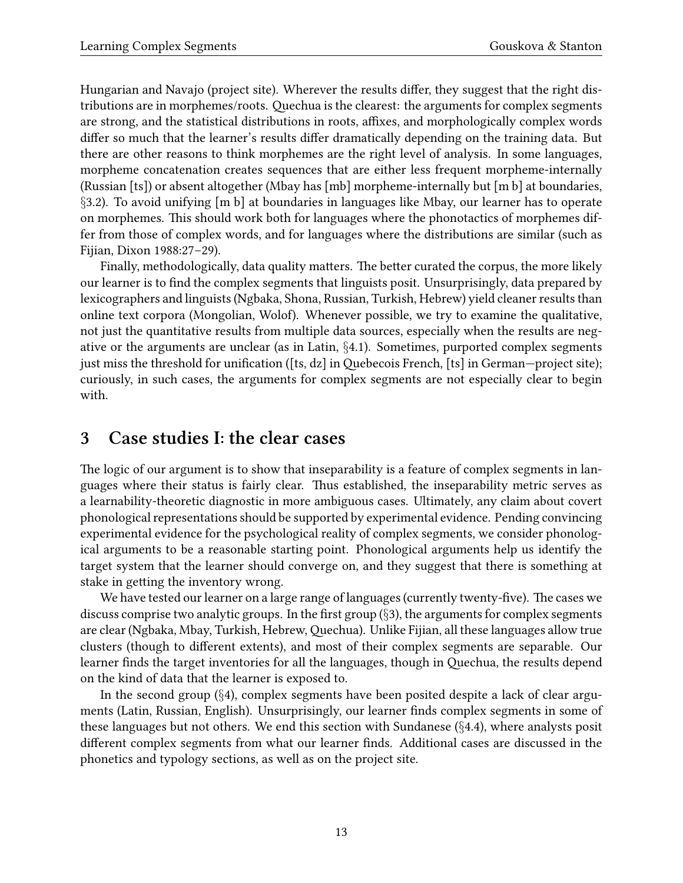Hungarian and Navajo (project site). Wherever the results differ, they suggest that the right distributions are in morphemes/roots. Quechua is the clearest: the arguments for complex segments are strong, and the statistical distributions in roots, affixes, and morphologically complex words differ so much that the learner's results differ dramatically depending on the training data. But there are other reasons to think morphemes are the right level of analysis. In some languages, morpheme concatenation creates sequences that are either less frequent morpheme-internally (Russian [ts]) or absent altogether (Mbay has [mb] morpheme-internally but [m b] at boundaries, §3.2). To avoid unifying [m b] at boundaries in languages like Mbay, our learner has to operate on morphemes. This should work both for languages where the phonotactics of morphemes differ from those of complex words, and for languages where the distributions are similar (such as Fijian, Dixon 1988:27–29).

Finally, methodologically, data quality matters. The better curated the corpus, the more likely our learner is to find the complex segments that linguists posit. Unsurprisingly, data prepared by lexicographers and linguists (Ngbaka, Shona, Russian, Turkish, Hebrew) yield cleaner results than online text corpora (Mongolian, Wolof). Whenever possible, we try to examine the qualitative, not just the quantitative results from multiple data sources, especially when the results are negative or the arguments are unclear (as in Latin, §4.1). Sometimes, purported complex segments just miss the threshold for unification ([ts, dz] in Quebecois French, [ts] in German—project site); curiously, in such cases, the arguments for complex segments are not especially clear to begin with.

## 3 Case studies I: the clear cases

The logic of our argument is to show that inseparability is a feature of complex segments in languages where their status is fairly clear. Thus established, the inseparability metric serves as a learnability-theoretic diagnostic in more ambiguous cases. Ultimately, any claim about covert phonological representations should be supported by experimental evidence. Pending convincing experimental evidence for the psychological reality of complex segments, we consider phonological arguments to be a reasonable starting point. Phonological arguments help us identify the target system that the learner should converge on, and they suggest that there is something at stake in getting the inventory wrong.

We have tested our learner on a large range of languages (currently twenty-five). The cases we discuss comprise two analytic groups. In the first group (§3), the arguments for complex segments are clear (Ngbaka, Mbay, Turkish, Hebrew, Quechua). Unlike Fijian, all these languages allow true clusters (though to different extents), and most of their complex segments are separable. Our learner finds the target inventories for all the languages, though in Quechua, the results depend on the kind of data that the learner is exposed to.

In the second group (§4), complex segments have been posited despite a lack of clear arguments (Latin, Russian, English). Unsurprisingly, our learner finds complex segments in some of these languages but not others. We end this section with Sundanese (§4.4), where analysts posit different complex segments from what our learner finds. Additional cases are discussed in the phonetics and typology sections, as well as on the project site.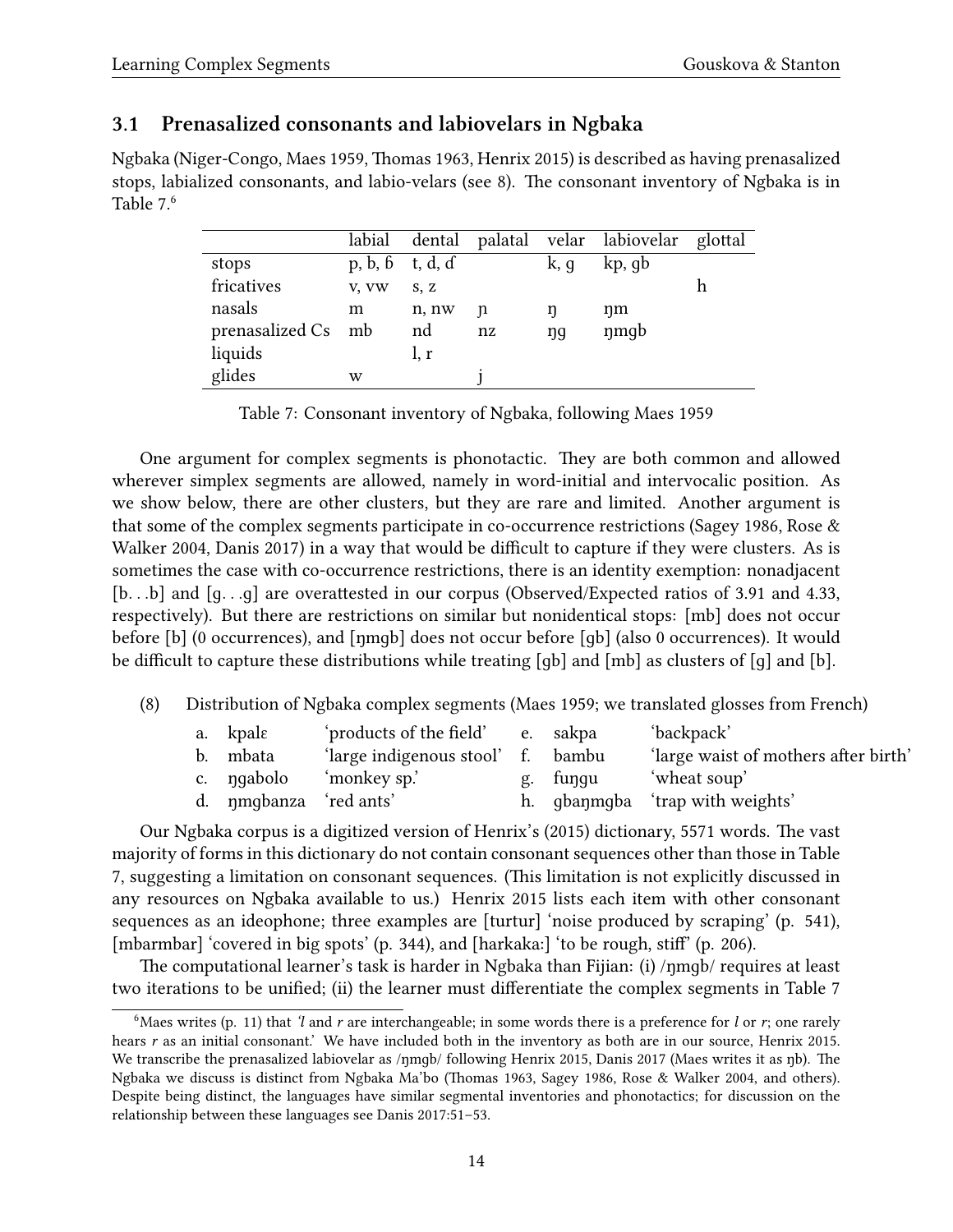### 3.1 Prenasalized consonants and labiovelars in Ngbaka

Ngbaka (Niger-Congo, Maes 1959, Thomas 1963, Henrix 2015) is described as having prenasalized stops, labialized consonants, and labio-velars (see 8). The consonant inventory of Ngbaka is in Table 7.[6]

| | labial | dental | palatal | velar | labiovelar | glottal |
|---|---|---|---|---|---|---|
| stops | p, b, ɓ | t, d, ɗ | | k, g | kp, gb | |
| fricatives | v, vw | s, z | | | | h |
| nasals | m | n, nw | ɲ | ŋ | ŋm | |
| prenasalized Cs | mb | nd | nz | ŋg | ŋmgb | |
| liquids | | l, r | | | | |
| glides | w | | j | | | |

Table 7: Consonant inventory of Ngbaka, following Maes 1959

One argument for complex segments is phonotactic. They are both common and allowed wherever simplex segments are allowed, namely in word-initial and intervocalic position. As we show below, there are other clusters, but they are rare and limited. Another argument is that some of the complex segments participate in co-occurrence restrictions (Sagey 1986, Rose & Walker 2004, Danis 2017) in a way that would be difficult to capture if they were clusters. As is sometimes the case with co-occurrence restrictions, there is an identity exemption: nonadjacent [b. . .b] and [g. . .g] are overattested in our corpus (Observed/Expected ratios of 3.91 and 4.33, respectively). But there are restrictions on similar but nonidentical stops: [mb] does not occur before [b] (0 occurrences), and [ŋmgb] does not occur before [gb] (also 0 occurrences). It would be difficult to capture these distributions while treating [gb] and [mb] as clusters of [g] and [b].

(8) Distribution of Ngbaka complex segments (Maes 1959; we translated glosses from French)

| | | | | | |
|---|---|---|---|---|---|
| a. | kpalɛ | 'products of the field' | e. | sakpa | 'backpack' |
| b. | mbata | 'large indigenous stool' | f. | bambu | 'large waist of mothers after birth' |
| c. | ŋgabolo | 'monkey sp.' | g. | fuŋgu | 'wheat soup' |
| d. | ŋmgbanza | 'red ants' | h. | gbaŋmgba | 'trap with weights' |

Our Ngbaka corpus is a digitized version of Henrix's (2015) dictionary, 5571 words. The vast majority of forms in this dictionary do not contain consonant sequences other than those in Table 7, suggesting a limitation on consonant sequences. (This limitation is not explicitly discussed in any resources on Ngbaka available to us.) Henrix 2015 lists each item with other consonant sequences as an ideophone; three examples are [turtur] 'noise produced by scraping' (p. 541), [mbarmbar] 'covered in big spots' (p. 344), and [harkaka:] 'to be rough, stiff' (p. 206).

The computational learner's task is harder in Ngbaka than Fijian: (i) /ŋmgb/ requires at least two iterations to be unified; (ii) the learner must differentiate the complex segments in Table 7

[6] Maes writes (p. 11) that '*l* and *r* are interchangeable; in some words there is a preference for *l* or *r*; one rarely hears *r* as an initial consonant.' We have included both in the inventory as both are in our source, Henrix 2015. We transcribe the prenasalized labiovelar as /ŋmgb/ following Henrix 2015, Danis 2017 (Maes writes it as ŋb). The Ngbaka we discuss is distinct from Ngbaka Ma'bo (Thomas 1963, Sagey 1986, Rose & Walker 2004, and others). Despite being distinct, the languages have similar segmental inventories and phonotactics; for discussion on the relationship between these languages see Danis 2017:51–53.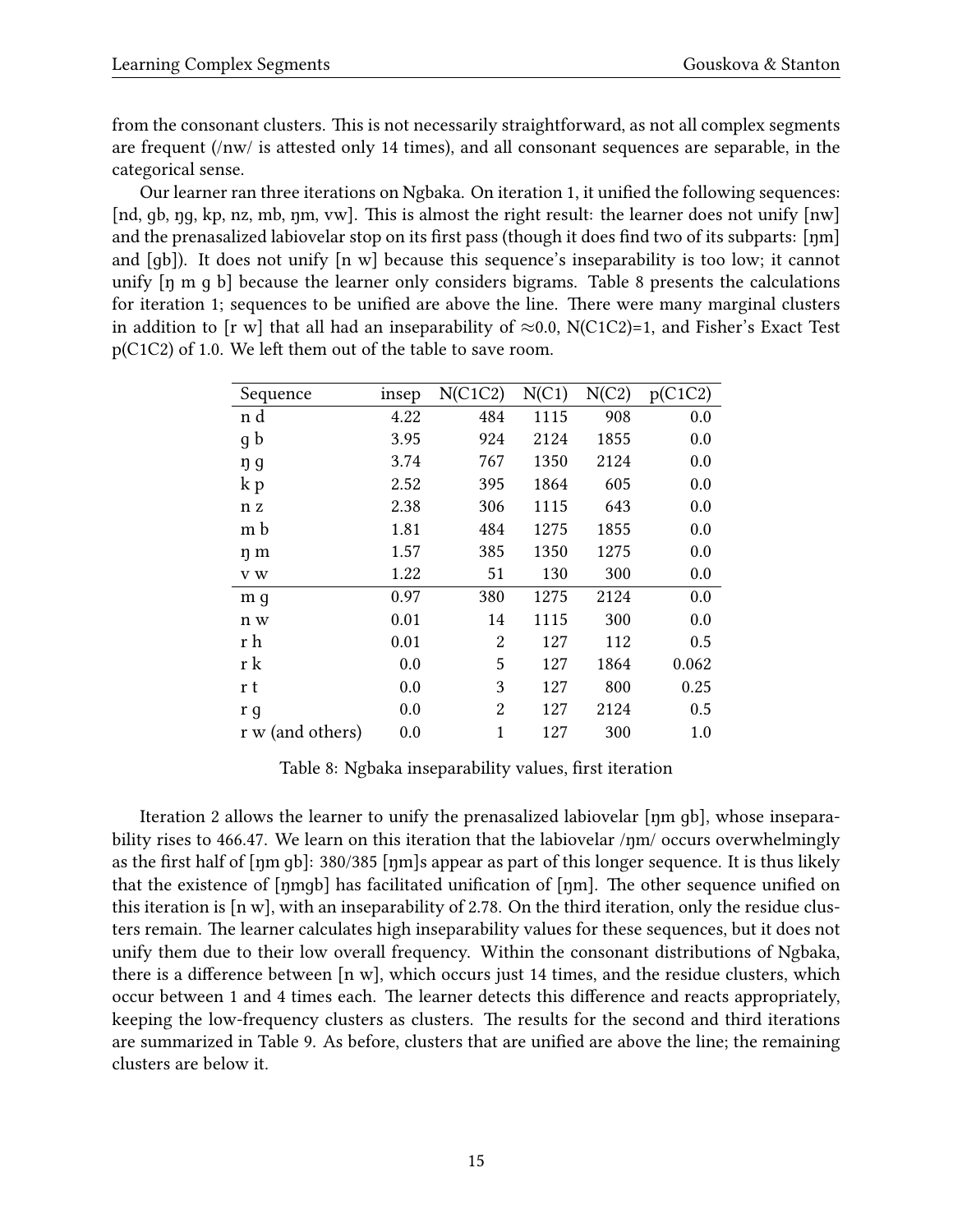from the consonant clusters. This is not necessarily straightforward, as not all complex segments are frequent (/nw/ is attested only 14 times), and all consonant sequences are separable, in the categorical sense.

Our learner ran three iterations on Ngbaka. On iteration 1, it unified the following sequences: [nd, gb, ŋg, kp, nz, mb, ŋm, vw]. This is almost the right result: the learner does not unify [nw] and the prenasalized labiovelar stop on its first pass (though it does find two of its subparts: [ŋm] and [gb]). It does not unify [n w] because this sequence's inseparability is too low; it cannot unify [ŋ m g b] because the learner only considers bigrams. Table 8 presents the calculations for iteration 1; sequences to be unified are above the line. There were many marginal clusters in addition to [r w] that all had an inseparability of ≈0.0, N(C1C2)=1, and Fisher's Exact Test p(C1C2) of 1.0. We left them out of the table to save room.

| Sequence | insep | N(C1C2) | N(C1) | N(C2) | p(C1C2) |
|---|---|---|---|---|---|
| n d | 4.22 | 484 | 1115 | 908 | 0.0 |
| g b | 3.95 | 924 | 2124 | 1855 | 0.0 |
| ŋ g | 3.74 | 767 | 1350 | 2124 | 0.0 |
| k p | 2.52 | 395 | 1864 | 605 | 0.0 |
| n z | 2.38 | 306 | 1115 | 643 | 0.0 |
| m b | 1.81 | 484 | 1275 | 1855 | 0.0 |
| ŋ m | 1.57 | 385 | 1350 | 1275 | 0.0 |
| v w | 1.22 | 51 | 130 | 300 | 0.0 |
| m g | 0.97 | 380 | 1275 | 2124 | 0.0 |
| n w | 0.01 | 14 | 1115 | 300 | 0.0 |
| r h | 0.01 | 2 | 127 | 112 | 0.5 |
| r k | 0.0 | 5 | 127 | 1864 | 0.062 |
| r t | 0.0 | 3 | 127 | 800 | 0.25 |
| r g | 0.0 | 2 | 127 | 2124 | 0.5 |
| r w (and others) | 0.0 | 1 | 127 | 300 | 1.0 |

Table 8: Ngbaka inseparability values, first iteration

Iteration 2 allows the learner to unify the prenasalized labiovelar [ŋm gb], whose inseparability rises to 466.47. We learn on this iteration that the labiovelar /ŋm/ occurs overwhelmingly as the first half of [ŋm gb]: 380/385 [ŋm]s appear as part of this longer sequence. It is thus likely that the existence of [ŋmgb] has facilitated unification of [ŋm]. The other sequence unified on this iteration is [n w], with an inseparability of 2.78. On the third iteration, only the residue clusters remain. The learner calculates high inseparability values for these sequences, but it does not unify them due to their low overall frequency. Within the consonant distributions of Ngbaka, there is a difference between [n w], which occurs just 14 times, and the residue clusters, which occur between 1 and 4 times each. The learner detects this difference and reacts appropriately, keeping the low-frequency clusters as clusters. The results for the second and third iterations are summarized in Table 9. As before, clusters that are unified are above the line; the remaining clusters are below it.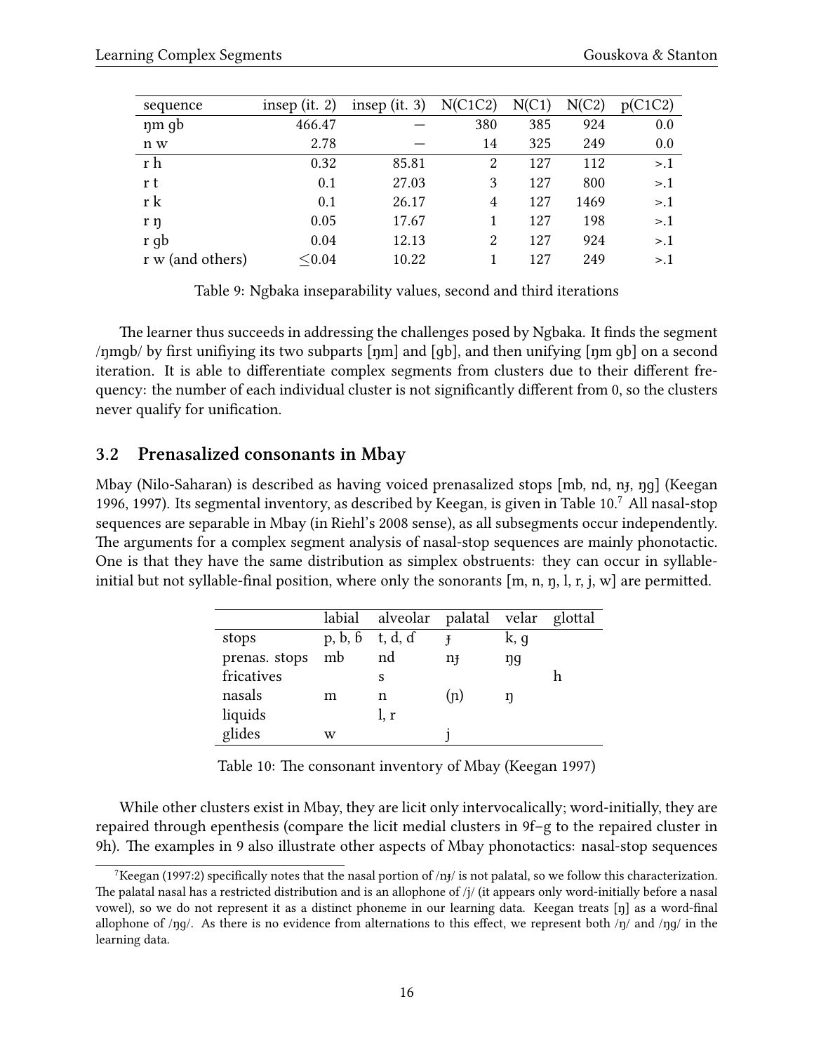| sequence | insep (it. 2) | insep (it. 3) | N(C1C2) | N(C1) | N(C2) | p(C1C2) |
|---|---|---|---|---|---|---|
| ŋm ɡb | 466.47 | — | 380 | 385 | 924 | 0.0 |
| n w | 2.78 | — | 14 | 325 | 249 | 0.0 |
| r h | 0.32 | 85.81 | 2 | 127 | 112 | >.1 |
| r t | 0.1 | 27.03 | 3 | 127 | 800 | >.1 |
| r k | 0.1 | 26.17 | 4 | 127 | 1469 | >.1 |
| r ŋ | 0.05 | 17.67 | 1 | 127 | 198 | >.1 |
| r ɡb | 0.04 | 12.13 | 2 | 127 | 924 | >.1 |
| r w (and others) | ≤0.04 | 10.22 | 1 | 127 | 249 | >.1 |

Table 9: Ngbaka inseparability values, second and third iterations

The learner thus succeeds in addressing the challenges posed by Ngbaka. It finds the segment /ŋmɡb/ by first unifiying its two subparts [ŋm] and [ɡb], and then unifying [ŋm ɡb] on a second iteration. It is able to differentiate complex segments from clusters due to their different frequency: the number of each individual cluster is not significantly different from 0, so the clusters never qualify for unification.

## 3.2 Prenasalized consonants in Mbay

Mbay (Nilo-Saharan) is described as having voiced prenasalized stops [mb, nd, nɟ, ŋɡ] (Keegan 1996, 1997). Its segmental inventory, as described by Keegan, is given in Table 10.[7] All nasal-stop sequences are separable in Mbay (in Riehl's 2008 sense), as all subsegments occur independently. The arguments for a complex segment analysis of nasal-stop sequences are mainly phonotactic. One is that they have the same distribution as simplex obstruents: they can occur in syllable-initial but not syllable-final position, where only the sonorants [m, n, ŋ, l, r, j, w] are permitted.

| | labial | alveolar | palatal | velar | glottal |
|---|---|---|---|---|---|
| stops | p, b, ɓ | t, d, ɗ | ɟ | k, ɡ | |
| prenas. stops | mb | nd | nɟ | ŋɡ | |
| fricatives | | s | | | h |
| nasals | m | n | (ɲ) | ŋ | |
| liquids | | l, r | | | |
| glides | w | | j | | |

Table 10: The consonant inventory of Mbay (Keegan 1997)

While other clusters exist in Mbay, they are licit only intervocalically; word-initially, they are repaired through epenthesis (compare the licit medial clusters in 9f–g to the repaired cluster in 9h). The examples in 9 also illustrate other aspects of Mbay phonotactics: nasal-stop sequences

[7] Keegan (1997:2) specifically notes that the nasal portion of /nɟ/ is not palatal, so we follow this characterization. The palatal nasal has a restricted distribution and is an allophone of /j/ (it appears only word-initially before a nasal vowel), so we do not represent it as a distinct phoneme in our learning data. Keegan treats [ŋ] as a word-final allophone of /ŋɡ/. As there is no evidence from alternations to this effect, we represent both /ŋ/ and /ŋɡ/ in the learning data.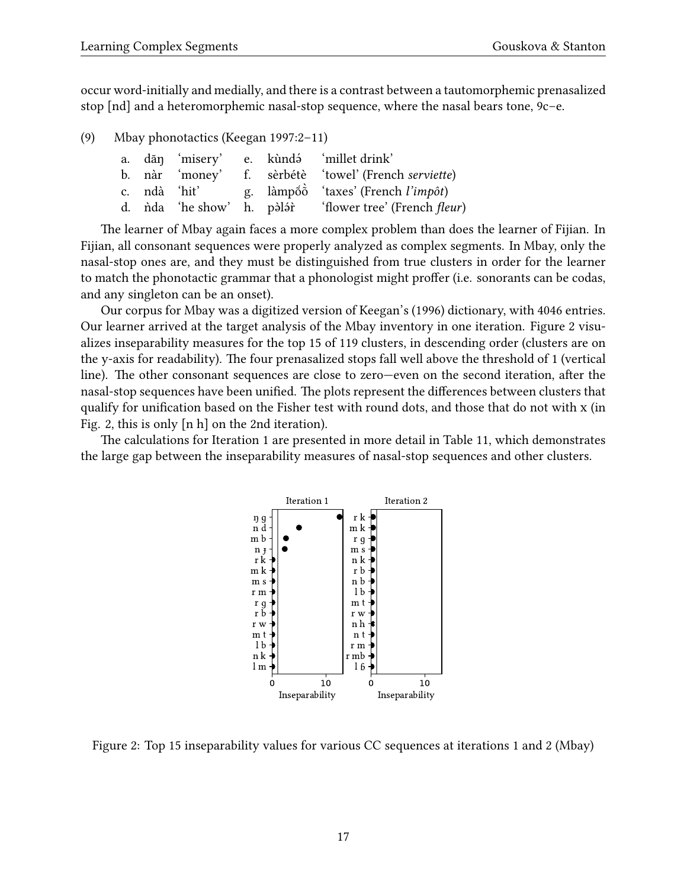occur word-initially and medially, and there is a contrast between a tautomorphemic prenasalized stop [nd] and a heteromorphemic nasal-stop sequence, where the nasal bears tone, 9c–e.

(9) Mbay phonotactics (Keegan 1997:2–11)

| | | | | | |
|---|---|---|---|---|---|
| a. | dāŋ | 'misery' | e. | kùndə́ | 'millet drink' |
| b. | nàr | 'money' | f. | sèrbétè | 'towel' (French *serviette*) |
| c. | ndà | 'hit' | g. | làmpɔ̋ɔ̏ | 'taxes' (French *l'impôt*) |
| d. | ǹda | 'he show' | h. | pə̀lə́r̀ | 'flower tree' (French *fleur*) |

The learner of Mbay again faces a more complex problem than does the learner of Fijian. In Fijian, all consonant sequences were properly analyzed as complex segments. In Mbay, only the nasal-stop ones are, and they must be distinguished from true clusters in order for the learner to match the phonotactic grammar that a phonologist might proffer (i.e. sonorants can be codas, and any singleton can be an onset).

Our corpus for Mbay was a digitized version of Keegan's (1996) dictionary, with 4046 entries. Our learner arrived at the target analysis of the Mbay inventory in one iteration. Figure 2 visualizes inseparability measures for the top 15 of 119 clusters, in descending order (clusters are on the y-axis for readability). The four prenasalized stops fall well above the threshold of 1 (vertical line). The other consonant sequences are close to zero—even on the second iteration, after the nasal-stop sequences have been unified. The plots represent the differences between clusters that qualify for unification based on the Fisher test with round dots, and those that do not with x (in Fig. 2, this is only [n h] on the 2nd iteration).

The calculations for Iteration 1 are presented in more detail in Table 11, which demonstrates the large gap between the inseparability measures of nasal-stop sequences and other clusters.

Figure 2: Top 15 inseparability values for various CC sequences at iterations 1 and 2 (Mbay)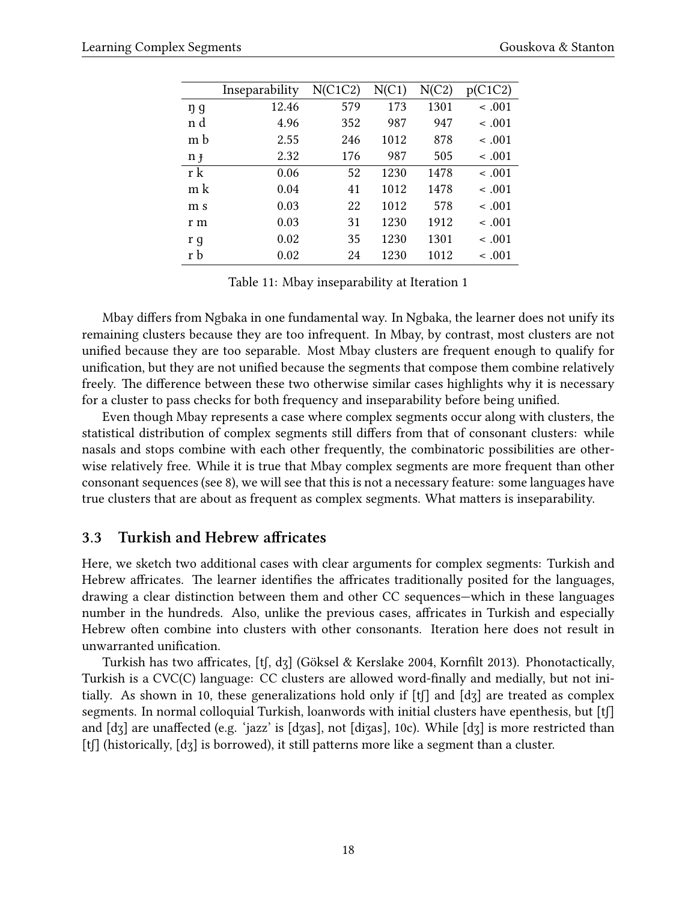|  | Inseparability | N(C1C2) | N(C1) | N(C2) | p(C1C2) |
|---|---|---|---|---|---|
| ŋ g | 12.46 | 579 | 173 | 1301 | < .001 |
| n d | 4.96 | 352 | 987 | 947 | < .001 |
| m b | 2.55 | 246 | 1012 | 878 | < .001 |
| n ɟ | 2.32 | 176 | 987 | 505 | < .001 |
| r k | 0.06 | 52 | 1230 | 1478 | < .001 |
| m k | 0.04 | 41 | 1012 | 1478 | < .001 |
| m s | 0.03 | 22 | 1012 | 578 | < .001 |
| r m | 0.03 | 31 | 1230 | 1912 | < .001 |
| r g | 0.02 | 35 | 1230 | 1301 | < .001 |
| r b | 0.02 | 24 | 1230 | 1012 | < .001 |

Table 11: Mbay inseparability at Iteration 1

Mbay differs from Ngbaka in one fundamental way. In Ngbaka, the learner does not unify its remaining clusters because they are too infrequent. In Mbay, by contrast, most clusters are not unified because they are too separable. Most Mbay clusters are frequent enough to qualify for unification, but they are not unified because the segments that compose them combine relatively freely. The difference between these two otherwise similar cases highlights why it is necessary for a cluster to pass checks for both frequency and inseparability before being unified.

Even though Mbay represents a case where complex segments occur along with clusters, the statistical distribution of complex segments still differs from that of consonant clusters: while nasals and stops combine with each other frequently, the combinatoric possibilities are otherwise relatively free. While it is true that Mbay complex segments are more frequent than other consonant sequences (see 8), we will see that this is not a necessary feature: some languages have true clusters that are about as frequent as complex segments. What matters is inseparability.

### 3.3 Turkish and Hebrew affricates

Here, we sketch two additional cases with clear arguments for complex segments: Turkish and Hebrew affricates. The learner identifies the affricates traditionally posited for the languages, drawing a clear distinction between them and other CC sequences—which in these languages number in the hundreds. Also, unlike the previous cases, affricates in Turkish and especially Hebrew often combine into clusters with other consonants. Iteration here does not result in unwarranted unification.

Turkish has two affricates, [tʃ, dʒ] (Göksel & Kerslake 2004, Kornfilt 2013). Phonotactically, Turkish is a CVC(C) language: CC clusters are allowed word-finally and medially, but not initially. As shown in 10, these generalizations hold only if [tʃ] and [dʒ] are treated as complex segments. In normal colloquial Turkish, loanwords with initial clusters have epenthesis, but [tʃ] and [dʒ] are unaffected (e.g. 'jazz' is [dʒas], not [diʒas], 10c). While [dʒ] is more restricted than [tʃ] (historically, [dʒ] is borrowed), it still patterns more like a segment than a cluster.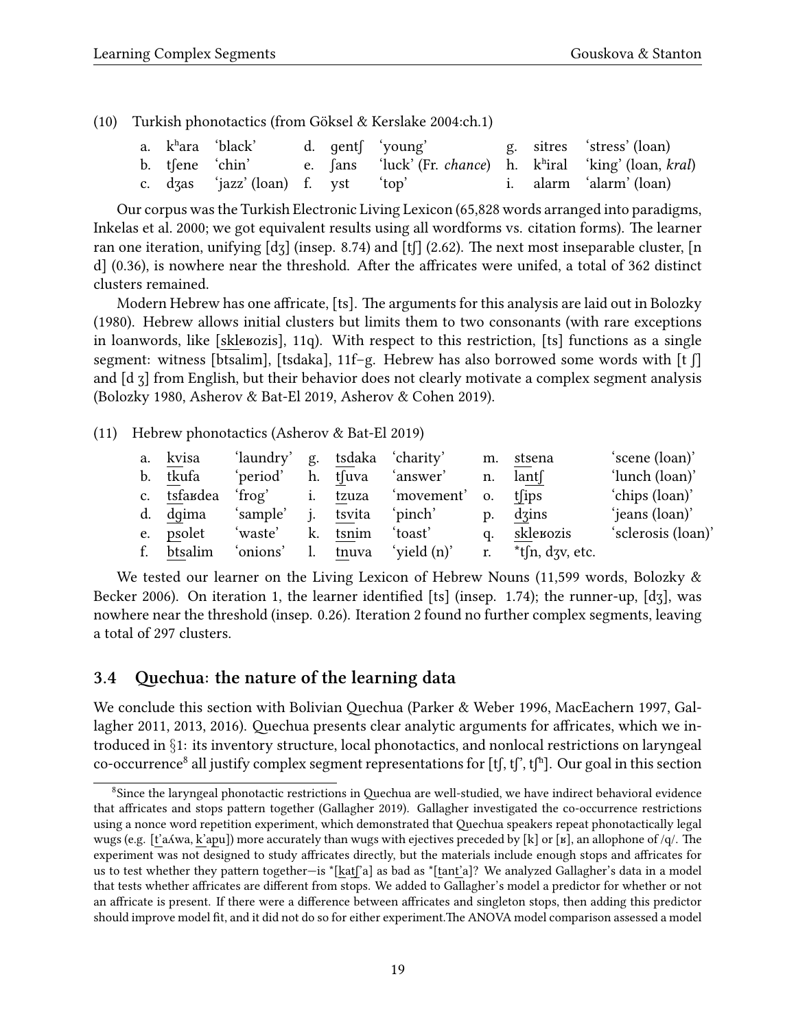(10) Turkish phonotactics (from Göksel & Kerslake 2004:ch.1)

| | | | | | | | | |
|---|---|---|---|---|---|---|---|---|
| a. | kʰara | 'black' | d. | gentʃ | 'young' | g. | sitres | 'stress' (loan) |
| b. | tʃene | 'chin' | e. | ʃans | 'luck' (Fr. *chance*) | h. | kʰiral | 'king' (loan, *kral*) |
| c. | dʒas | 'jazz' (loan) | f. | yst | 'top' | i. | alarm | 'alarm' (loan) |

Our corpus was the Turkish Electronic Living Lexicon (65,828 words arranged into paradigms, Inkelas et al. 2000; we got equivalent results using all wordforms vs. citation forms). The learner ran one iteration, unifying [dʒ] (insep. 8.74) and [tʃ] (2.62). The next most inseparable cluster, [n d] (0.36), is nowhere near the threshold. After the affricates were unifed, a total of 362 distinct clusters remained.

Modern Hebrew has one affricate, [ts]. The arguments for this analysis are laid out in Bolozky (1980). Hebrew allows initial clusters but limits them to two consonants (with rare exceptions in loanwords, like [sklеʁozis], 11q). With respect to this restriction, [ts] functions as a single segment: witness [btsalim], [tsdaka], 11f–g. Hebrew has also borrowed some words with [t ʃ] and [d ʒ] from English, but their behavior does not clearly motivate a complex segment analysis (Bolozky 1980, Asherov & Bat-El 2019, Asherov & Cohen 2019).

(11) Hebrew phonotactics (Asherov & Bat-El 2019)

| | | | | | | | | |
|---|---|---|---|---|---|---|---|---|
| a. | kvisa | 'laundry' | g. | tsdaka | 'charity' | m. | stsena | 'scene (loan)' |
| b. | tkufa | 'period' | h. | tʃuva | 'answer' | n. | lantʃ | 'lunch (loan)' |
| c. | tsfaʁdea | 'frog' | i. | tzuza | 'movement' | o. | tʃips | 'chips (loan)' |
| d. | dgima | 'sample' | j. | tsvita | 'pinch' | p. | dʒins | 'jeans (loan)' |
| e. | psolet | 'waste' | k. | tsnim | 'toast' | q. | skleʁozis | 'sclerosis (loan)' |
| f. | btsalim | 'onions' | l. | tnuva | 'yield (n)' | r. | *tʃn, dʒv, etc. | |

We tested our learner on the Living Lexicon of Hebrew Nouns (11,599 words, Bolozky & Becker 2006). On iteration 1, the learner identified [ts] (insep. 1.74); the runner-up, [dʒ], was nowhere near the threshold (insep. 0.26). Iteration 2 found no further complex segments, leaving a total of 297 clusters.

### 3.4 Quechua: the nature of the learning data

We conclude this section with Bolivian Quechua (Parker & Weber 1996, MacEachern 1997, Gallagher 2011, 2013, 2016). Quechua presents clear analytic arguments for affricates, which we introduced in §1: its inventory structure, local phonotactics, and nonlocal restrictions on laryngeal co-occurrence[8] all justify complex segment representations for [tʃ, tʃ', tʃʰ]. Our goal in this section

[8]Since the laryngeal phonotactic restrictions in Quechua are well-studied, we have indirect behavioral evidence that affricates and stops pattern together (Gallagher 2019). Gallagher investigated the co-occurrence restrictions using a nonce word repetition experiment, which demonstrated that Quechua speakers repeat phonotactically legal wugs (e.g. [t'aʎwa, k'apu]) more accurately than wugs with ejectives preceded by [k] or [ʁ], an allophone of /q/. The experiment was not designed to study affricates directly, but the materials include enough stops and affricates for us to test whether they pattern together—is *[katʃ'a] as bad as *[tant'a]? We analyzed Gallagher's data in a model that tests whether affricates are different from stops. We added to Gallagher's model a predictor for whether or not an affricate is present. If there were a difference between affricates and singleton stops, then adding this predictor should improve model fit, and it did not do so for either experiment.The ANOVA model comparison assessed a model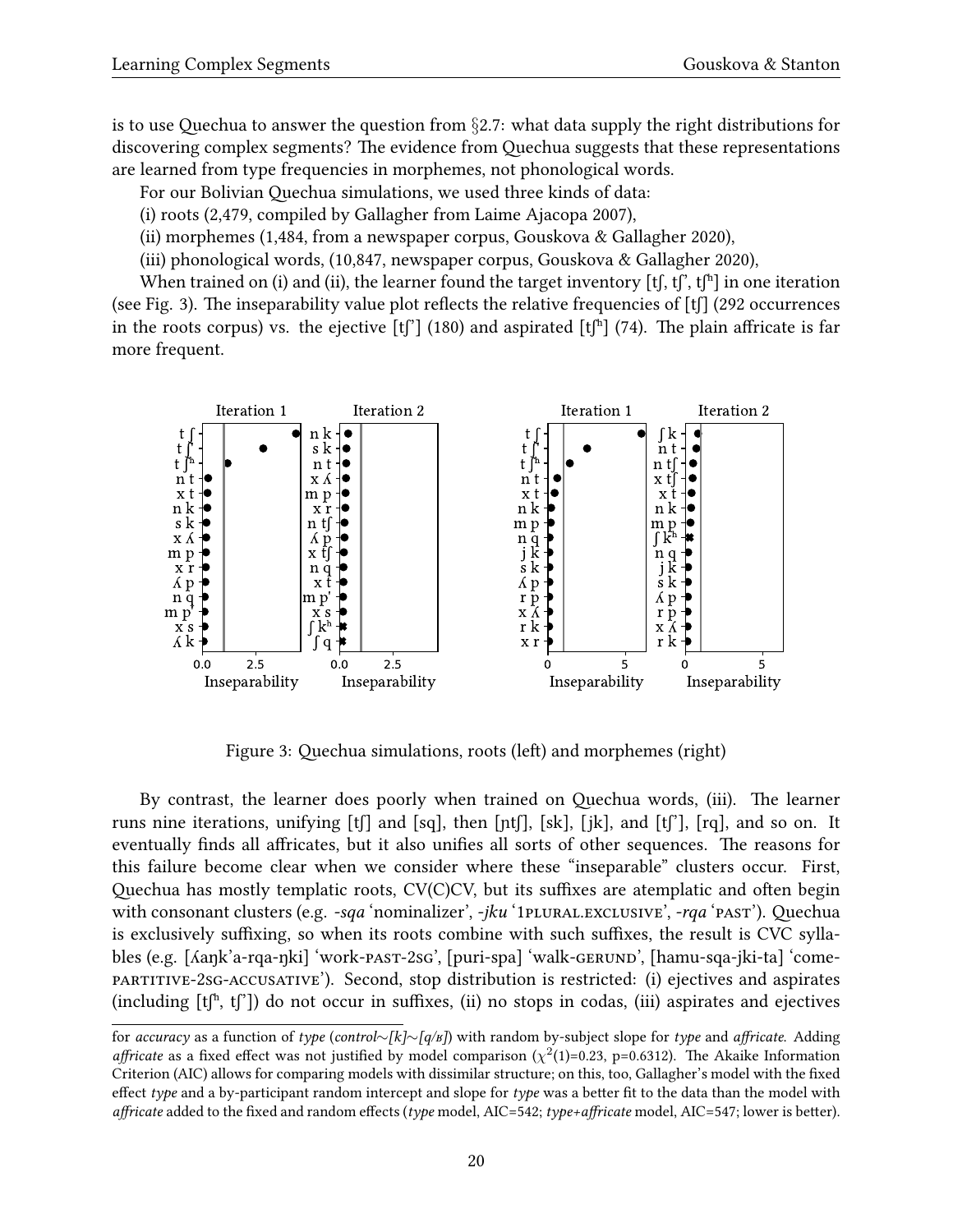is to use Quechua to answer the question from §2.7: what data supply the right distributions for discovering complex segments? The evidence from Quechua suggests that these representations are learned from type frequencies in morphemes, not phonological words.

For our Bolivian Quechua simulations, we used three kinds of data:

(i) roots (2,479, compiled by Gallagher from Laime Ajacopa 2007),

(ii) morphemes (1,484, from a newspaper corpus, Gouskova & Gallagher 2020),

(iii) phonological words, (10,847, newspaper corpus, Gouskova & Gallagher 2020),

When trained on (i) and (ii), the learner found the target inventory [tʃ, tʃ', tʃʰ] in one iteration (see Fig. 3). The inseparability value plot reflects the relative frequencies of [tʃ] (292 occurrences in the roots corpus) vs. the ejective [tʃ'] (180) and aspirated [tʃʰ] (74). The plain affricate is far more frequent.

Figure 3: Quechua simulations, roots (left) and morphemes (right)

By contrast, the learner does poorly when trained on Quechua words, (iii). The learner runs nine iterations, unifying [tʃ] and [sq], then [ɲtʃ], [sk], [jk], and [tʃ'], [rq], and so on. It eventually finds all affricates, but it also unifies all sorts of other sequences. The reasons for this failure become clear when we consider where these "inseparable" clusters occur. First, Quechua has mostly templatic roots, CV(C)CV, but its suffixes are atemplatic and often begin with consonant clusters (e.g. *-sqa* 'nominalizer', *-jku* '1PLURAL.EXCLUSIVE', *-rqa* 'PAST'). Quechua is exclusively suffixing, so when its roots combine with such suffixes, the result is CVC syllables (e.g. [ʎaŋk'a-rqa-ŋki] 'work-PAST-2SG', [puri-spa] 'walk-GERUND', [hamu-sqa-jki-ta] 'come-PARTITIVE-2SG-ACCUSATIVE'). Second, stop distribution is restricted: (i) ejectives and aspirates (including [tʃʰ, tʃ']) do not occur in suffixes, (ii) no stops in codas, (iii) aspirates and ejectives

for *accuracy* as a function of *type* (*control*∼*[k]*∼*[q/ʁ]*) with random by-subject slope for *type* and *affricate*. Adding *affricate* as a fixed effect was not justified by model comparison ($\chi^2(1)$=0.23, p=0.6312). The Akaike Information Criterion (AIC) allows for comparing models with dissimilar structure; on this, too, Gallagher's model with the fixed effect *type* and a by-participant random intercept and slope for *type* was a better fit to the data than the model with *affricate* added to the fixed and random effects (*type* model, AIC=542; *type+affricate* model, AIC=547; lower is better).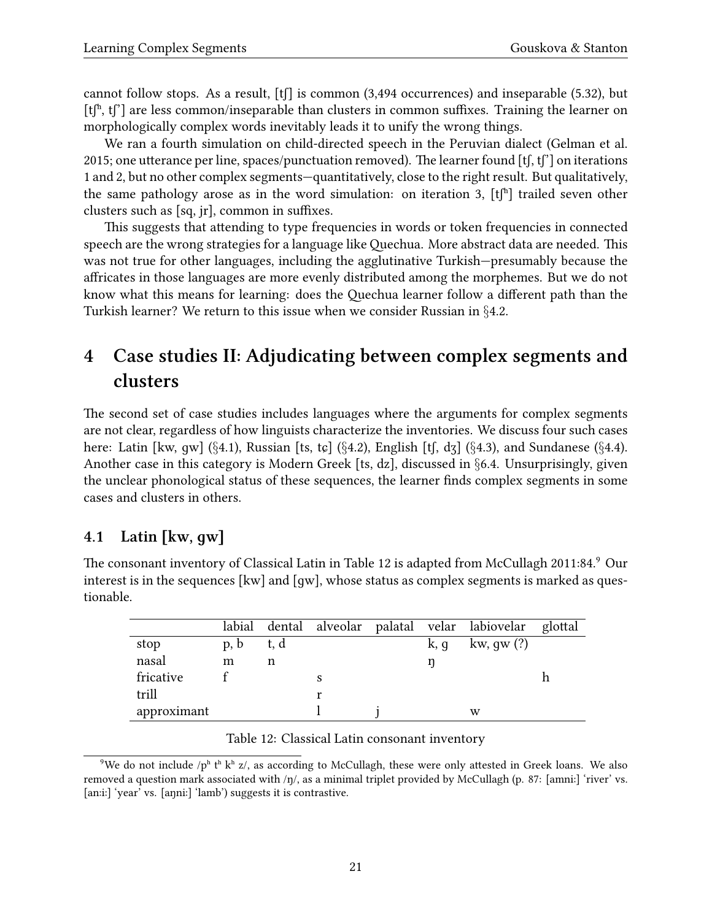cannot follow stops. As a result, [tʃ] is common (3,494 occurrences) and inseparable (5.32), but [tʃʰ, tʃʼ] are less common/inseparable than clusters in common suffixes. Training the learner on morphologically complex words inevitably leads it to unify the wrong things.

We ran a fourth simulation on child-directed speech in the Peruvian dialect (Gelman et al. 2015; one utterance per line, spaces/punctuation removed). The learner found [tʃ, tʃʼ] on iterations 1 and 2, but no other complex segments—quantitatively, close to the right result. But qualitatively, the same pathology arose as in the word simulation: on iteration 3, [tʃʰ] trailed seven other clusters such as [sq, jr], common in suffixes.

This suggests that attending to type frequencies in words or token frequencies in connected speech are the wrong strategies for a language like Quechua. More abstract data are needed. This was not true for other languages, including the agglutinative Turkish—presumably because the affricates in those languages are more evenly distributed among the morphemes. But we do not know what this means for learning: does the Quechua learner follow a different path than the Turkish learner? We return to this issue when we consider Russian in §4.2.

# 4 Case studies II: Adjudicating between complex segments and clusters

The second set of case studies includes languages where the arguments for complex segments are not clear, regardless of how linguists characterize the inventories. We discuss four such cases here: Latin [kw, gw] (§4.1), Russian [ts, tɕ] (§4.2), English [tʃ, dʒ] (§4.3), and Sundanese (§4.4). Another case in this category is Modern Greek [ts, dz], discussed in §6.4. Unsurprisingly, given the unclear phonological status of these sequences, the learner finds complex segments in some cases and clusters in others.

## 4.1 Latin [kw, gw]

The consonant inventory of Classical Latin in Table 12 is adapted from McCullagh 2011:84.[9] Our interest is in the sequences [kw] and [gw], whose status as complex segments is marked as questionable.

| | labial | dental | alveolar | palatal | velar | labiovelar | glottal |
|---|---|---|---|---|---|---|---|
| stop | p, b | t, d | | | k, g | kw, gw (?) | |
| nasal | m | n | | | ŋ | | |
| fricative | f | | s | | | | h |
| trill | | | r | | | | |
| approximant | | | l | j | | w | |

Table 12: Classical Latin consonant inventory

[9] We do not include /pʰ tʰ kʰ z/, as according to McCullagh, these were only attested in Greek loans. We also removed a question mark associated with /ŋ/, as a minimal triplet provided by McCullagh (p. 87: [amniː] 'river' vs. [anːiː] 'year' vs. [aŋniː] 'lamb') suggests it is contrastive.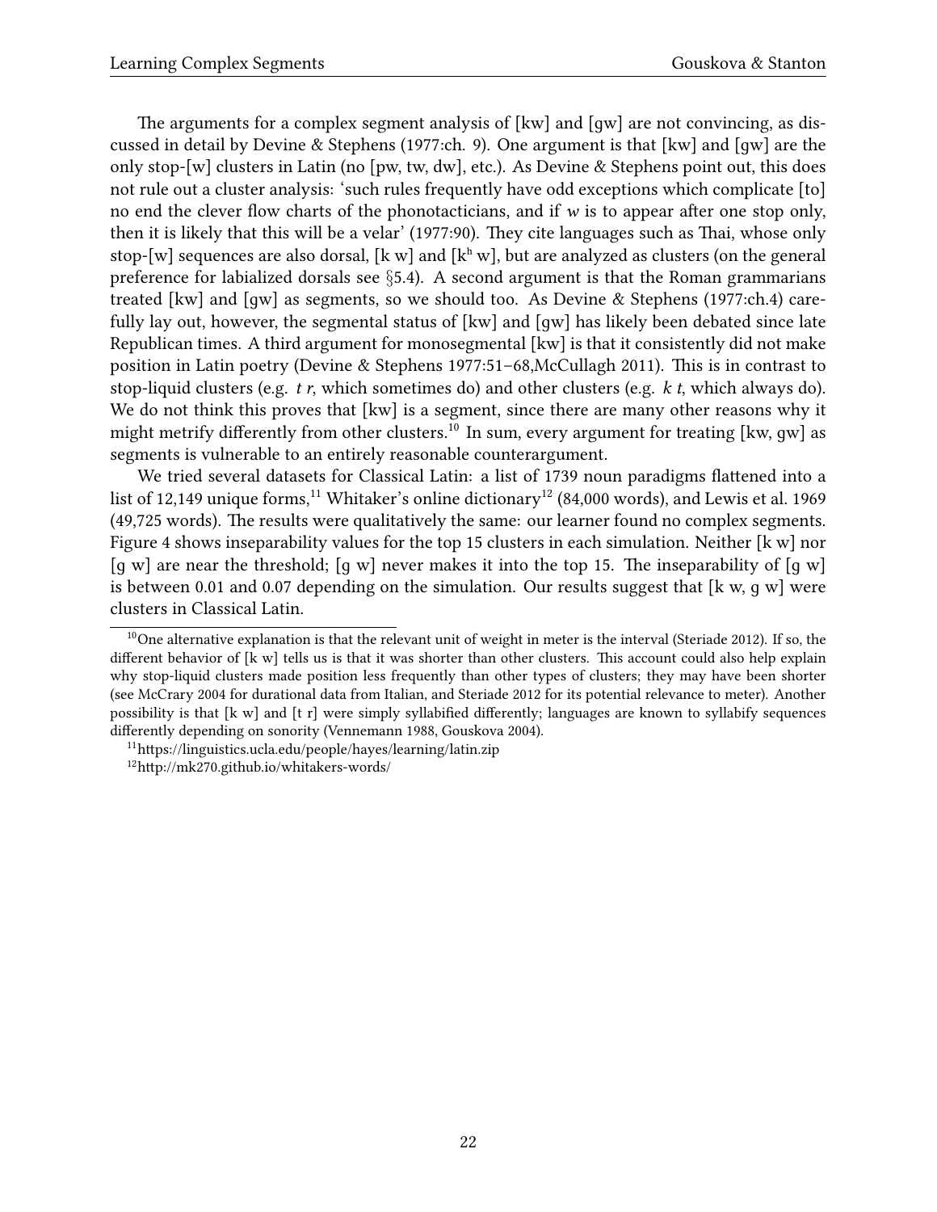The arguments for a complex segment analysis of [kw] and [gw] are not convincing, as discussed in detail by Devine & Stephens (1977:ch. 9). One argument is that [kw] and [gw] are the only stop-[w] clusters in Latin (no [pw, tw, dw], etc.). As Devine & Stephens point out, this does not rule out a cluster analysis: 'such rules frequently have odd exceptions which complicate [to] no end the clever flow charts of the phonotacticians, and if *w* is to appear after one stop only, then it is likely that this will be a velar' (1977:90). They cite languages such as Thai, whose only stop-[w] sequences are also dorsal, [k w] and [$k^h$ w], but are analyzed as clusters (on the general preference for labialized dorsals see §5.4). A second argument is that the Roman grammarians treated [kw] and [gw] as segments, so we should too. As Devine & Stephens (1977:ch.4) carefully lay out, however, the segmental status of [kw] and [gw] has likely been debated since late Republican times. A third argument for monosegmental [kw] is that it consistently did not make position in Latin poetry (Devine & Stephens 1977:51–68,McCullagh 2011). This is in contrast to stop-liquid clusters (e.g. *t r*, which sometimes do) and other clusters (e.g. *k t*, which always do). We do not think this proves that [kw] is a segment, since there are many other reasons why it might metrify differently from other clusters.[10] In sum, every argument for treating [kw, gw] as segments is vulnerable to an entirely reasonable counterargument.

We tried several datasets for Classical Latin: a list of 1739 noun paradigms flattened into a list of 12,149 unique forms,[11] Whitaker's online dictionary[12] (84,000 words), and Lewis et al. 1969 (49,725 words). The results were qualitatively the same: our learner found no complex segments. Figure 4 shows inseparability values for the top 15 clusters in each simulation. Neither [k w] nor [g w] are near the threshold; [g w] never makes it into the top 15. The inseparability of [g w] is between 0.01 and 0.07 depending on the simulation. Our results suggest that [k w, g w] were clusters in Classical Latin.

---

[10] One alternative explanation is that the relevant unit of weight in meter is the interval (Steriade 2012). If so, the different behavior of [k w] tells us is that it was shorter than other clusters. This account could also help explain why stop-liquid clusters made position less frequently than other types of clusters; they may have been shorter (see McCrary 2004 for durational data from Italian, and Steriade 2012 for its potential relevance to meter). Another possibility is that [k w] and [t r] were simply syllabified differently; languages are known to syllabify sequences differently depending on sonority (Vennemann 1988, Gouskova 2004).

[11] https://linguistics.ucla.edu/people/hayes/learning/latin.zip

[12] http://mk270.github.io/whitakers-words/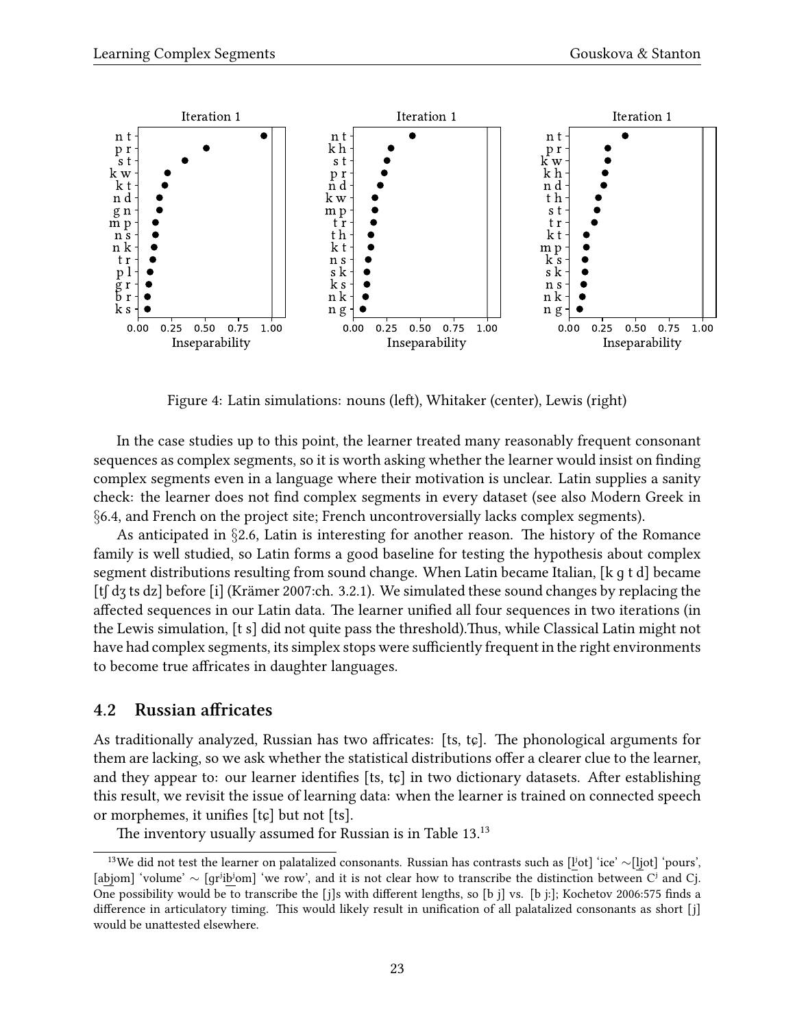Figure 4: Latin simulations: nouns (left), Whitaker (center), Lewis (right)

In the case studies up to this point, the learner treated many reasonably frequent consonant sequences as complex segments, so it is worth asking whether the learner would insist on finding complex segments even in a language where their motivation is unclear. Latin supplies a sanity check: the learner does not find complex segments in every dataset (see also Modern Greek in §6.4, and French on the project site; French uncontroversially lacks complex segments).

As anticipated in §2.6, Latin is interesting for another reason. The history of the Romance family is well studied, so Latin forms a good baseline for testing the hypothesis about complex segment distributions resulting from sound change. When Latin became Italian, [k ɡ t d] became [tʃ dʒ ts dz] before [i] (Krämer 2007:ch. 3.2.1). We simulated these sound changes by replacing the affected sequences in our Latin data. The learner unified all four sequences in two iterations (in the Lewis simulation, [t s] did not quite pass the threshold).Thus, while Classical Latin might not have had complex segments, its simplex stops were sufficiently frequent in the right environments to become true affricates in daughter languages.

## 4.2 Russian affricates

As traditionally analyzed, Russian has two affricates: [ts, tɕ]. The phonological arguments for them are lacking, so we ask whether the statistical distributions offer a clearer clue to the learner, and they appear to: our learner identifies [ts, tɕ] in two dictionary datasets. After establishing this result, we revisit the issue of learning data: when the learner is trained on connected speech or morphemes, it unifies [tɕ] but not [ts].

The inventory usually assumed for Russian is in Table 13.[13]

[13]We did not test the learner on palatalized consonants. Russian has contrasts such as [l̲ʲot] 'ice' ∼[l̲jot] 'pours', [ab̲jom] 'volume' ∼ [grʲib̲ʲom] 'we row', and it is not clear how to transcribe the distinction between Cʲ and Cj. One possibility would be to transcribe the [j]s with different lengths, so [b j] vs. [b jː]; Kochetov 2006:575 finds a difference in articulatory timing. This would likely result in unification of all palatalized consonants as short [j] would be unattested elsewhere.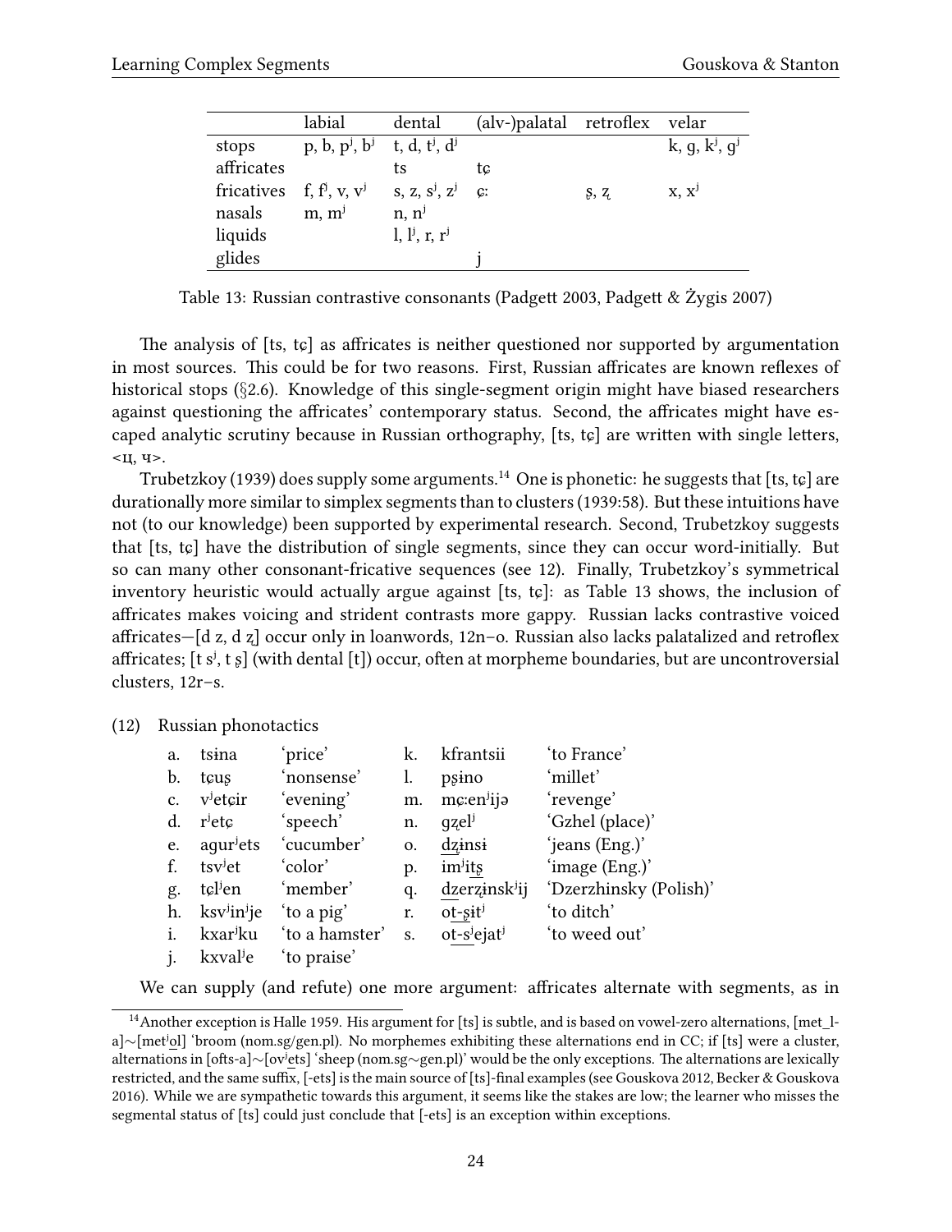| | labial | dental | (alv-)palatal | retroflex | velar |
|---|---|---|---|---|---|
| stops | p, b, pʲ, bʲ | t, d, tʲ, dʲ | | | k, ɡ, kʲ, ɡʲ |
| affricates | | ts | tɕ | | |
| fricatives | f, fʲ, v, vʲ | s, z, sʲ, zʲ | ɕː | ʂ, ʐ | x, xʲ |
| nasals | m, mʲ | n, nʲ | | | |
| liquids | | l, lʲ, r, rʲ | | | |
| glides | | | j | | |

Table 13: Russian contrastive consonants (Padgett 2003, Padgett & Żygis 2007)

The analysis of [ts, tɕ] as affricates is neither questioned nor supported by argumentation in most sources. This could be for two reasons. First, Russian affricates are known reflexes of historical stops (§2.6). Knowledge of this single-segment origin might have biased researchers against questioning the affricates' contemporary status. Second, the affricates might have escaped analytic scrutiny because in Russian orthography, [ts, tɕ] are written with single letters, <ц, ч>.

Trubetzkoy (1939) does supply some arguments.[14] One is phonetic: he suggests that [ts, tɕ] are durationally more similar to simplex segments than to clusters (1939:58). But these intuitions have not (to our knowledge) been supported by experimental research. Second, Trubetzkoy suggests that [ts, tɕ] have the distribution of single segments, since they can occur word-initially. But so can many other consonant-fricative sequences (see 12). Finally, Trubetzkoy's symmetrical inventory heuristic would actually argue against [ts, tɕ]: as Table 13 shows, the inclusion of affricates makes voicing and strident contrasts more gappy. Russian lacks contrastive voiced affricates—[d z, d ʐ] occur only in loanwords, 12n–o. Russian also lacks palatalized and retroflex affricates; [t sʲ, t ʂ] (with dental [t]) occur, often at morpheme boundaries, but are uncontroversial clusters, 12r–s.

(12) Russian phonotactics

| | | | | | |
|---|---|---|---|---|---|
| a. | tsɨna | 'price' | k. | kfrantsii | 'to France' |
| b. | tɕuʂ | 'nonsense' | l. | pʂɨno | 'millet' |
| c. | vʲetɕir | 'evening' | m. | mɕːenʲijə | 'revenge' |
| d. | rʲetɕ | 'speech' | n. | ɡʐelʲ | 'Gzhel (place)' |
| e. | aɡurʲets | 'cucumber' | o. | dʐɨnsɨ | 'jeans (Eng.)' |
| f. | tsvʲet | 'color' | p. | imʲitʂ | 'image (Eng.)' |
| g. | tɕlʲen | 'member' | q. | dzerʐɨnskʲij | 'Dzerzhinsky (Polish)' |
| h. | ksvʲinʲje | 'to a pig' | r. | ot-ʂɨtʲ | 'to ditch' |
| i. | kxarʲku | 'to a hamster' | s. | ot-sʲejatʲ | 'to weed out' |
| j. | kxvalʲe | 'to praise' | | | |

We can supply (and refute) one more argument: affricates alternate with segments, as in

[14] Another exception is Halle 1959. His argument for [ts] is subtle, and is based on vowel-zero alternations, [met_l-a]∼[metʲol] 'broom (nom.sg/gen.pl). No morphemes exhibiting these alternations end in CC; if [ts] were a cluster, alternations in [ofts-a]∼[ovʲets] 'sheep (nom.sg∼gen.pl)' would be the only exceptions. The alternations are lexically restricted, and the same suffix, [-ets] is the main source of [ts]-final examples (see Gouskova 2012, Becker & Gouskova 2016). While we are sympathetic towards this argument, it seems like the stakes are low; the learner who misses the segmental status of [ts] could just conclude that [-ets] is an exception within exceptions.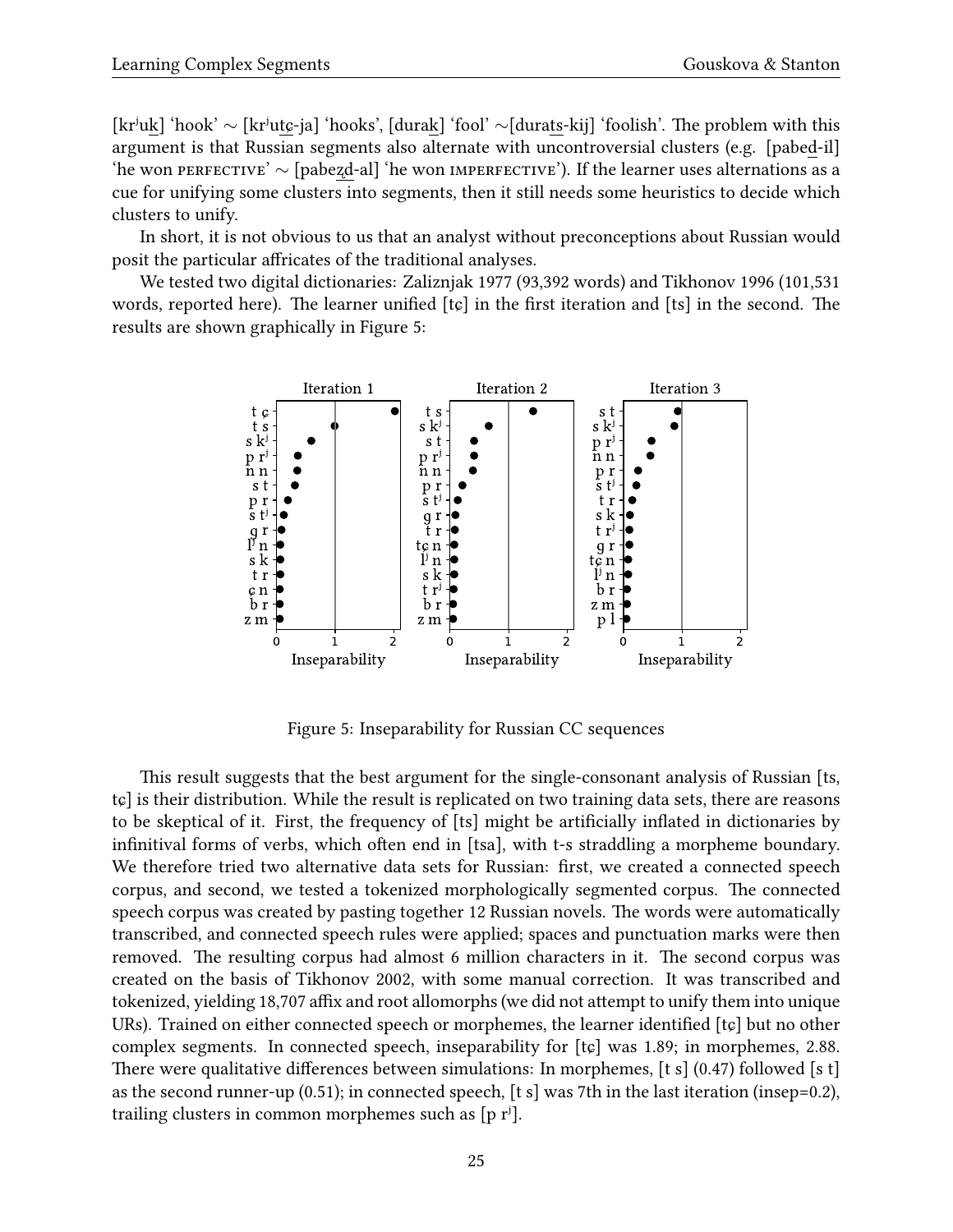[krʲu<u>k</u>] 'hook' ~ [krʲu<u>tɕ</u>-ja] 'hooks', [dura<u>k</u>] 'fool' ~[dura<u>ts</u>-kij] 'foolish'. The problem with this argument is that Russian segments also alternate with uncontroversial clusters (e.g. [pabe<u>d</u>-il] 'he won PERFECTIVE' ~ [pabe<u>zd</u>-al] 'he won IMPERFECTIVE'). If the learner uses alternations as a cue for unifying some clusters into segments, then it still needs some heuristics to decide which clusters to unify.

In short, it is not obvious to us that an analyst without preconceptions about Russian would posit the particular affricates of the traditional analyses.

We tested two digital dictionaries: Zaliznjak 1977 (93,392 words) and Tikhonov 1996 (101,531 words, reported here). The learner unified [tɕ] in the first iteration and [ts] in the second. The results are shown graphically in Figure 5:

Figure 5: Inseparability for Russian CC sequences

This result suggests that the best argument for the single-consonant analysis of Russian [ts, tɕ] is their distribution. While the result is replicated on two training data sets, there are reasons to be skeptical of it. First, the frequency of [ts] might be artificially inflated in dictionaries by infinitival forms of verbs, which often end in [tsa], with t-s straddling a morpheme boundary. We therefore tried two alternative data sets for Russian: first, we created a connected speech corpus, and second, we tested a tokenized morphologically segmented corpus. The connected speech corpus was created by pasting together 12 Russian novels. The words were automatically transcribed, and connected speech rules were applied; spaces and punctuation marks were then removed. The resulting corpus had almost 6 million characters in it. The second corpus was created on the basis of Tikhonov 2002, with some manual correction. It was transcribed and tokenized, yielding 18,707 affix and root allomorphs (we did not attempt to unify them into unique URs). Trained on either connected speech or morphemes, the learner identified [tɕ] but no other complex segments. In connected speech, inseparability for [tɕ] was 1.89; in morphemes, 2.88. There were qualitative differences between simulations: In morphemes, [t s] (0.47) followed [s t] as the second runner-up (0.51); in connected speech, [t s] was 7th in the last iteration (insep=0.2), trailing clusters in common morphemes such as [p rʲ].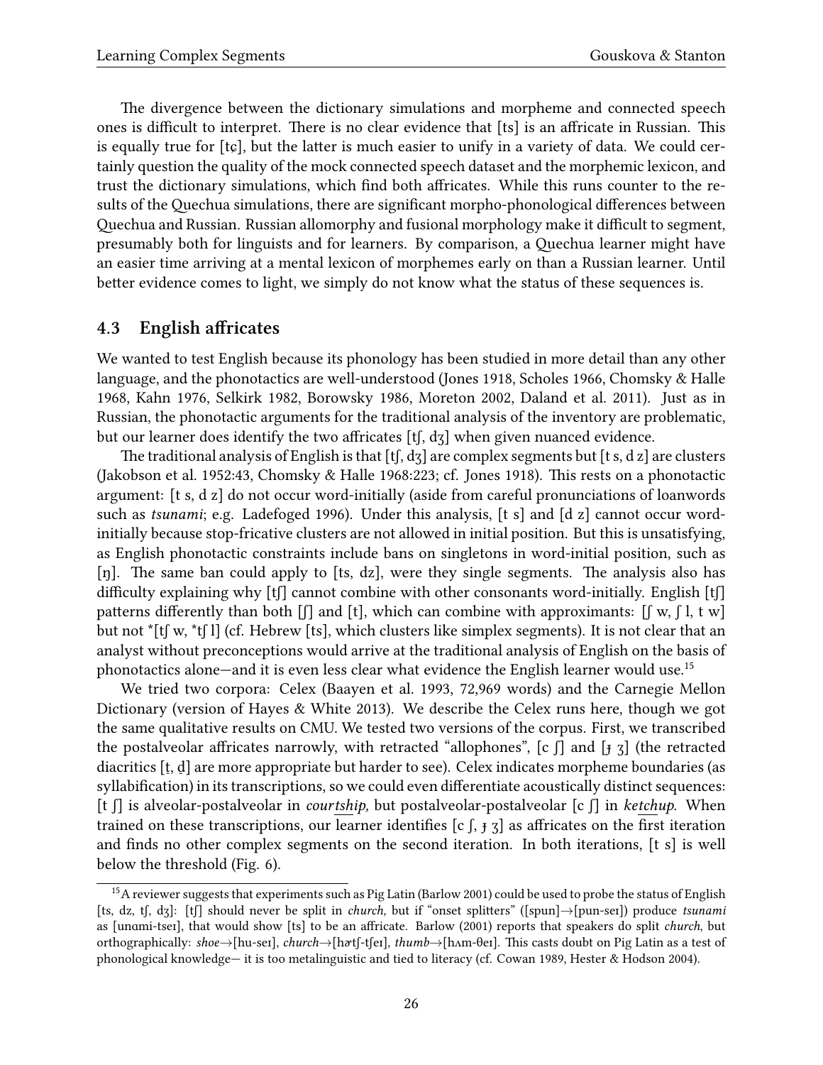The divergence between the dictionary simulations and morpheme and connected speech ones is difficult to interpret. There is no clear evidence that [ts] is an affricate in Russian. This is equally true for [tɕ], but the latter is much easier to unify in a variety of data. We could certainly question the quality of the mock connected speech dataset and the morphemic lexicon, and trust the dictionary simulations, which find both affricates. While this runs counter to the results of the Quechua simulations, there are significant morpho-phonological differences between Quechua and Russian. Russian allomorphy and fusional morphology make it difficult to segment, presumably both for linguists and for learners. By comparison, a Quechua learner might have an easier time arriving at a mental lexicon of morphemes early on than a Russian learner. Until better evidence comes to light, we simply do not know what the status of these sequences is.

### 4.3 English affricates

We wanted to test English because its phonology has been studied in more detail than any other language, and the phonotactics are well-understood (Jones 1918, Scholes 1966, Chomsky & Halle 1968, Kahn 1976, Selkirk 1982, Borowsky 1986, Moreton 2002, Daland et al. 2011). Just as in Russian, the phonotactic arguments for the traditional analysis of the inventory are problematic, but our learner does identify the two affricates [tʃ, dʒ] when given nuanced evidence.

The traditional analysis of English is that [tʃ, dʒ] are complex segments but [t s, d z] are clusters (Jakobson et al. 1952:43, Chomsky & Halle 1968:223; cf. Jones 1918). This rests on a phonotactic argument: [t s, d z] do not occur word-initially (aside from careful pronunciations of loanwords such as *tsunami*; e.g. Ladefoged 1996). Under this analysis, [t s] and [d z] cannot occur word-initially because stop-fricative clusters are not allowed in initial position. But this is unsatisfying, as English phonotactic constraints include bans on singletons in word-initial position, such as [ŋ]. The same ban could apply to [ts, dz], were they single segments. The analysis also has difficulty explaining why [tʃ] cannot combine with other consonants word-initially. English [tʃ] patterns differently than both [ʃ] and [t], which can combine with approximants: [ʃ w, ʃ l, t w] but not *[tʃ w, *tʃ l] (cf. Hebrew [ts], which clusters like simplex segments). It is not clear that an analyst without preconceptions would arrive at the traditional analysis of English on the basis of phonotactics alone—and it is even less clear what evidence the English learner would use.[15]

We tried two corpora: Celex (Baayen et al. 1993, 72,969 words) and the Carnegie Mellon Dictionary (version of Hayes & White 2013). We describe the Celex runs here, though we got the same qualitative results on CMU. We tested two versions of the corpus. First, we transcribed the postalveolar affricates narrowly, with retracted "allophones", [c ʃ] and [ɟ ʒ] (the retracted diacritics [t̠, d̠] are more appropriate but harder to see). Celex indicates morpheme boundaries (as syllabification) in its transcriptions, so we could even differentiate acoustically distinct sequences: [t ʃ] is alveolar-postalveolar in *cour<u>tsh</u>ip,* but postalveolar-postalveolar [c ʃ] in *ke<u>tch</u>up*. When trained on these transcriptions, our learner identifies [c ʃ, ɟ ʒ] as affricates on the first iteration and finds no other complex segments on the second iteration. In both iterations, [t s] is well below the threshold (Fig. 6).

[15] A reviewer suggests that experiments such as Pig Latin (Barlow 2001) could be used to probe the status of English [ts, dz, tʃ, dʒ]: [tʃ] should never be split in *church,* but if "onset splitters" ([spun]→[pun-seɪ]) produce *tsunami* as [unɑmi-tseɪ], that would show [ts] to be an affricate. Barlow (2001) reports that speakers do split *church*, but orthographically: *shoe*→[hu-seɪ], *church*→[hɚtʃ-tʃeɪ], *thumb*→[hʌm-θeɪ]. This casts doubt on Pig Latin as a test of phonological knowledge— it is too metalinguistic and tied to literacy (cf. Cowan 1989, Hester & Hodson 2004).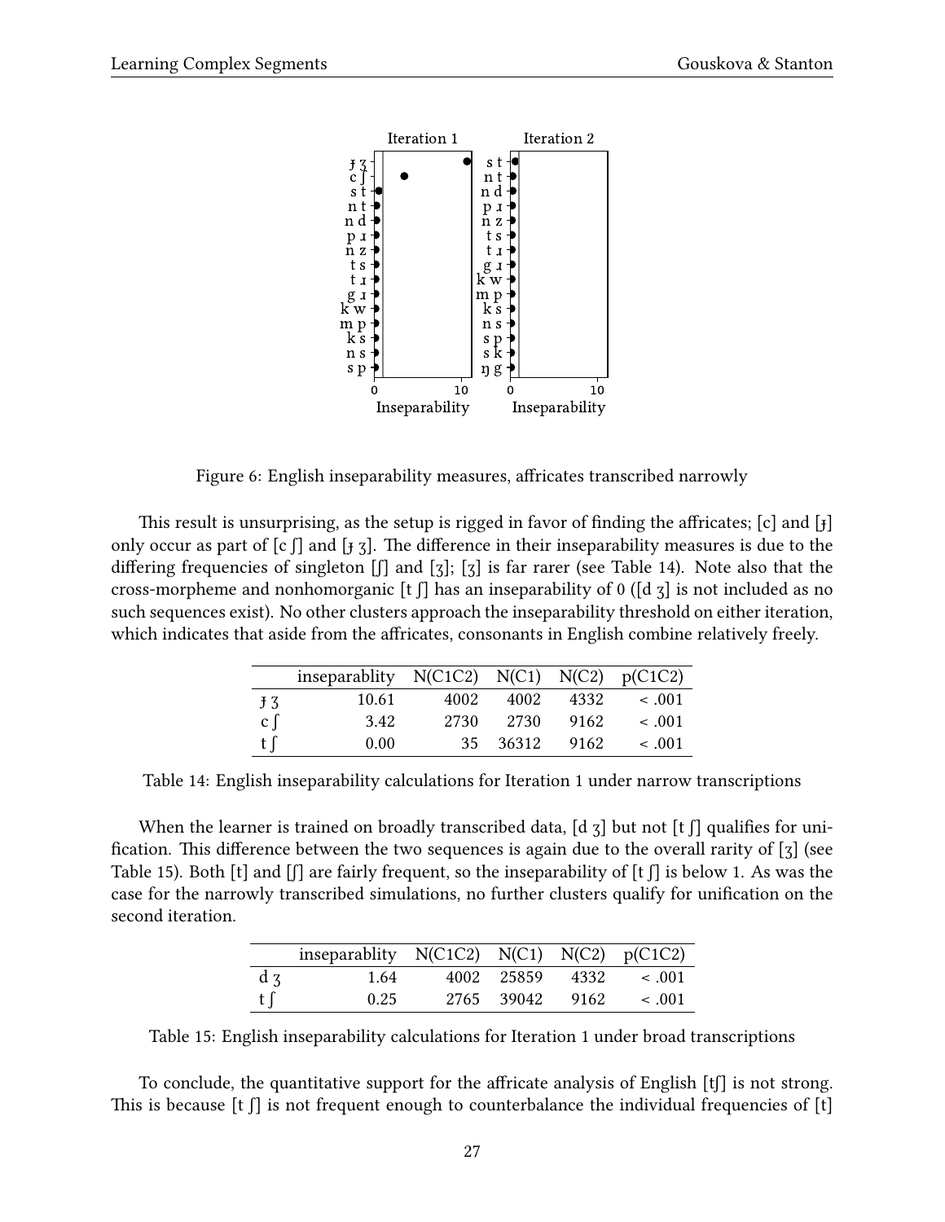Figure 6: English inseparability measures, affricates transcribed narrowly

This result is unsurprising, as the setup is rigged in favor of finding the affricates; [c] and [ɟ] only occur as part of [c ʃ] and [ɟ ʒ]. The difference in their inseparability measures is due to the differing frequencies of singleton [ʃ] and [ʒ]; [ʒ] is far rarer (see Table 14). Note also that the cross-morpheme and nonhomorganic [t ʃ] has an inseparability of 0 ([d ʒ] is not included as no such sequences exist). No other clusters approach the inseparability threshold on either iteration, which indicates that aside from the affricates, consonants in English combine relatively freely.

| | inseparablity | N(C1C2) | N(C1) | N(C2) | p(C1C2) |
|---|---|---|---|---|---|
| ɟ ʒ | 10.61 | 4002 | 4002 | 4332 | < .001 |
| c ʃ | 3.42 | 2730 | 2730 | 9162 | < .001 |
| t ʃ | 0.00 | 35 | 36312 | 9162 | < .001 |

Table 14: English inseparability calculations for Iteration 1 under narrow transcriptions

When the learner is trained on broadly transcribed data, [d ʒ] but not [t ʃ] qualifies for unification. This difference between the two sequences is again due to the overall rarity of [ʒ] (see Table 15). Both [t] and [ʃ] are fairly frequent, so the inseparability of [t ʃ] is below 1. As was the case for the narrowly transcribed simulations, no further clusters qualify for unification on the second iteration.

| | inseparablity | N(C1C2) | N(C1) | N(C2) | p(C1C2) |
|---|---|---|---|---|---|
| d ʒ | 1.64 | 4002 | 25859 | 4332 | < .001 |
| t ʃ | 0.25 | 2765 | 39042 | 9162 | < .001 |

Table 15: English inseparability calculations for Iteration 1 under broad transcriptions

To conclude, the quantitative support for the affricate analysis of English [tʃ] is not strong. This is because [t ʃ] is not frequent enough to counterbalance the individual frequencies of [t]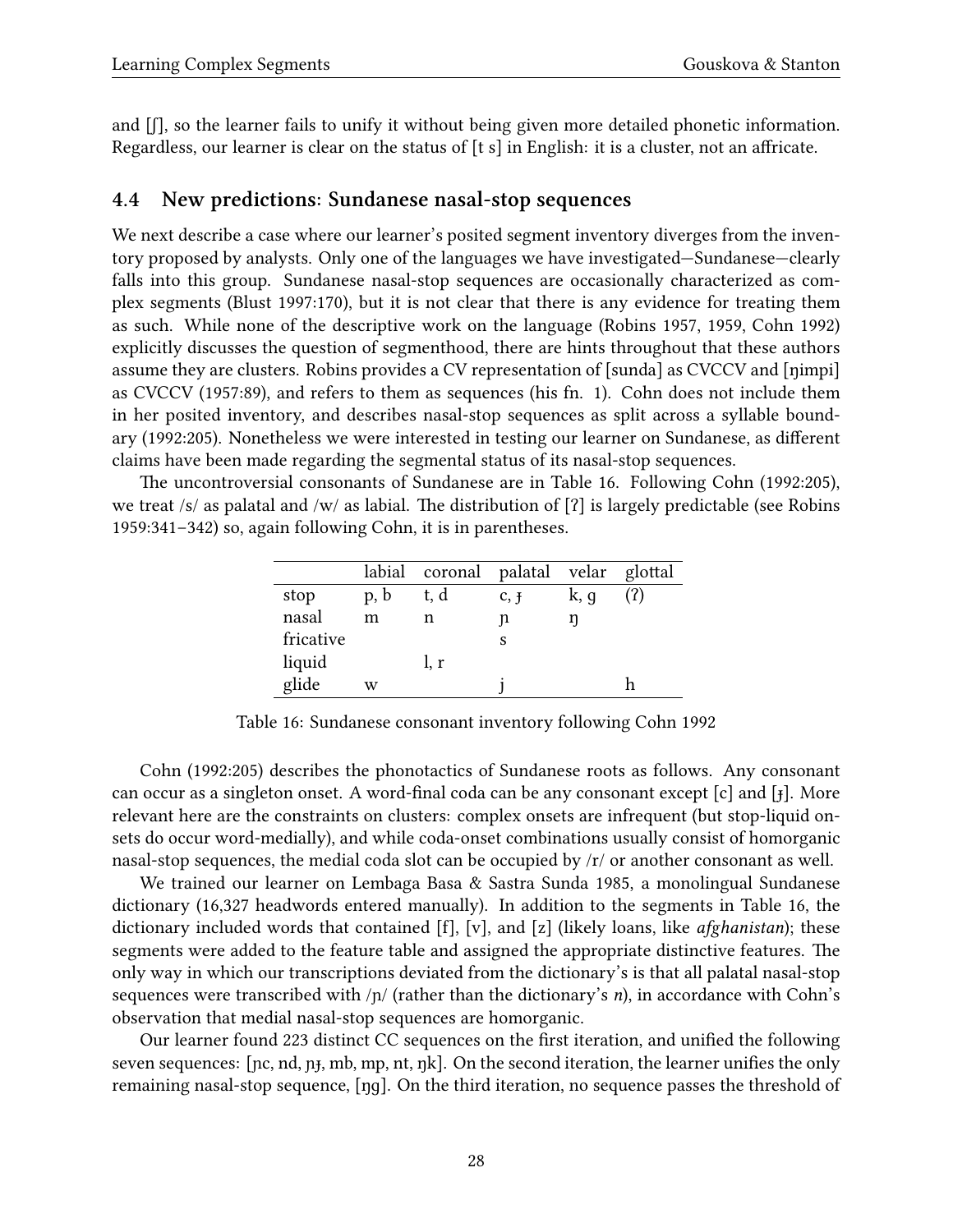and [ʃ], so the learner fails to unify it without being given more detailed phonetic information. Regardless, our learner is clear on the status of [t s] in English: it is a cluster, not an affricate.

### 4.4 New predictions: Sundanese nasal-stop sequences

We next describe a case where our learner's posited segment inventory diverges from the inventory proposed by analysts. Only one of the languages we have investigated—Sundanese—clearly falls into this group. Sundanese nasal-stop sequences are occasionally characterized as complex segments (Blust 1997:170), but it is not clear that there is any evidence for treating them as such. While none of the descriptive work on the language (Robins 1957, 1959, Cohn 1992) explicitly discusses the question of segmenthood, there are hints throughout that these authors assume they are clusters. Robins provides a CV representation of [sunda] as CVCCV and [ŋimpi] as CVCCV (1957:89), and refers to them as sequences (his fn. 1). Cohn does not include them in her posited inventory, and describes nasal-stop sequences as split across a syllable boundary (1992:205). Nonetheless we were interested in testing our learner on Sundanese, as different claims have been made regarding the segmental status of its nasal-stop sequences.

The uncontroversial consonants of Sundanese are in Table 16. Following Cohn (1992:205), we treat /s/ as palatal and /w/ as labial. The distribution of [ʔ] is largely predictable (see Robins 1959:341–342) so, again following Cohn, it is in parentheses.

| | labial | coronal | palatal | velar | glottal |
|---|---|---|---|---|---|
| stop | p, b | t, d | c, ɟ | k, g | (ʔ) |
| nasal | m | n | ɲ | ŋ | |
| fricative | | | s | | |
| liquid | | l, r | | | |
| glide | w | | j | | h |

Table 16: Sundanese consonant inventory following Cohn 1992

Cohn (1992:205) describes the phonotactics of Sundanese roots as follows. Any consonant can occur as a singleton onset. A word-final coda can be any consonant except [c] and [ɟ]. More relevant here are the constraints on clusters: complex onsets are infrequent (but stop-liquid onsets do occur word-medially), and while coda-onset combinations usually consist of homorganic nasal-stop sequences, the medial coda slot can be occupied by /r/ or another consonant as well.

We trained our learner on Lembaga Basa & Sastra Sunda 1985, a monolingual Sundanese dictionary (16,327 headwords entered manually). In addition to the segments in Table 16, the dictionary included words that contained [f], [v], and [z] (likely loans, like *afghanistan*); these segments were added to the feature table and assigned the appropriate distinctive features. The only way in which our transcriptions deviated from the dictionary's is that all palatal nasal-stop sequences were transcribed with /ɲ/ (rather than the dictionary's *n*), in accordance with Cohn's observation that medial nasal-stop sequences are homorganic.

Our learner found 223 distinct CC sequences on the first iteration, and unified the following seven sequences: [ɲc, nd, ɲɟ, mb, mp, nt, ŋk]. On the second iteration, the learner unifies the only remaining nasal-stop sequence, [ŋg]. On the third iteration, no sequence passes the threshold of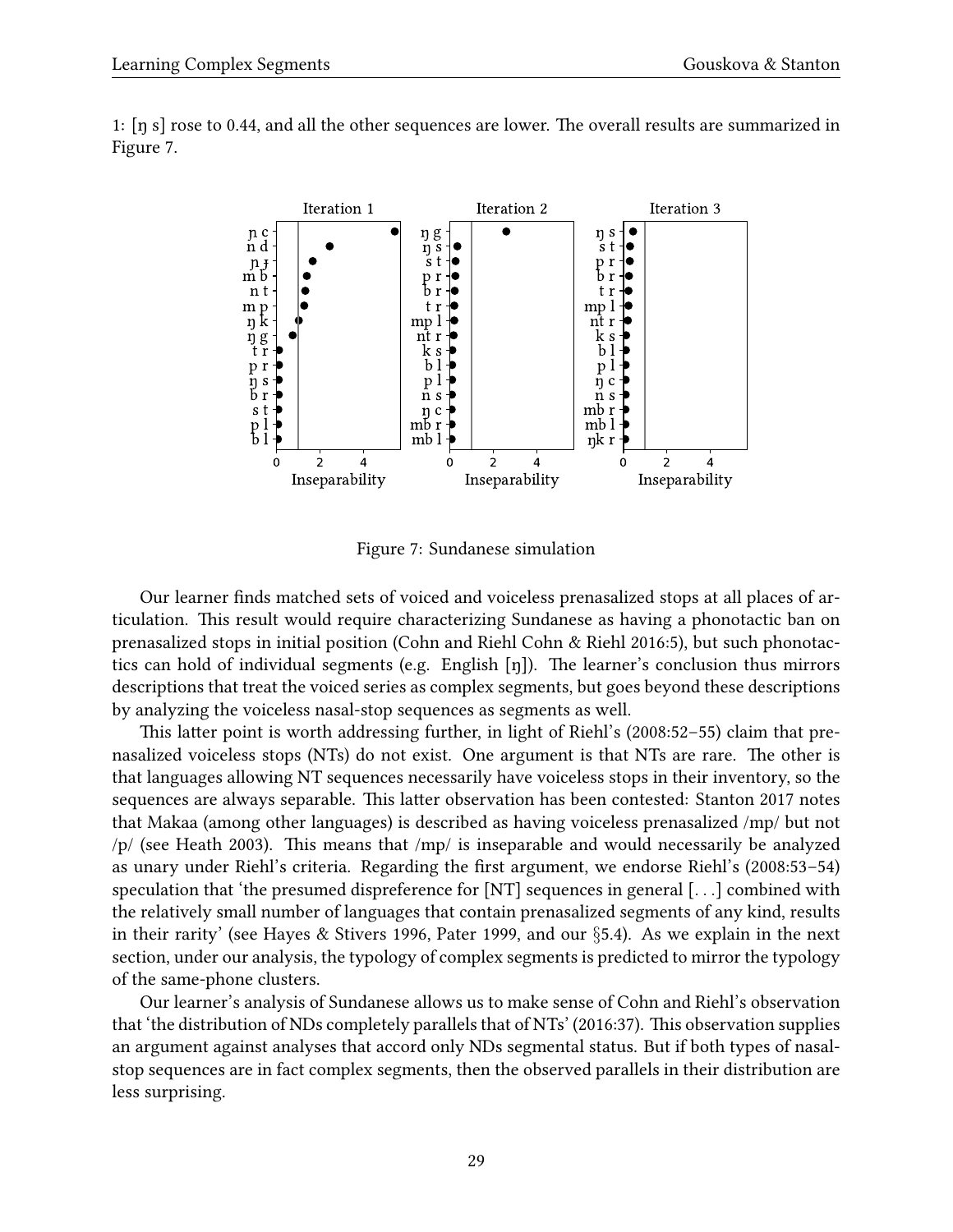1: [ŋ s] rose to 0.44, and all the other sequences are lower. The overall results are summarized in Figure 7.

Figure 7: Sundanese simulation

Our learner finds matched sets of voiced and voiceless prenasalized stops at all places of articulation. This result would require characterizing Sundanese as having a phonotactic ban on prenasalized stops in initial position (Cohn and Riehl Cohn & Riehl 2016:5), but such phonotactics can hold of individual segments (e.g. English [ŋ]). The learner's conclusion thus mirrors descriptions that treat the voiced series as complex segments, but goes beyond these descriptions by analyzing the voiceless nasal-stop sequences as segments as well.

This latter point is worth addressing further, in light of Riehl's (2008:52–55) claim that prenasalized voiceless stops (NTs) do not exist. One argument is that NTs are rare. The other is that languages allowing NT sequences necessarily have voiceless stops in their inventory, so the sequences are always separable. This latter observation has been contested: Stanton 2017 notes that Makaa (among other languages) is described as having voiceless prenasalized /mp/ but not /p/ (see Heath 2003). This means that /mp/ is inseparable and would necessarily be analyzed as unary under Riehl's criteria. Regarding the first argument, we endorse Riehl's (2008:53–54) speculation that 'the presumed dispreference for [NT] sequences in general [...] combined with the relatively small number of languages that contain prenasalized segments of any kind, results in their rarity' (see Hayes & Stivers 1996, Pater 1999, and our §5.4). As we explain in the next section, under our analysis, the typology of complex segments is predicted to mirror the typology of the same-phone clusters.

Our learner's analysis of Sundanese allows us to make sense of Cohn and Riehl's observation that 'the distribution of NDs completely parallels that of NTs' (2016:37). This observation supplies an argument against analyses that accord only NDs segmental status. But if both types of nasal-stop sequences are in fact complex segments, then the observed parallels in their distribution are less surprising.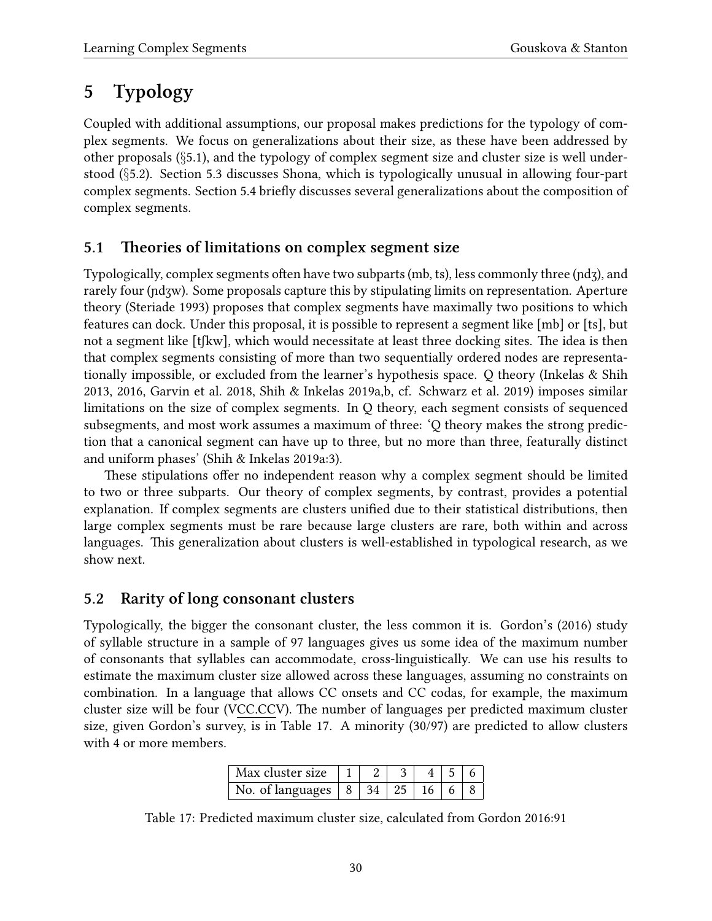# 5 Typology

Coupled with additional assumptions, our proposal makes predictions for the typology of complex segments. We focus on generalizations about their size, as these have been addressed by other proposals (§5.1), and the typology of complex segment size and cluster size is well understood (§5.2). Section 5.3 discusses Shona, which is typologically unusual in allowing four-part complex segments. Section 5.4 briefly discusses several generalizations about the composition of complex segments.

## 5.1 Theories of limitations on complex segment size

Typologically, complex segments often have two subparts (mb, ts), less commonly three (ɲdʒ), and rarely four (ɲdʒw). Some proposals capture this by stipulating limits on representation. Aperture theory (Steriade 1993) proposes that complex segments have maximally two positions to which features can dock. Under this proposal, it is possible to represent a segment like [mb] or [ts], but not a segment like [tʃkw], which would necessitate at least three docking sites. The idea is then that complex segments consisting of more than two sequentially ordered nodes are representationally impossible, or excluded from the learner's hypothesis space. Q theory (Inkelas & Shih 2013, 2016, Garvin et al. 2018, Shih & Inkelas 2019a,b, cf. Schwarz et al. 2019) imposes similar limitations on the size of complex segments. In Q theory, each segment consists of sequenced subsegments, and most work assumes a maximum of three: 'Q theory makes the strong prediction that a canonical segment can have up to three, but no more than three, featurally distinct and uniform phases' (Shih & Inkelas 2019a:3).

These stipulations offer no independent reason why a complex segment should be limited to two or three subparts. Our theory of complex segments, by contrast, provides a potential explanation. If complex segments are clusters unified due to their statistical distributions, then large complex segments must be rare because large clusters are rare, both within and across languages. This generalization about clusters is well-established in typological research, as we show next.

## 5.2 Rarity of long consonant clusters

Typologically, the bigger the consonant cluster, the less common it is. Gordon's (2016) study of syllable structure in a sample of 97 languages gives us some idea of the maximum number of consonants that syllables can accommodate, cross-linguistically. We can use his results to estimate the maximum cluster size allowed across these languages, assuming no constraints on combination. In a language that allows CC onsets and CC codas, for example, the maximum cluster size will be four (VCC.CCV). The number of languages per predicted maximum cluster size, given Gordon's survey, is in Table 17. A minority (30/97) are predicted to allow clusters with 4 or more members.

| Max cluster size | 1 | 2 | 3 | 4 | 5 | 6 |
|---|---|---|---|---|---|---|
| No. of languages | 8 | 34 | 25 | 16 | 6 | 8 |

Table 17: Predicted maximum cluster size, calculated from Gordon 2016:91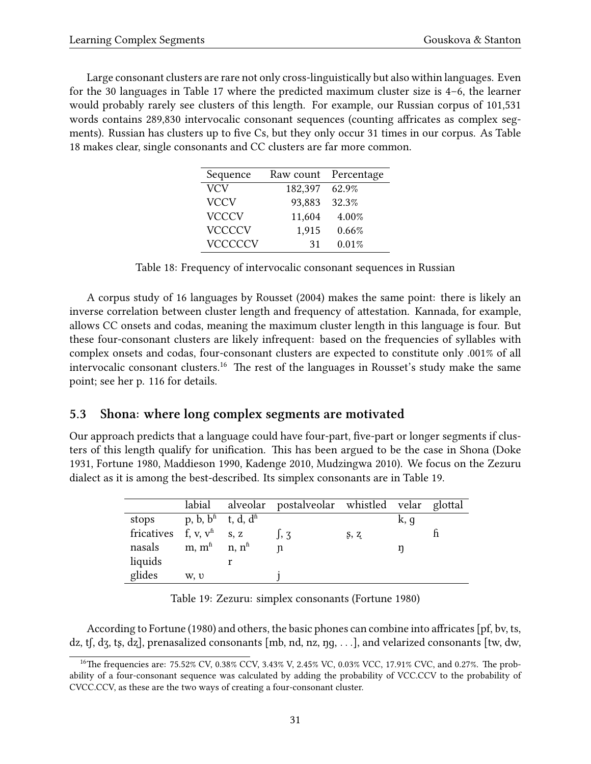Large consonant clusters are rare not only cross-linguistically but also within languages. Even for the 30 languages in Table 17 where the predicted maximum cluster size is 4–6, the learner would probably rarely see clusters of this length. For example, our Russian corpus of 101,531 words contains 289,830 intervocalic consonant sequences (counting affricates as complex segments). Russian has clusters up to five Cs, but they only occur 31 times in our corpus. As Table 18 makes clear, single consonants and CC clusters are far more common.

| Sequence | Raw count | Percentage |
|---|---|---|
| VCV | 182,397 | 62.9% |
| VCCV | 93,883 | 32.3% |
| VCCCV | 11,604 | 4.00% |
| VCCCCV | 1,915 | 0.66% |
| VCCCCCV | 31 | 0.01% |

Table 18: Frequency of intervocalic consonant sequences in Russian

A corpus study of 16 languages by Rousset (2004) makes the same point: there is likely an inverse correlation between cluster length and frequency of attestation. Kannada, for example, allows CC onsets and codas, meaning the maximum cluster length in this language is four. But these four-consonant clusters are likely infrequent: based on the frequencies of syllables with complex onsets and codas, four-consonant clusters are expected to constitute only .001% of all intervocalic consonant clusters.[16] The rest of the languages in Rousset's study make the same point; see her p. 116 for details.

## 5.3 Shona: where long complex segments are motivated

Our approach predicts that a language could have four-part, five-part or longer segments if clusters of this length qualify for unification. This has been argued to be the case in Shona (Doke 1931, Fortune 1980, Maddieson 1990, Kadenge 2010, Mudzingwa 2010). We focus on the Zezuru dialect as it is among the best-described. Its simplex consonants are in Table 19.

| | labial | alveolar | postalveolar | whistled | velar | glottal |
|---|---|---|---|---|---|---|
| stops | p, b, bʱ | t, d, dʱ | | | k, g | |
| fricatives | f, v, vʱ | s, z | ʃ, ʒ | s̪, z̪ | | ɦ |
| nasals | m, mʱ | n, nʱ | ɲ | | ŋ | |
| liquids | | r | | | | |
| glides | w, ʋ | | j | | | |

Table 19: Zezuru: simplex consonants (Fortune 1980)

According to Fortune (1980) and others, the basic phones can combine into affricates [pf, bv, ts, dz, tʃ, dʒ, ts̪, dz̪], prenasalized consonants [mb, nd, nz, ŋg, . . .], and velarized consonants [tw, dw,

[16] The frequencies are: 75.52% CV, 0.38% CCV, 3.43% V, 2.45% VC, 0.03% VCC, 17.91% CVC, and 0.27%. The probability of a four-consonant sequence was calculated by adding the probability of VCC.CCV to the probability of CVCC.CCV, as these are the two ways of creating a four-consonant cluster.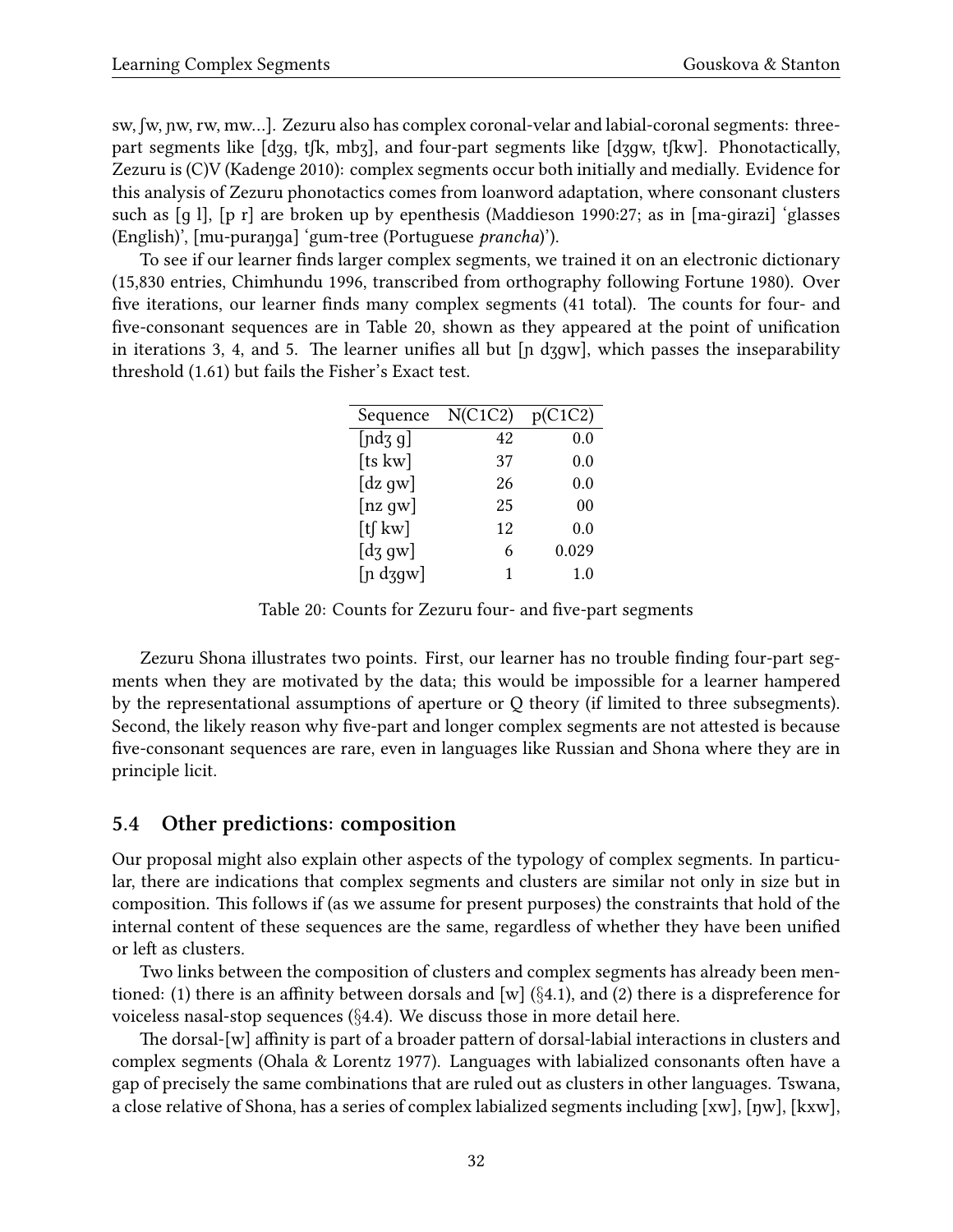sw, ʃw, ɲw, rw, mw...]. Zezuru also has complex coronal-velar and labial-coronal segments: three-part segments like [dʒg, tʃk, mbʒ], and four-part segments like [dʒgw, tʃkw]. Phonotactically, Zezuru is (C)V (Kadenge 2010): complex segments occur both initially and medially. Evidence for this analysis of Zezuru phonotactics comes from loanword adaptation, where consonant clusters such as [g l], [p r] are broken up by epenthesis (Maddieson 1990:27; as in [ma-girazi] 'glasses (English)', [mu-puraŋga] 'gum-tree (Portuguese *prancha*)').

To see if our learner finds larger complex segments, we trained it on an electronic dictionary (15,830 entries, Chimhundu 1996, transcribed from orthography following Fortune 1980). Over five iterations, our learner finds many complex segments (41 total). The counts for four- and five-consonant sequences are in Table 20, shown as they appeared at the point of unification in iterations 3, 4, and 5. The learner unifies all but [ɲ dʒgw], which passes the inseparability threshold (1.61) but fails the Fisher's Exact test.

| Sequence | N(C1C2) | p(C1C2) |
|---|---|---|
| [ɲdʒ g] | 42 | 0.0 |
| [ts kw] | 37 | 0.0 |
| [dz gw] | 26 | 0.0 |
| [nz gw] | 25 | 00 |
| [tʃ kw] | 12 | 0.0 |
| [dʒ gw] | 6 | 0.029 |
| [ɲ dʒgw] | 1 | 1.0 |

Table 20: Counts for Zezuru four- and five-part segments

Zezuru Shona illustrates two points. First, our learner has no trouble finding four-part segments when they are motivated by the data; this would be impossible for a learner hampered by the representational assumptions of aperture or Q theory (if limited to three subsegments). Second, the likely reason why five-part and longer complex segments are not attested is because five-consonant sequences are rare, even in languages like Russian and Shona where they are in principle licit.

## 5.4 Other predictions: composition

Our proposal might also explain other aspects of the typology of complex segments. In particular, there are indications that complex segments and clusters are similar not only in size but in composition. This follows if (as we assume for present purposes) the constraints that hold of the internal content of these sequences are the same, regardless of whether they have been unified or left as clusters.

Two links between the composition of clusters and complex segments has already been mentioned: (1) there is an affinity between dorsals and [w] (§4.1), and (2) there is a dispreference for voiceless nasal-stop sequences (§4.4). We discuss those in more detail here.

The dorsal-[w] affinity is part of a broader pattern of dorsal-labial interactions in clusters and complex segments (Ohala & Lorentz 1977). Languages with labialized consonants often have a gap of precisely the same combinations that are ruled out as clusters in other languages. Tswana, a close relative of Shona, has a series of complex labialized segments including [xw], [ŋw], [kxw],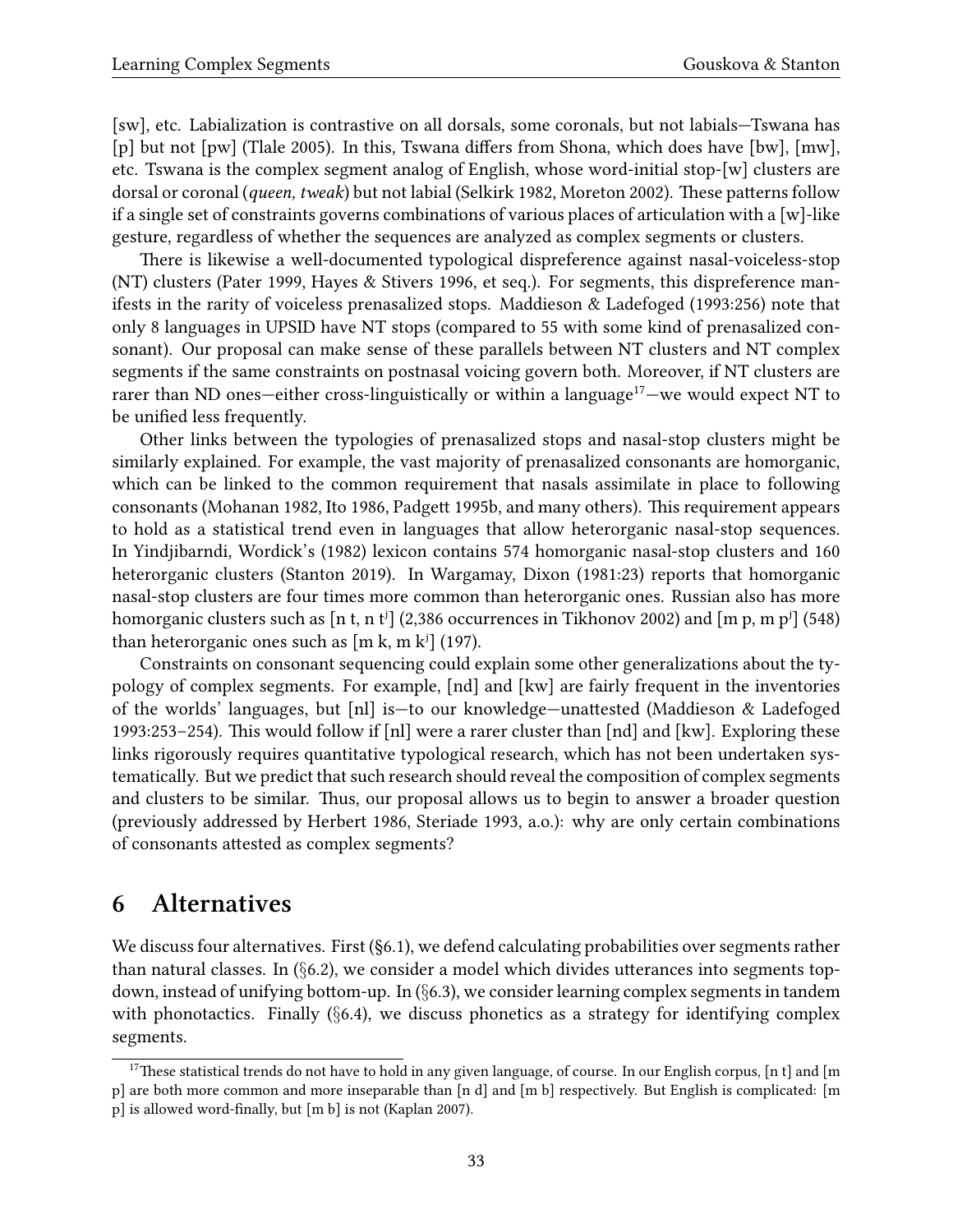[sw], etc. Labialization is contrastive on all dorsals, some coronals, but not labials—Tswana has [p] but not [pw] (Tlale 2005). In this, Tswana differs from Shona, which does have [bw], [mw], etc. Tswana is the complex segment analog of English, whose word-initial stop-[w] clusters are dorsal or coronal (*queen, tweak*) but not labial (Selkirk 1982, Moreton 2002). These patterns follow if a single set of constraints governs combinations of various places of articulation with a [w]-like gesture, regardless of whether the sequences are analyzed as complex segments or clusters.

There is likewise a well-documented typological dispreference against nasal-voiceless-stop (NT) clusters (Pater 1999, Hayes & Stivers 1996, et seq.). For segments, this dispreference manifests in the rarity of voiceless prenasalized stops. Maddieson & Ladefoged (1993:256) note that only 8 languages in UPSID have NT stops (compared to 55 with some kind of prenasalized consonant). Our proposal can make sense of these parallels between NT clusters and NT complex segments if the same constraints on postnasal voicing govern both. Moreover, if NT clusters are rarer than ND ones—either cross-linguistically or within a language[17]—we would expect NT to be unified less frequently.

Other links between the typologies of prenasalized stops and nasal-stop clusters might be similarly explained. For example, the vast majority of prenasalized consonants are homorganic, which can be linked to the common requirement that nasals assimilate in place to following consonants (Mohanan 1982, Ito 1986, Padgett 1995b, and many others). This requirement appears to hold as a statistical trend even in languages that allow heterorganic nasal-stop sequences. In Yindjibarndi, Wordick's (1982) lexicon contains 574 homorganic nasal-stop clusters and 160 heterorganic clusters (Stanton 2019). In Wargamay, Dixon (1981:23) reports that homorganic nasal-stop clusters are four times more common than heterorganic ones. Russian also has more homorganic clusters such as [n t, n tʲ] (2,386 occurrences in Tikhonov 2002) and [m p, m pʲ] (548) than heterorganic ones such as [m k, m kʲ] (197).

Constraints on consonant sequencing could explain some other generalizations about the typology of complex segments. For example, [nd] and [kw] are fairly frequent in the inventories of the worlds' languages, but [nl] is—to our knowledge—unattested (Maddieson & Ladefoged 1993:253–254). This would follow if [nl] were a rarer cluster than [nd] and [kw]. Exploring these links rigorously requires quantitative typological research, which has not been undertaken systematically. But we predict that such research should reveal the composition of complex segments and clusters to be similar. Thus, our proposal allows us to begin to answer a broader question (previously addressed by Herbert 1986, Steriade 1993, a.o.): why are only certain combinations of consonants attested as complex segments?

# 6 Alternatives

We discuss four alternatives. First (§6.1), we defend calculating probabilities over segments rather than natural classes. In (§6.2), we consider a model which divides utterances into segments top-down, instead of unifying bottom-up. In (§6.3), we consider learning complex segments in tandem with phonotactics. Finally (§6.4), we discuss phonetics as a strategy for identifying complex segments.

---

[17] These statistical trends do not have to hold in any given language, of course. In our English corpus, [n t] and [m p] are both more common and more inseparable than [n d] and [m b] respectively. But English is complicated: [m p] is allowed word-finally, but [m b] is not (Kaplan 2007).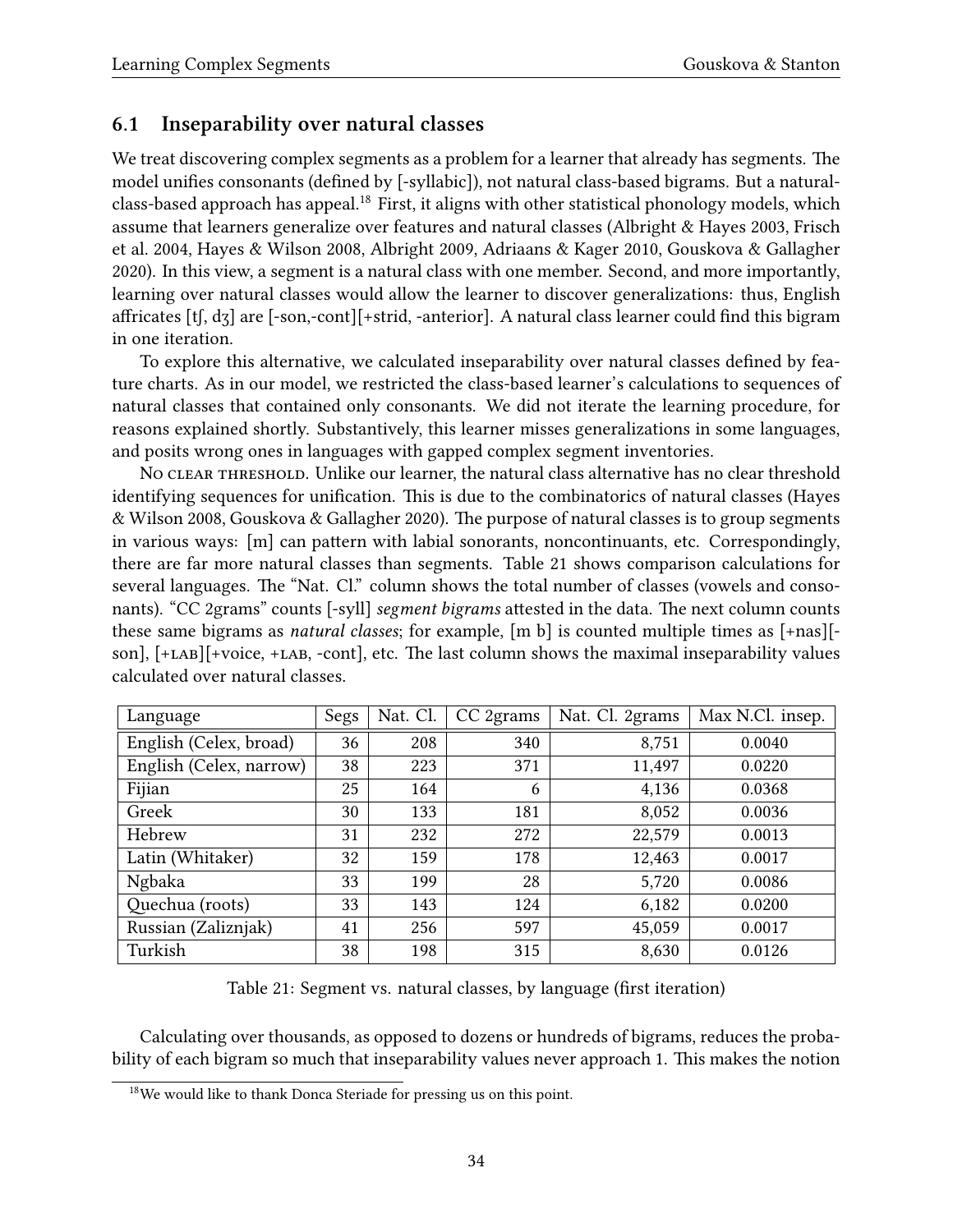### 6.1 Inseparability over natural classes

We treat discovering complex segments as a problem for a learner that already has segments. The model unifies consonants (defined by [-syllabic]), not natural class-based bigrams. But a natural-class-based approach has appeal.[18] First, it aligns with other statistical phonology models, which assume that learners generalize over features and natural classes (Albright & Hayes 2003, Frisch et al. 2004, Hayes & Wilson 2008, Albright 2009, Adriaans & Kager 2010, Gouskova & Gallagher 2020). In this view, a segment is a natural class with one member. Second, and more importantly, learning over natural classes would allow the learner to discover generalizations: thus, English affricates [tʃ, dʒ] are [-son,-cont][+strid, -anterior]. A natural class learner could find this bigram in one iteration.

To explore this alternative, we calculated inseparability over natural classes defined by feature charts. As in our model, we restricted the class-based learner's calculations to sequences of natural classes that contained only consonants. We did not iterate the learning procedure, for reasons explained shortly. Substantively, this learner misses generalizations in some languages, and posits wrong ones in languages with gapped complex segment inventories.

No clear threshold. Unlike our learner, the natural class alternative has no clear threshold identifying sequences for unification. This is due to the combinatorics of natural classes (Hayes & Wilson 2008, Gouskova & Gallagher 2020). The purpose of natural classes is to group segments in various ways: [m] can pattern with labial sonorants, noncontinuants, etc. Correspondingly, there are far more natural classes than segments. Table 21 shows comparison calculations for several languages. The "Nat. Cl." column shows the total number of classes (vowels and consonants). "CC 2grams" counts [-syll] *segment bigrams* attested in the data. The next column counts these same bigrams as *natural classes*; for example, [m b] is counted multiple times as [+nas][-son], [+lab][+voice, +lab, -cont], etc. The last column shows the maximal inseparability values calculated over natural classes.

| Language | Segs | Nat. Cl. | CC 2grams | Nat. Cl. 2grams | Max N.Cl. insep. |
|---|---|---|---|---|---|
| English (Celex, broad) | 36 | 208 | 340 | 8,751 | 0.0040 |
| English (Celex, narrow) | 38 | 223 | 371 | 11,497 | 0.0220 |
| Fijian | 25 | 164 | 6 | 4,136 | 0.0368 |
| Greek | 30 | 133 | 181 | 8,052 | 0.0036 |
| Hebrew | 31 | 232 | 272 | 22,579 | 0.0013 |
| Latin (Whitaker) | 32 | 159 | 178 | 12,463 | 0.0017 |
| Ngbaka | 33 | 199 | 28 | 5,720 | 0.0086 |
| Quechua (roots) | 33 | 143 | 124 | 6,182 | 0.0200 |
| Russian (Zaliznjak) | 41 | 256 | 597 | 45,059 | 0.0017 |
| Turkish | 38 | 198 | 315 | 8,630 | 0.0126 |

Table 21: Segment vs. natural classes, by language (first iteration)

Calculating over thousands, as opposed to dozens or hundreds of bigrams, reduces the probability of each bigram so much that inseparability values never approach 1. This makes the notion

[18] We would like to thank Donca Steriade for pressing us on this point.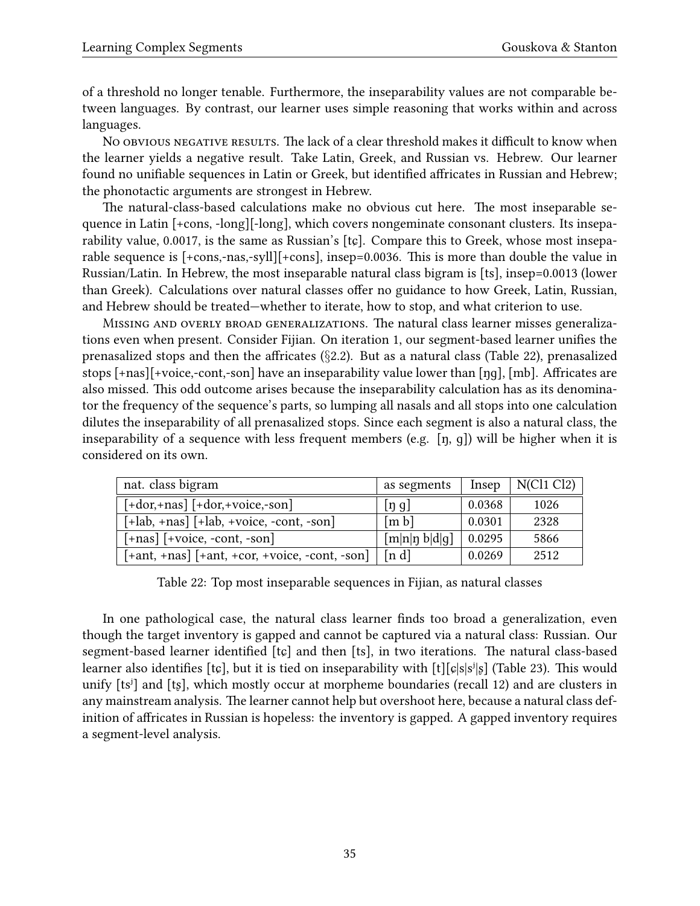of a threshold no longer tenable. Furthermore, the inseparability values are not comparable between languages. By contrast, our learner uses simple reasoning that works within and across languages.

No obvious negative results. The lack of a clear threshold makes it difficult to know when the learner yields a negative result. Take Latin, Greek, and Russian vs. Hebrew. Our learner found no unifiable sequences in Latin or Greek, but identified affricates in Russian and Hebrew; the phonotactic arguments are strongest in Hebrew.

The natural-class-based calculations make no obvious cut here. The most inseparable sequence in Latin [+cons, -long][-long], which covers nongeminate consonant clusters. Its inseparability value, 0.0017, is the same as Russian's [tɕ]. Compare this to Greek, whose most inseparable sequence is [+cons,-nas,-syll][+cons], insep=0.0036. This is more than double the value in Russian/Latin. In Hebrew, the most inseparable natural class bigram is [ts], insep=0.0013 (lower than Greek). Calculations over natural classes offer no guidance to how Greek, Latin, Russian, and Hebrew should be treated—whether to iterate, how to stop, and what criterion to use.

Missing and overly broad generalizations. The natural class learner misses generalizations even when present. Consider Fijian. On iteration 1, our segment-based learner unifies the prenasalized stops and then the affricates (§2.2). But as a natural class (Table 22), prenasalized stops [+nas][+voice,-cont,-son] have an inseparability value lower than [ŋg], [mb]. Affricates are also missed. This odd outcome arises because the inseparability calculation has as its denominator the frequency of the sequence's parts, so lumping all nasals and all stops into one calculation dilutes the inseparability of all prenasalized stops. Since each segment is also a natural class, the inseparability of a sequence with less frequent members (e.g. [ŋ, g]) will be higher when it is considered on its own.

| nat. class bigram | as segments | Insep | N(Cl1 Cl2) |
|---|---|---|---|
| [+dor,+nas] [+dor,+voice,-son] | [ŋ g] | 0.0368 | 1026 |
| [+lab, +nas] [+lab, +voice, -cont, -son] | [m b] | 0.0301 | 2328 |
| [+nas] [+voice, -cont, -son] | [m\|n\|ŋ b\|d\|g] | 0.0295 | 5866 |
| [+ant, +nas] [+ant, +cor, +voice, -cont, -son] | [n d] | 0.0269 | 2512 |

Table 22: Top most inseparable sequences in Fijian, as natural classes

In one pathological case, the natural class learner finds too broad a generalization, even though the target inventory is gapped and cannot be captured via a natural class: Russian. Our segment-based learner identified [tɕ] and then [ts], in two iterations. The natural class-based learner also identifies [tɕ], but it is tied on inseparability with [t][ɕ|s|sʲ|ʂ] (Table 23). This would unify [tsʲ] and [tʂ], which mostly occur at morpheme boundaries (recall 12) and are clusters in any mainstream analysis. The learner cannot help but overshoot here, because a natural class definition of affricates in Russian is hopeless: the inventory is gapped. A gapped inventory requires a segment-level analysis.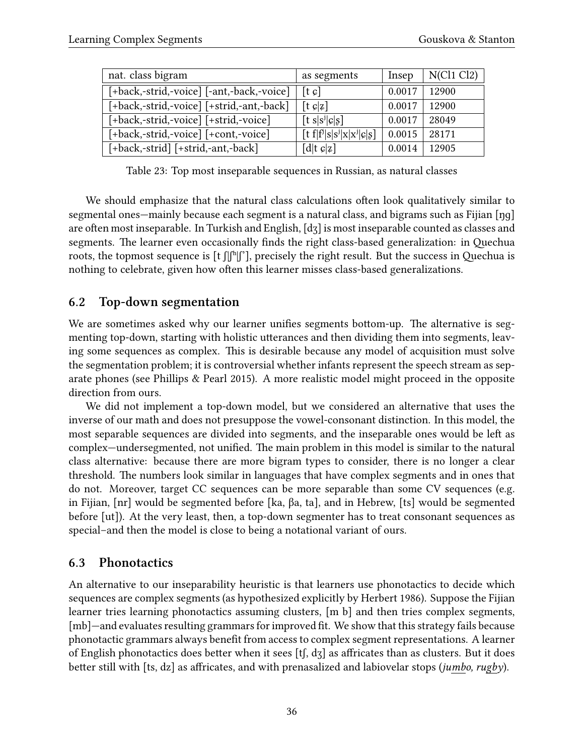| nat. class bigram | as segments | Insep | N(Cl1 Cl2) |
|---|---|---|---|
| [+back,-strid,-voice] [-ant,-back,-voice] | [t ɕ] | 0.0017 | 12900 |
| [+back,-strid,-voice] [+strid,-ant,-back] | [t ɕ\|ʑ] | 0.0017 | 12900 |
| [+back,-strid,-voice] [+strid,-voice] | [t s\|sʲ\|ɕ\|ʂ] | 0.0017 | 28049 |
| [+back,-strid,-voice] [+cont,-voice] | [t f\|fʲ\|s\|sʲ\|x\|xʲ\|ɕ\|ʂ] | 0.0015 | 28171 |
| [+back,-strid] [+strid,-ant,-back] | [d\|t ɕ\|ʑ] | 0.0014 | 12905 |

Table 23: Top most inseparable sequences in Russian, as natural classes

We should emphasize that the natural class calculations often look qualitatively similar to segmental ones—mainly because each segment is a natural class, and bigrams such as Fijian [ŋg] are often most inseparable. In Turkish and English, [dʒ] is most inseparable counted as classes and segments. The learner even occasionally finds the right class-based generalization: in Quechua roots, the topmost sequence is [t ʃ|ʃʰ|ʃ'], precisely the right result. But the success in Quechua is nothing to celebrate, given how often this learner misses class-based generalizations.

## 6.2 Top-down segmentation

We are sometimes asked why our learner unifies segments bottom-up. The alternative is segmenting top-down, starting with holistic utterances and then dividing them into segments, leaving some sequences as complex. This is desirable because any model of acquisition must solve the segmentation problem; it is controversial whether infants represent the speech stream as separate phones (see Phillips & Pearl 2015). A more realistic model might proceed in the opposite direction from ours.

We did not implement a top-down model, but we considered an alternative that uses the inverse of our math and does not presuppose the vowel-consonant distinction. In this model, the most separable sequences are divided into segments, and the inseparable ones would be left as complex—undersegmented, not unified. The main problem in this model is similar to the natural class alternative: because there are more bigram types to consider, there is no longer a clear threshold. The numbers look similar in languages that have complex segments and in ones that do not. Moreover, target CC sequences can be more separable than some CV sequences (e.g. in Fijian, [nr] would be segmented before [ka, βa, ta], and in Hebrew, [ts] would be segmented before [ut]). At the very least, then, a top-down segmenter has to treat consonant sequences as special–and then the model is close to being a notational variant of ours.

## 6.3 Phonotactics

An alternative to our inseparability heuristic is that learners use phonotactics to decide which sequences are complex segments (as hypothesized explicitly by Herbert 1986). Suppose the Fijian learner tries learning phonotactics assuming clusters, [m b] and then tries complex segments, [mb]—and evaluates resulting grammars for improved fit. We show that this strategy fails because phonotactic grammars always benefit from access to complex segment representations. A learner of English phonotactics does better when it sees [tʃ, dʒ] as affricates than as clusters. But it does better still with [ts, dz] as affricates, and with prenasalized and labiovelar stops (*jumbo, rugby*).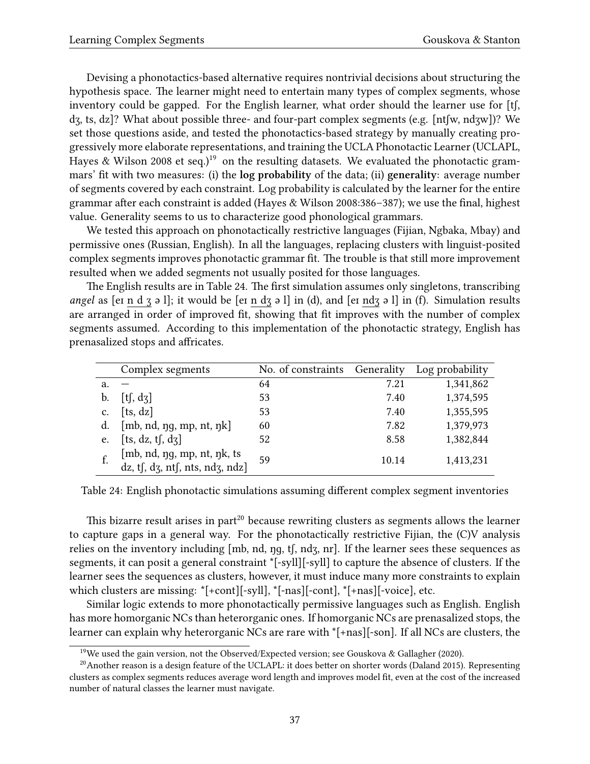Devising a phonotactics-based alternative requires nontrivial decisions about structuring the hypothesis space. The learner might need to entertain many types of complex segments, whose inventory could be gapped. For the English learner, what order should the learner use for [tʃ, dʒ, ts, dz]? What about possible three- and four-part complex segments (e.g. [ntʃw, ndʒw])? We set those questions aside, and tested the phonotactics-based strategy by manually creating progressively more elaborate representations, and training the UCLA Phonotactic Learner (UCLAPL, Hayes & Wilson 2008 et seq.)[19] on the resulting datasets. We evaluated the phonotactic grammars' fit with two measures: (i) the **log probability** of the data; (ii) **generality**: average number of segments covered by each constraint. Log probability is calculated by the learner for the entire grammar after each constraint is added (Hayes & Wilson 2008:386–387); we use the final, highest value. Generality seems to us to characterize good phonological grammars.

We tested this approach on phonotactically restrictive languages (Fijian, Ngbaka, Mbay) and permissive ones (Russian, English). In all the languages, replacing clusters with linguist-posited complex segments improves phonotactic grammar fit. The trouble is that still more improvement resulted when we added segments not usually posited for those languages.

The English results are in Table 24. The first simulation assumes only singletons, transcribing *angel* as [eɪ n d ʒ ə l]; it would be [eɪ n dʒ ə l] in (d), and [eɪ ndʒ ə l] in (f). Simulation results are arranged in order of improved fit, showing that fit improves with the number of complex segments assumed. According to this implementation of the phonotactic strategy, English has prenasalized stops and affricates.

| | Complex segments | No. of constraints | Generality | Log probability |
|---|---|---|---|---|
| a. | — | 64 | 7.21 | 1,341,862 |
| b. | [tʃ, dʒ] | 53 | 7.40 | 1,374,595 |
| c. | [ts, dz] | 53 | 7.40 | 1,355,595 |
| d. | [mb, nd, ŋg, mp, nt, ŋk] | 60 | 7.82 | 1,379,973 |
| e. | [ts, dz, tʃ, dʒ] | 52 | 8.58 | 1,382,844 |
| f. | [mb, nd, ŋg, mp, nt, ŋk, ts dz, tʃ, dʒ, ntʃ, nts, ndʒ, ndz] | 59 | 10.14 | 1,413,231 |

Table 24: English phonotactic simulations assuming different complex segment inventories

This bizarre result arises in part[20] because rewriting clusters as segments allows the learner to capture gaps in a general way. For the phonotactically restrictive Fijian, the (C)V analysis relies on the inventory including [mb, nd, ŋg, tʃ, ndʒ, nr]. If the learner sees these sequences as segments, it can posit a general constraint *[-syll][-syll] to capture the absence of clusters. If the learner sees the sequences as clusters, however, it must induce many more constraints to explain which clusters are missing: *[+cont][-syll], *[-nas][-cont], *[+nas][-voice], etc.

Similar logic extends to more phonotactically permissive languages such as English. English has more homorganic NCs than heterorganic ones. If homorganic NCs are prenasalized stops, the learner can explain why heterorganic NCs are rare with *[+nas][-son]. If all NCs are clusters, the

[19] We used the gain version, not the Observed/Expected version; see Gouskova & Gallagher (2020).

[20] Another reason is a design feature of the UCLAPL: it does better on shorter words (Daland 2015). Representing clusters as complex segments reduces average word length and improves model fit, even at the cost of the increased number of natural classes the learner must navigate.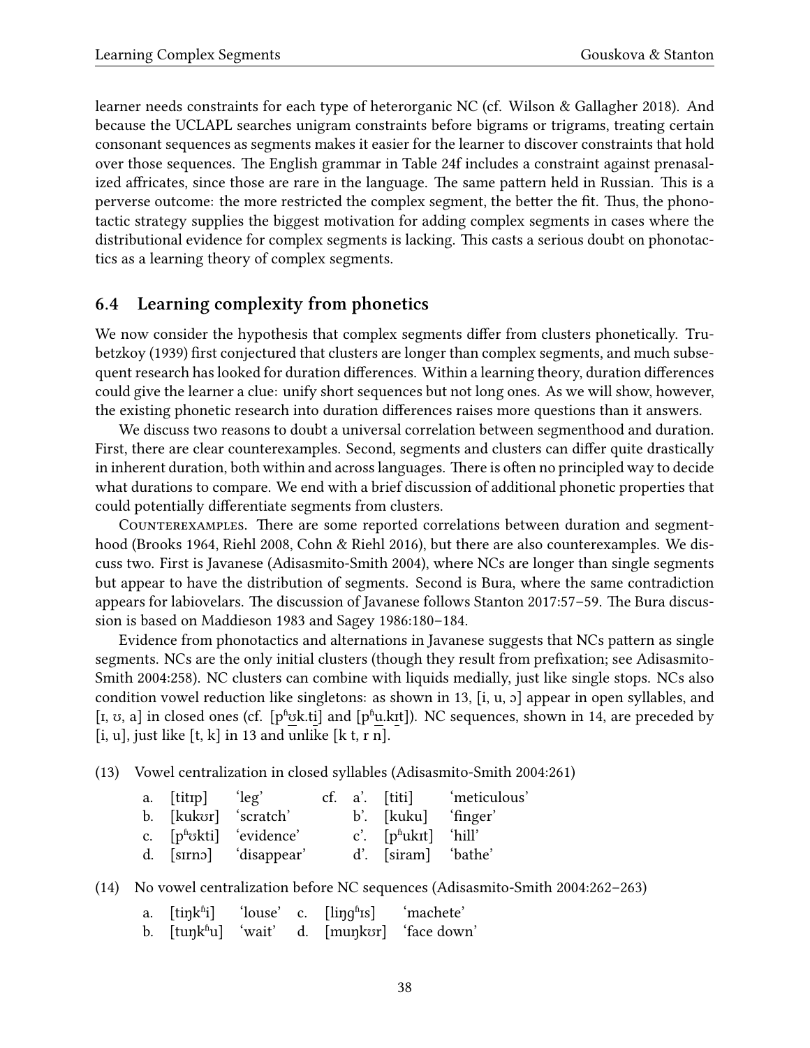learner needs constraints for each type of heterorganic NC (cf. Wilson & Gallagher 2018). And because the UCLAPL searches unigram constraints before bigrams or trigrams, treating certain consonant sequences as segments makes it easier for the learner to discover constraints that hold over those sequences. The English grammar in Table 24f includes a constraint against prenasalized affricates, since those are rare in the language. The same pattern held in Russian. This is a perverse outcome: the more restricted the complex segment, the better the fit. Thus, the phonotactic strategy supplies the biggest motivation for adding complex segments in cases where the distributional evidence for complex segments is lacking. This casts a serious doubt on phonotactics as a learning theory of complex segments.

### 6.4 Learning complexity from phonetics

We now consider the hypothesis that complex segments differ from clusters phonetically. Trubetzkoy (1939) first conjectured that clusters are longer than complex segments, and much subsequent research has looked for duration differences. Within a learning theory, duration differences could give the learner a clue: unify short sequences but not long ones. As we will show, however, the existing phonetic research into duration differences raises more questions than it answers.

We discuss two reasons to doubt a universal correlation between segmenthood and duration. First, there are clear counterexamples. Second, segments and clusters can differ quite drastically in inherent duration, both within and across languages. There is often no principled way to decide what durations to compare. We end with a brief discussion of additional phonetic properties that could potentially differentiate segments from clusters.

Counterexamples. There are some reported correlations between duration and segmenthood (Brooks 1964, Riehl 2008, Cohn & Riehl 2016), but there are also counterexamples. We discuss two. First is Javanese (Adisasmito-Smith 2004), where NCs are longer than single segments but appear to have the distribution of segments. Second is Bura, where the same contradiction appears for labiovelars. The discussion of Javanese follows Stanton 2017:57–59. The Bura discussion is based on Maddieson 1983 and Sagey 1986:180–184.

Evidence from phonotactics and alternations in Javanese suggests that NCs pattern as single segments. NCs are the only initial clusters (though they result from prefixation; see Adisasmito-Smith 2004:258). NC clusters can combine with liquids medially, just like single stops. NCs also condition vowel reduction like singletons: as shown in 13, [i, u, ɔ] appear in open syllables, and [ɪ, ʊ, a] in closed ones (cf. [pʱʊk.ti] and [pʱu.kɪt]). NC sequences, shown in 14, are preceded by [i, u], just like [t, k] in 13 and unlike [k t, r n].

(13) Vowel centralization in closed syllables (Adisasmito-Smith 2004:261)

| | | | | | | |
|---|---|---|---|---|---|---|
| a. | [titɪp] | 'leg' | cf. | a'. | [titi] | 'meticulous' |
| b. | [kukʊr] | 'scratch' | | b'. | [kuku] | 'finger' |
| c. | [pʱʊkti] | 'evidence' | | c'. | [pʱukɪt] | 'hill' |
| d. | [sɪrnɔ] | 'disappear' | | d'. | [siram] | 'bathe' |

(14) No vowel centralization before NC sequences (Adisasmito-Smith 2004:262–263)

| | | | | | |
|---|---|---|---|---|---|
| a. | [tiŋkʱi] | 'louse' | c. | [liŋgʱɪs] | 'machete' |
| b. | [tuŋkʱu] | 'wait' | d. | [muŋkʊr] | 'face down' |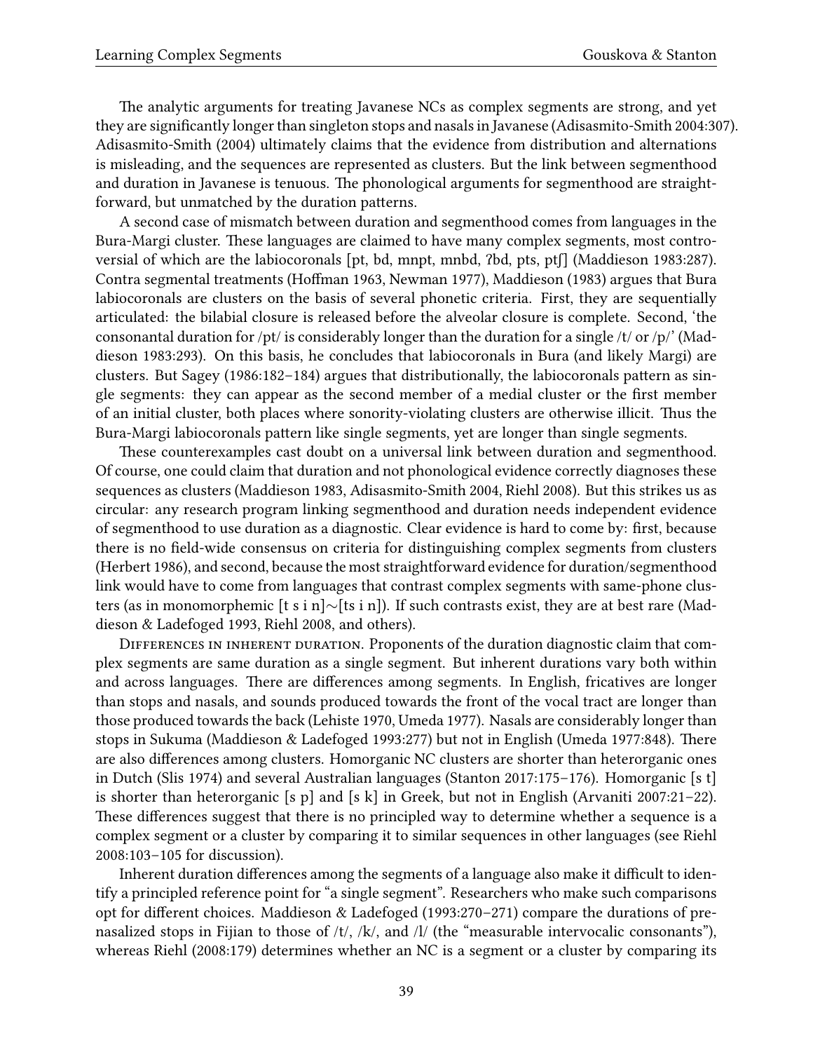The analytic arguments for treating Javanese NCs as complex segments are strong, and yet they are significantly longer than singleton stops and nasals in Javanese (Adisasmito-Smith 2004:307). Adisasmito-Smith (2004) ultimately claims that the evidence from distribution and alternations is misleading, and the sequences are represented as clusters. But the link between segmenthood and duration in Javanese is tenuous. The phonological arguments for segmenthood are straightforward, but unmatched by the duration patterns.

A second case of mismatch between duration and segmenthood comes from languages in the Bura-Margi cluster. These languages are claimed to have many complex segments, most controversial of which are the labiocoronals [pt, bd, mnpt, mnbd, ʔbd, pts, ptʃ] (Maddieson 1983:287). Contra segmental treatments (Hoffman 1963, Newman 1977), Maddieson (1983) argues that Bura labiocoronals are clusters on the basis of several phonetic criteria. First, they are sequentially articulated: the bilabial closure is released before the alveolar closure is complete. Second, 'the consonantal duration for /pt/ is considerably longer than the duration for a single /t/ or /p/' (Maddieson 1983:293). On this basis, he concludes that labiocoronals in Bura (and likely Margi) are clusters. But Sagey (1986:182–184) argues that distributionally, the labiocoronals pattern as single segments: they can appear as the second member of a medial cluster or the first member of an initial cluster, both places where sonority-violating clusters are otherwise illicit. Thus the Bura-Margi labiocoronals pattern like single segments, yet are longer than single segments.

These counterexamples cast doubt on a universal link between duration and segmenthood. Of course, one could claim that duration and not phonological evidence correctly diagnoses these sequences as clusters (Maddieson 1983, Adisasmito-Smith 2004, Riehl 2008). But this strikes us as circular: any research program linking segmenthood and duration needs independent evidence of segmenthood to use duration as a diagnostic. Clear evidence is hard to come by: first, because there is no field-wide consensus on criteria for distinguishing complex segments from clusters (Herbert 1986), and second, because the most straightforward evidence for duration/segmenthood link would have to come from languages that contrast complex segments with same-phone clusters (as in monomorphemic [t s i n]∼[ts i n]). If such contrasts exist, they are at best rare (Maddieson & Ladefoged 1993, Riehl 2008, and others).

Differences in inherent duration. Proponents of the duration diagnostic claim that complex segments are same duration as a single segment. But inherent durations vary both within and across languages. There are differences among segments. In English, fricatives are longer than stops and nasals, and sounds produced towards the front of the vocal tract are longer than those produced towards the back (Lehiste 1970, Umeda 1977). Nasals are considerably longer than stops in Sukuma (Maddieson & Ladefoged 1993:277) but not in English (Umeda 1977:848). There are also differences among clusters. Homorganic NC clusters are shorter than heterorganic ones in Dutch (Slis 1974) and several Australian languages (Stanton 2017:175–176). Homorganic [s t] is shorter than heterorganic [s p] and [s k] in Greek, but not in English (Arvaniti 2007:21–22). These differences suggest that there is no principled way to determine whether a sequence is a complex segment or a cluster by comparing it to similar sequences in other languages (see Riehl 2008:103–105 for discussion).

Inherent duration differences among the segments of a language also make it difficult to identify a principled reference point for "a single segment". Researchers who make such comparisons opt for different choices. Maddieson & Ladefoged (1993:270–271) compare the durations of prenasalized stops in Fijian to those of /t/, /k/, and /l/ (the "measurable intervocalic consonants"), whereas Riehl (2008:179) determines whether an NC is a segment or a cluster by comparing its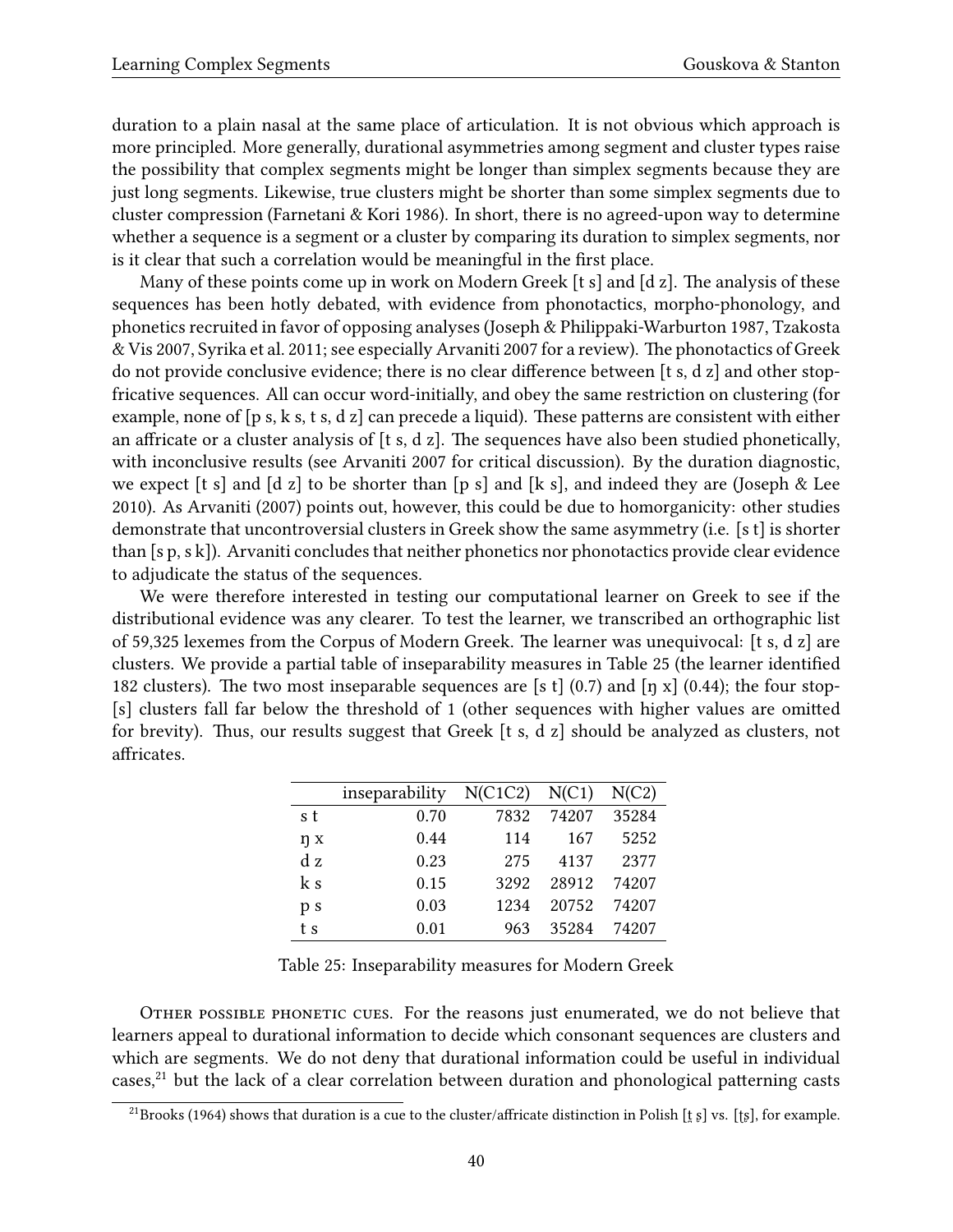duration to a plain nasal at the same place of articulation. It is not obvious which approach is more principled. More generally, durational asymmetries among segment and cluster types raise the possibility that complex segments might be longer than simplex segments because they are just long segments. Likewise, true clusters might be shorter than some simplex segments due to cluster compression (Farnetani & Kori 1986). In short, there is no agreed-upon way to determine whether a sequence is a segment or a cluster by comparing its duration to simplex segments, nor is it clear that such a correlation would be meaningful in the first place.

Many of these points come up in work on Modern Greek [t s] and [d z]. The analysis of these sequences has been hotly debated, with evidence from phonotactics, morpho-phonology, and phonetics recruited in favor of opposing analyses (Joseph & Philippaki-Warburton 1987, Tzakosta & Vis 2007, Syrika et al. 2011; see especially Arvaniti 2007 for a review). The phonotactics of Greek do not provide conclusive evidence; there is no clear difference between [t s, d z] and other stop-fricative sequences. All can occur word-initially, and obey the same restriction on clustering (for example, none of [p s, k s, t s, d z] can precede a liquid). These patterns are consistent with either an affricate or a cluster analysis of [t s, d z]. The sequences have also been studied phonetically, with inconclusive results (see Arvaniti 2007 for critical discussion). By the duration diagnostic, we expect [t s] and [d z] to be shorter than [p s] and [k s], and indeed they are (Joseph & Lee 2010). As Arvaniti (2007) points out, however, this could be due to homorganicity: other studies demonstrate that uncontroversial clusters in Greek show the same asymmetry (i.e. [s t] is shorter than [s p, s k]). Arvaniti concludes that neither phonetics nor phonotactics provide clear evidence to adjudicate the status of the sequences.

We were therefore interested in testing our computational learner on Greek to see if the distributional evidence was any clearer. To test the learner, we transcribed an orthographic list of 59,325 lexemes from the Corpus of Modern Greek. The learner was unequivocal: [t s, d z] are clusters. We provide a partial table of inseparability measures in Table 25 (the learner identified 182 clusters). The two most inseparable sequences are [s t] (0.7) and [ŋ x] (0.44); the four stop-[s] clusters fall far below the threshold of 1 (other sequences with higher values are omitted for brevity). Thus, our results suggest that Greek [t s, d z] should be analyzed as clusters, not affricates.

| | inseparability | N(C1C2) | N(C1) | N(C2) |
|---|---|---|---|---|
| s t | 0.70 | 7832 | 74207 | 35284 |
| ŋ x | 0.44 | 114 | 167 | 5252 |
| d z | 0.23 | 275 | 4137 | 2377 |
| k s | 0.15 | 3292 | 28912 | 74207 |
| p s | 0.03 | 1234 | 20752 | 74207 |
| t s | 0.01 | 963 | 35284 | 74207 |

Table 25: Inseparability measures for Modern Greek

Other possible phonetic cues. For the reasons just enumerated, we do not believe that learners appeal to durational information to decide which consonant sequences are clusters and which are segments. We do not deny that durational information could be useful in individual cases,[21] but the lack of a clear correlation between duration and phonological patterning casts

[21] Brooks (1964) shows that duration is a cue to the cluster/affricate distinction in Polish [t̪ ʂ] vs. [t̪ʂ], for example.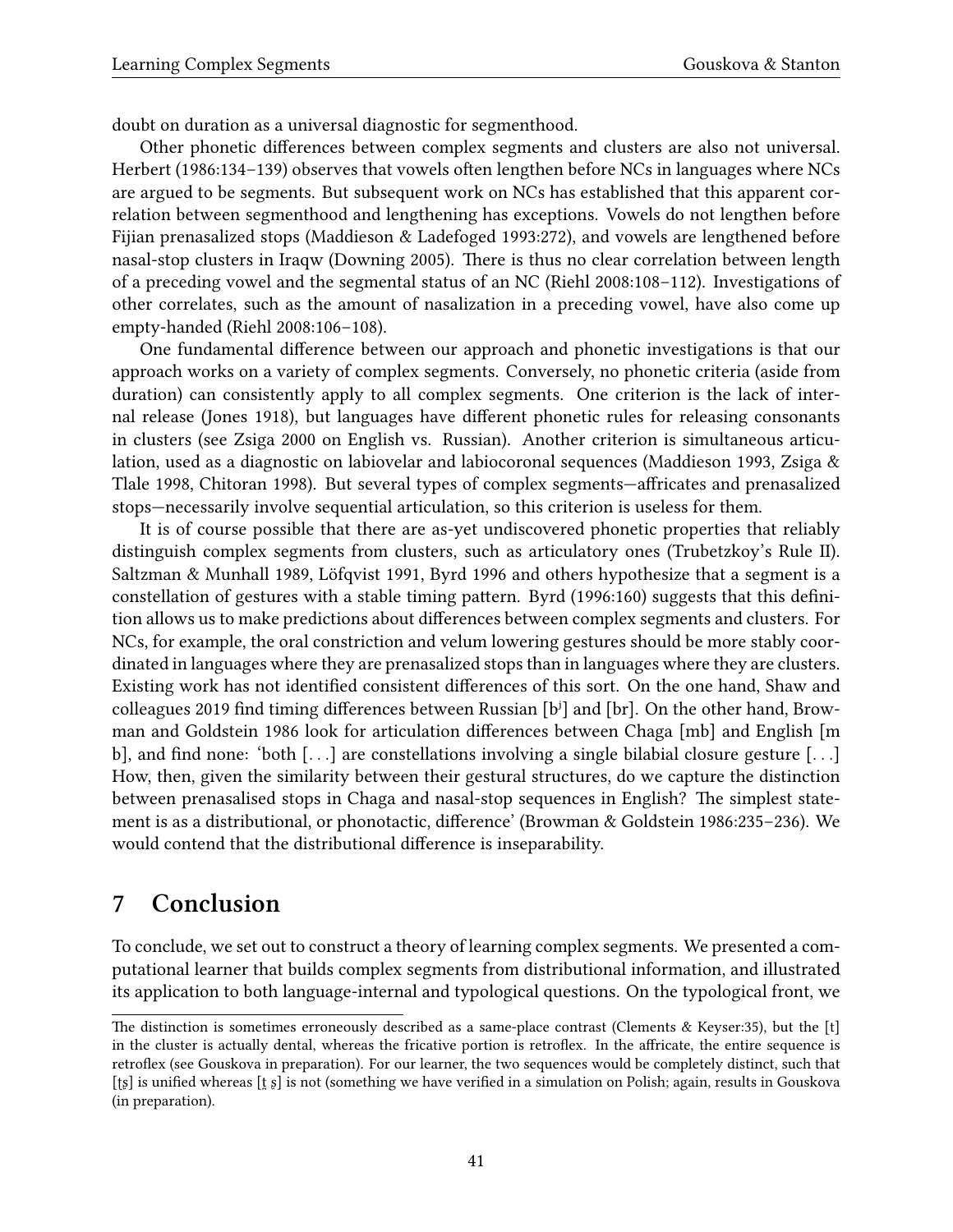doubt on duration as a universal diagnostic for segmenthood.

Other phonetic differences between complex segments and clusters are also not universal. Herbert (1986:134–139) observes that vowels often lengthen before NCs in languages where NCs are argued to be segments. But subsequent work on NCs has established that this apparent correlation between segmenthood and lengthening has exceptions. Vowels do not lengthen before Fijian prenasalized stops (Maddieson & Ladefoged 1993:272), and vowels are lengthened before nasal-stop clusters in Iraqw (Downing 2005). There is thus no clear correlation between length of a preceding vowel and the segmental status of an NC (Riehl 2008:108–112). Investigations of other correlates, such as the amount of nasalization in a preceding vowel, have also come up empty-handed (Riehl 2008:106–108).

One fundamental difference between our approach and phonetic investigations is that our approach works on a variety of complex segments. Conversely, no phonetic criteria (aside from duration) can consistently apply to all complex segments. One criterion is the lack of internal release (Jones 1918), but languages have different phonetic rules for releasing consonants in clusters (see Zsiga 2000 on English vs. Russian). Another criterion is simultaneous articulation, used as a diagnostic on labiovelar and labiocoronal sequences (Maddieson 1993, Zsiga & Tlale 1998, Chitoran 1998). But several types of complex segments—affricates and prenasalized stops—necessarily involve sequential articulation, so this criterion is useless for them.

It is of course possible that there are as-yet undiscovered phonetic properties that reliably distinguish complex segments from clusters, such as articulatory ones (Trubetzkoy's Rule II). Saltzman & Munhall 1989, Löfqvist 1991, Byrd 1996 and others hypothesize that a segment is a constellation of gestures with a stable timing pattern. Byrd (1996:160) suggests that this definition allows us to make predictions about differences between complex segments and clusters. For NCs, for example, the oral constriction and velum lowering gestures should be more stably coordinated in languages where they are prenasalized stops than in languages where they are clusters. Existing work has not identified consistent differences of this sort. On the one hand, Shaw and colleagues 2019 find timing differences between Russian [bʲ] and [br]. On the other hand, Browman and Goldstein 1986 look for articulation differences between Chaga [mb] and English [m b], and find none: 'both [. . .] are constellations involving a single bilabial closure gesture [. . .] How, then, given the similarity between their gestural structures, do we capture the distinction between prenasalised stops in Chaga and nasal-stop sequences in English? The simplest statement is as a distributional, or phonotactic, difference' (Browman & Goldstein 1986:235–236). We would contend that the distributional difference is inseparability.

# 7 Conclusion

To conclude, we set out to construct a theory of learning complex segments. We presented a computational learner that builds complex segments from distributional information, and illustrated its application to both language-internal and typological questions. On the typological front, we

---

The distinction is sometimes erroneously described as a same-place contrast (Clements & Keyser:35), but the [t] in the cluster is actually dental, whereas the fricative portion is retroflex. In the affricate, the entire sequence is retroflex (see Gouskova in preparation). For our learner, the two sequences would be completely distinct, such that [ʈʂ] is unified whereas [t̪ ʂ] is not (something we have verified in a simulation on Polish; again, results in Gouskova (in preparation).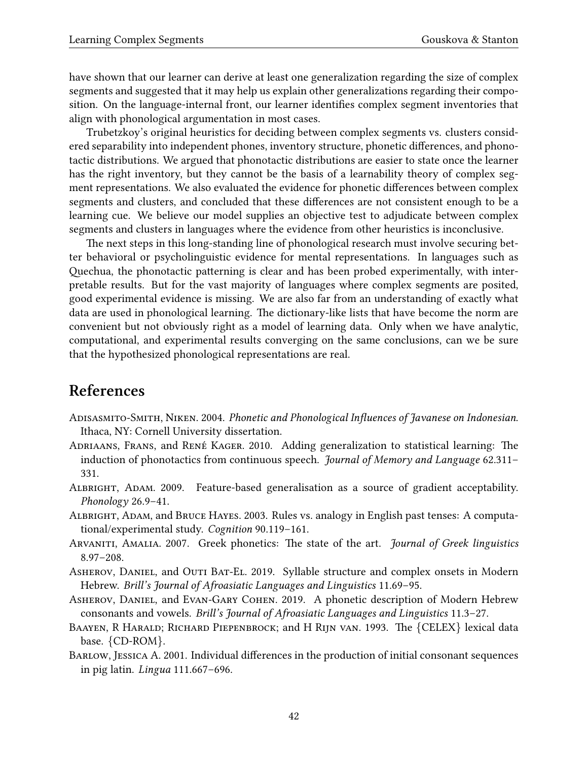have shown that our learner can derive at least one generalization regarding the size of complex segments and suggested that it may help us explain other generalizations regarding their composition. On the language-internal front, our learner identifies complex segment inventories that align with phonological argumentation in most cases.

Trubetzkoy's original heuristics for deciding between complex segments vs. clusters considered separability into independent phones, inventory structure, phonetic differences, and phonotactic distributions. We argued that phonotactic distributions are easier to state once the learner has the right inventory, but they cannot be the basis of a learnability theory of complex segment representations. We also evaluated the evidence for phonetic differences between complex segments and clusters, and concluded that these differences are not consistent enough to be a learning cue. We believe our model supplies an objective test to adjudicate between complex segments and clusters in languages where the evidence from other heuristics is inconclusive.

The next steps in this long-standing line of phonological research must involve securing better behavioral or psycholinguistic evidence for mental representations. In languages such as Quechua, the phonotactic patterning is clear and has been probed experimentally, with interpretable results. But for the vast majority of languages where complex segments are posited, good experimental evidence is missing. We are also far from an understanding of exactly what data are used in phonological learning. The dictionary-like lists that have become the norm are convenient but not obviously right as a model of learning data. Only when we have analytic, computational, and experimental results converging on the same conclusions, can we be sure that the hypothesized phonological representations are real.

## References

Adisasmito-Smith, Niken. 2004. *Phonetic and Phonological Influences of Javanese on Indonesian*. Ithaca, NY: Cornell University dissertation.

Adriaans, Frans, and René Kager. 2010. Adding generalization to statistical learning: The induction of phonotactics from continuous speech. *Journal of Memory and Language* 62.311–331.

Albright, Adam. 2009. Feature-based generalisation as a source of gradient acceptability. *Phonology* 26.9–41.

Albright, Adam, and Bruce Hayes. 2003. Rules vs. analogy in English past tenses: A computational/experimental study. *Cognition* 90.119–161.

Arvaniti, Amalia. 2007. Greek phonetics: The state of the art. *Journal of Greek linguistics* 8.97–208.

Asherov, Daniel, and Outi Bat-El. 2019. Syllable structure and complex onsets in Modern Hebrew. *Brill's Journal of Afroasiatic Languages and Linguistics* 11.69–95.

Asherov, Daniel, and Evan-Gary Cohen. 2019. A phonetic description of Modern Hebrew consonants and vowels. *Brill's Journal of Afroasiatic Languages and Linguistics* 11.3–27.

Baayen, R Harald; Richard Piepenbrock; and H Rijn van. 1993. The {CELEX} lexical data base. {CD-ROM}.

Barlow, Jessica A. 2001. Individual differences in the production of initial consonant sequences in pig latin. *Lingua* 111.667–696.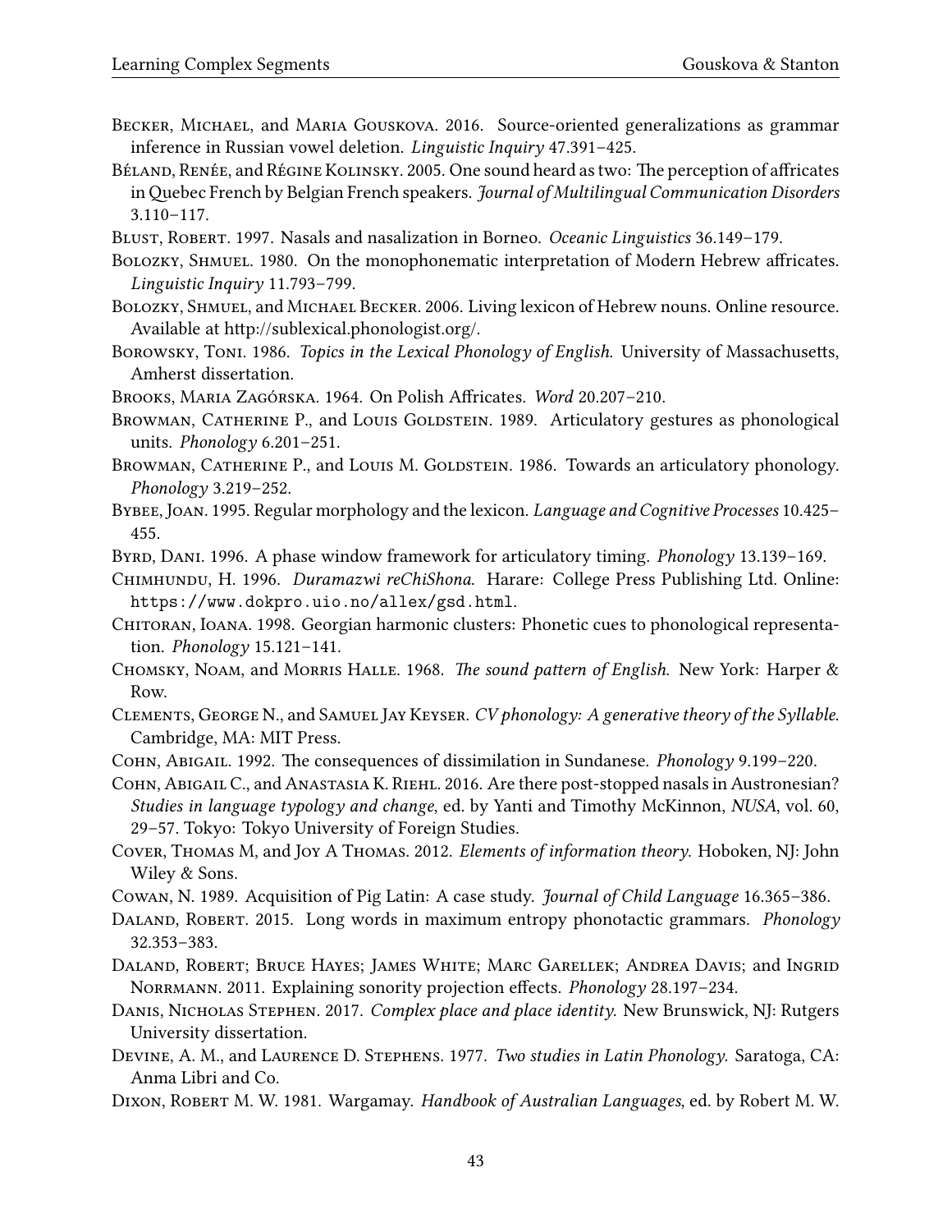Becker, Michael, and Maria Gouskova. 2016. Source-oriented generalizations as grammar inference in Russian vowel deletion. *Linguistic Inquiry* 47.391–425.

Béland, Renée, and Régine Kolinsky. 2005. One sound heard as two: The perception of affricates in Quebec French by Belgian French speakers. *Journal of Multilingual Communication Disorders* 3.110–117.

Blust, Robert. 1997. Nasals and nasalization in Borneo. *Oceanic Linguistics* 36.149–179.

Bolozky, Shmuel. 1980. On the monophonematic interpretation of Modern Hebrew affricates. *Linguistic Inquiry* 11.793–799.

Bolozky, Shmuel, and Michael Becker. 2006. Living lexicon of Hebrew nouns. Online resource. Available at http://sublexical.phonologist.org/.

Borowsky, Toni. 1986. *Topics in the Lexical Phonology of English*. University of Massachusetts, Amherst dissertation.

Brooks, Maria Zagórska. 1964. On Polish Affricates. *Word* 20.207–210.

Browman, Catherine P., and Louis Goldstein. 1989. Articulatory gestures as phonological units. *Phonology* 6.201–251.

Browman, Catherine P., and Louis M. Goldstein. 1986. Towards an articulatory phonology. *Phonology* 3.219–252.

Bybee, Joan. 1995. Regular morphology and the lexicon. *Language and Cognitive Processes* 10.425–455.

Byrd, Dani. 1996. A phase window framework for articulatory timing. *Phonology* 13.139–169.

Chimhundu, H. 1996. *Duramazwi reChiShona*. Harare: College Press Publishing Ltd. Online: `https://www.dokpro.uio.no/allex/gsd.html`.

Chitoran, Ioana. 1998. Georgian harmonic clusters: Phonetic cues to phonological representation. *Phonology* 15.121–141.

Chomsky, Noam, and Morris Halle. 1968. *The sound pattern of English*. New York: Harper & Row.

Clements, George N., and Samuel Jay Keyser. *CV phonology: A generative theory of the Syllable*. Cambridge, MA: MIT Press.

Cohn, Abigail. 1992. The consequences of dissimilation in Sundanese. *Phonology* 9.199–220.

Cohn, Abigail C., and Anastasia K. Riehl. 2016. Are there post-stopped nasals in Austronesian? *Studies in language typology and change*, ed. by Yanti and Timothy McKinnon, *NUSA*, vol. 60, 29–57. Tokyo: Tokyo University of Foreign Studies.

Cover, Thomas M, and Joy A Thomas. 2012. *Elements of information theory*. Hoboken, NJ: John Wiley & Sons.

Cowan, N. 1989. Acquisition of Pig Latin: A case study. *Journal of Child Language* 16.365–386.

Daland, Robert. 2015. Long words in maximum entropy phonotactic grammars. *Phonology* 32.353–383.

Daland, Robert; Bruce Hayes; James White; Marc Garellek; Andrea Davis; and Ingrid Norrmann. 2011. Explaining sonority projection effects. *Phonology* 28.197–234.

Danis, Nicholas Stephen. 2017. *Complex place and place identity*. New Brunswick, NJ: Rutgers University dissertation.

Devine, A. M., and Laurence D. Stephens. 1977. *Two studies in Latin Phonology*. Saratoga, CA: Anma Libri and Co.

Dixon, Robert M. W. 1981. Wargamay. *Handbook of Australian Languages*, ed. by Robert M. W.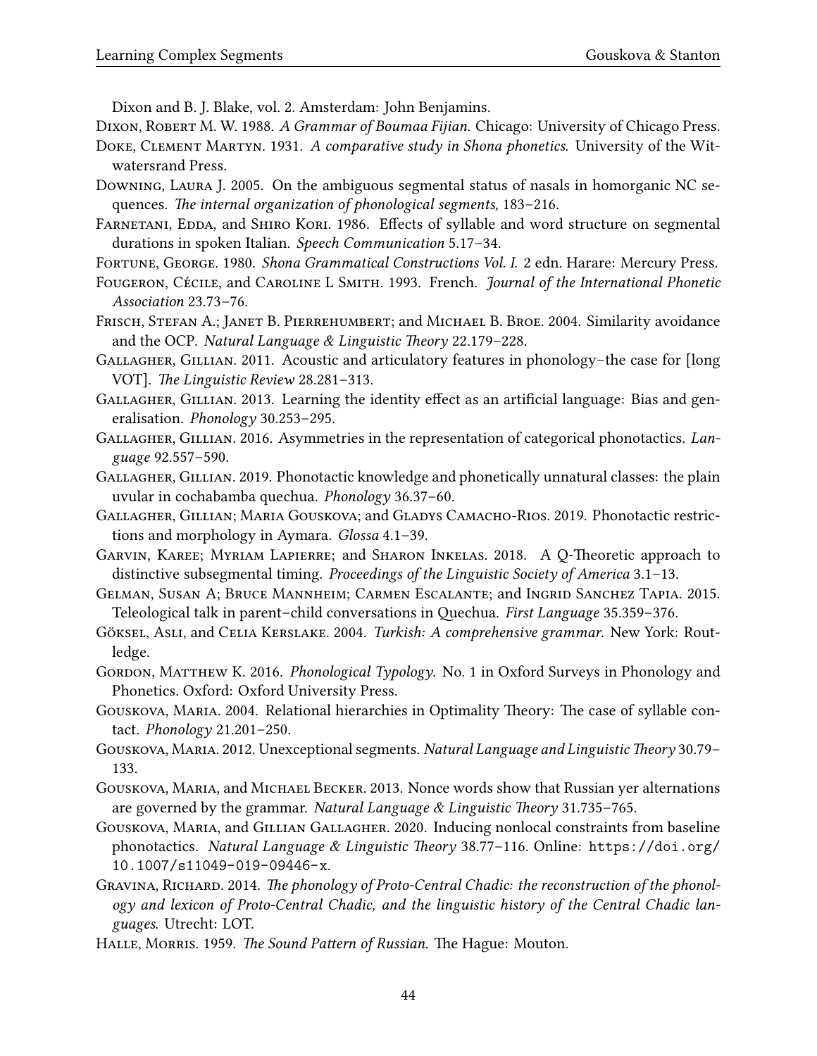Dixon and B. J. Blake, vol. 2. Amsterdam: John Benjamins.

Dixon, Robert M. W. 1988. *A Grammar of Boumaa Fijian.* Chicago: University of Chicago Press.

Doke, Clement Martyn. 1931. *A comparative study in Shona phonetics.* University of the Witwatersrand Press.

Downing, Laura J. 2005. On the ambiguous segmental status of nasals in homorganic NC sequences. *The internal organization of phonological segments*, 183–216.

Farnetani, Edda, and Shiro Kori. 1986. Effects of syllable and word structure on segmental durations in spoken Italian. *Speech Communication* 5.17–34.

Fortune, George. 1980. *Shona Grammatical Constructions Vol. I.* 2 edn. Harare: Mercury Press.

Fougeron, Cécile, and Caroline L Smith. 1993. French. *Journal of the International Phonetic Association* 23.73–76.

Frisch, Stefan A.; Janet B. Pierrehumbert; and Michael B. Broe. 2004. Similarity avoidance and the OCP. *Natural Language & Linguistic Theory* 22.179–228.

Gallagher, Gillian. 2011. Acoustic and articulatory features in phonology–the case for [long VOT]. *The Linguistic Review* 28.281–313.

Gallagher, Gillian. 2013. Learning the identity effect as an artificial language: Bias and generalisation. *Phonology* 30.253–295.

Gallagher, Gillian. 2016. Asymmetries in the representation of categorical phonotactics. *Language* 92.557–590.

Gallagher, Gillian. 2019. Phonotactic knowledge and phonetically unnatural classes: the plain uvular in cochabamba quechua. *Phonology* 36.37–60.

Gallagher, Gillian; Maria Gouskova; and Gladys Camacho-Rios. 2019. Phonotactic restrictions and morphology in Aymara. *Glossa* 4.1–39.

Garvin, Karee; Myriam Lapierre; and Sharon Inkelas. 2018. A Q-Theoretic approach to distinctive subsegmental timing. *Proceedings of the Linguistic Society of America* 3.1–13.

Gelman, Susan A; Bruce Mannheim; Carmen Escalante; and Ingrid Sanchez Tapia. 2015. Teleological talk in parent–child conversations in Quechua. *First Language* 35.359–376.

Göksel, Asli, and Celia Kerslake. 2004. *Turkish: A comprehensive grammar.* New York: Routledge.

Gordon, Matthew K. 2016. *Phonological Typology.* No. 1 in Oxford Surveys in Phonology and Phonetics. Oxford: Oxford University Press.

Gouskova, Maria. 2004. Relational hierarchies in Optimality Theory: The case of syllable contact. *Phonology* 21.201–250.

Gouskova, Maria. 2012. Unexceptional segments. *Natural Language and Linguistic Theory* 30.79–133.

Gouskova, Maria, and Michael Becker. 2013. Nonce words show that Russian yer alternations are governed by the grammar. *Natural Language & Linguistic Theory* 31.735–765.

Gouskova, Maria, and Gillian Gallagher. 2020. Inducing nonlocal constraints from baseline phonotactics. *Natural Language & Linguistic Theory* 38.77–116. Online: `https://doi.org/10.1007/s11049-019-09446-x`.

Gravina, Richard. 2014. *The phonology of Proto-Central Chadic: the reconstruction of the phonology and lexicon of Proto-Central Chadic, and the linguistic history of the Central Chadic languages.* Utrecht: LOT.

Halle, Morris. 1959. *The Sound Pattern of Russian.* The Hague: Mouton.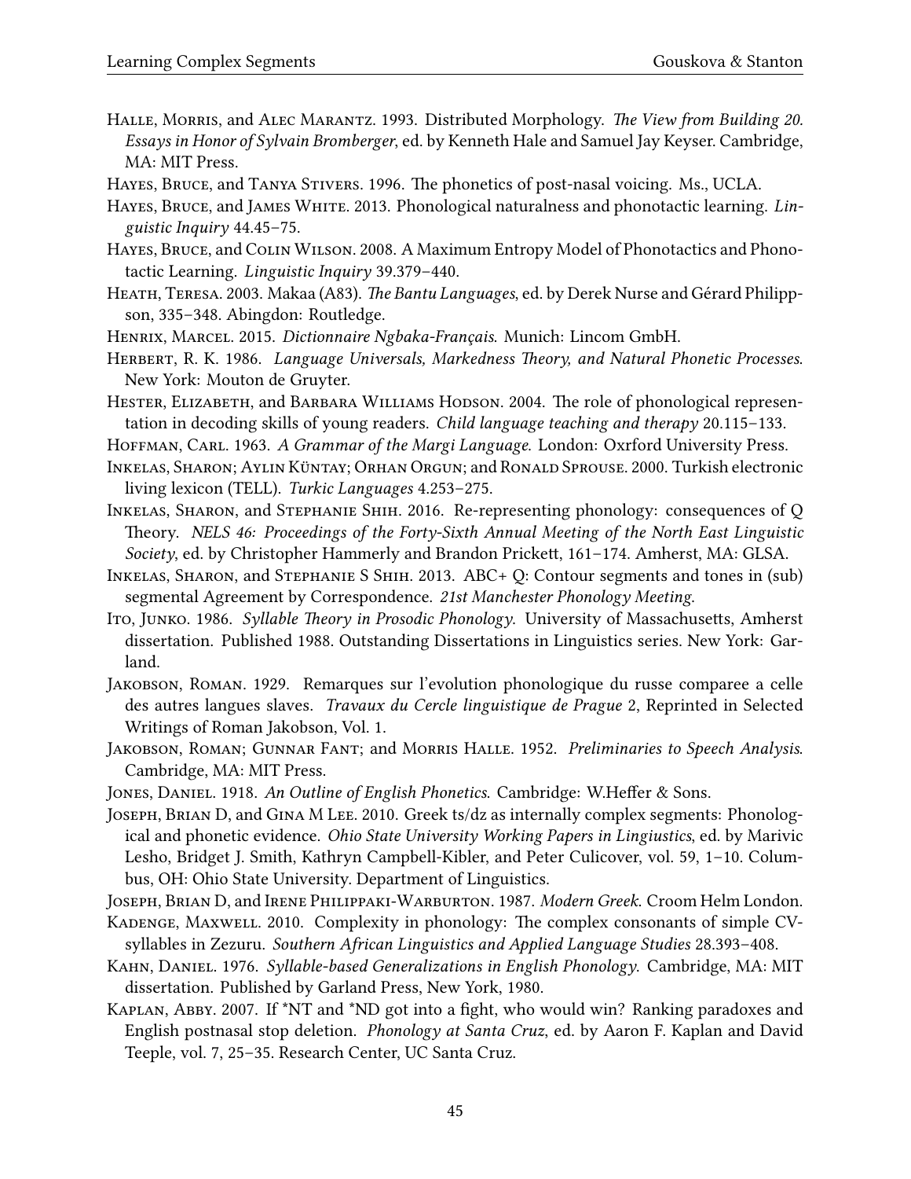Halle, Morris, and Alec Marantz. 1993. Distributed Morphology. *The View from Building 20. Essays in Honor of Sylvain Bromberger*, ed. by Kenneth Hale and Samuel Jay Keyser. Cambridge, MA: MIT Press.

Hayes, Bruce, and Tanya Stivers. 1996. The phonetics of post-nasal voicing. Ms., UCLA.

Hayes, Bruce, and James White. 2013. Phonological naturalness and phonotactic learning. *Linguistic Inquiry* 44.45–75.

Hayes, Bruce, and Colin Wilson. 2008. A Maximum Entropy Model of Phonotactics and Phonotactic Learning. *Linguistic Inquiry* 39.379–440.

Heath, Teresa. 2003. Makaa (A83). *The Bantu Languages*, ed. by Derek Nurse and Gérard Philippson, 335–348. Abingdon: Routledge.

Henrix, Marcel. 2015. *Dictionnaire Ngbaka-Français*. Munich: Lincom GmbH.

Herbert, R. K. 1986. *Language Universals, Markedness Theory, and Natural Phonetic Processes*. New York: Mouton de Gruyter.

Hester, Elizabeth, and Barbara Williams Hodson. 2004. The role of phonological representation in decoding skills of young readers. *Child language teaching and therapy* 20.115–133.

Hoffman, Carl. 1963. *A Grammar of the Margi Language*. London: Oxrford University Press.

Inkelas, Sharon; Aylin Küntay; Orhan Orgun; and Ronald Sprouse. 2000. Turkish electronic living lexicon (TELL). *Turkic Languages* 4.253–275.

Inkelas, Sharon, and Stephanie Shih. 2016. Re-representing phonology: consequences of Q Theory. *NELS 46: Proceedings of the Forty-Sixth Annual Meeting of the North East Linguistic Society*, ed. by Christopher Hammerly and Brandon Prickett, 161–174. Amherst, MA: GLSA.

Inkelas, Sharon, and Stephanie S Shih. 2013. ABC+ Q: Contour segments and tones in (sub) segmental Agreement by Correspondence. *21st Manchester Phonology Meeting*.

Ito, Junko. 1986. *Syllable Theory in Prosodic Phonology*. University of Massachusetts, Amherst dissertation. Published 1988. Outstanding Dissertations in Linguistics series. New York: Garland.

Jakobson, Roman. 1929. Remarques sur l'evolution phonologique du russe comparee a celle des autres langues slaves. *Travaux du Cercle linguistique de Prague* 2, Reprinted in Selected Writings of Roman Jakobson, Vol. 1.

Jakobson, Roman; Gunnar Fant; and Morris Halle. 1952. *Preliminaries to Speech Analysis*. Cambridge, MA: MIT Press.

Jones, Daniel. 1918. *An Outline of English Phonetics*. Cambridge: W.Heffer & Sons.

Joseph, Brian D, and Gina M Lee. 2010. Greek ts/dz as internally complex segments: Phonological and phonetic evidence. *Ohio State University Working Papers in Lingiustics*, ed. by Marivic Lesho, Bridget J. Smith, Kathryn Campbell-Kibler, and Peter Culicover, vol. 59, 1–10. Columbus, OH: Ohio State University. Department of Linguistics.

Joseph, Brian D, and Irene Philippaki-Warburton. 1987. *Modern Greek*. Croom Helm London.

Kadenge, Maxwell. 2010. Complexity in phonology: The complex consonants of simple CV-syllables in Zezuru. *Southern African Linguistics and Applied Language Studies* 28.393–408.

Kahn, Daniel. 1976. *Syllable-based Generalizations in English Phonology*. Cambridge, MA: MIT dissertation. Published by Garland Press, New York, 1980.

Kaplan, Abby. 2007. If *NT and *ND got into a fight, who would win? Ranking paradoxes and English postnasal stop deletion. *Phonology at Santa Cruz*, ed. by Aaron F. Kaplan and David Teeple, vol. 7, 25–35. Research Center, UC Santa Cruz.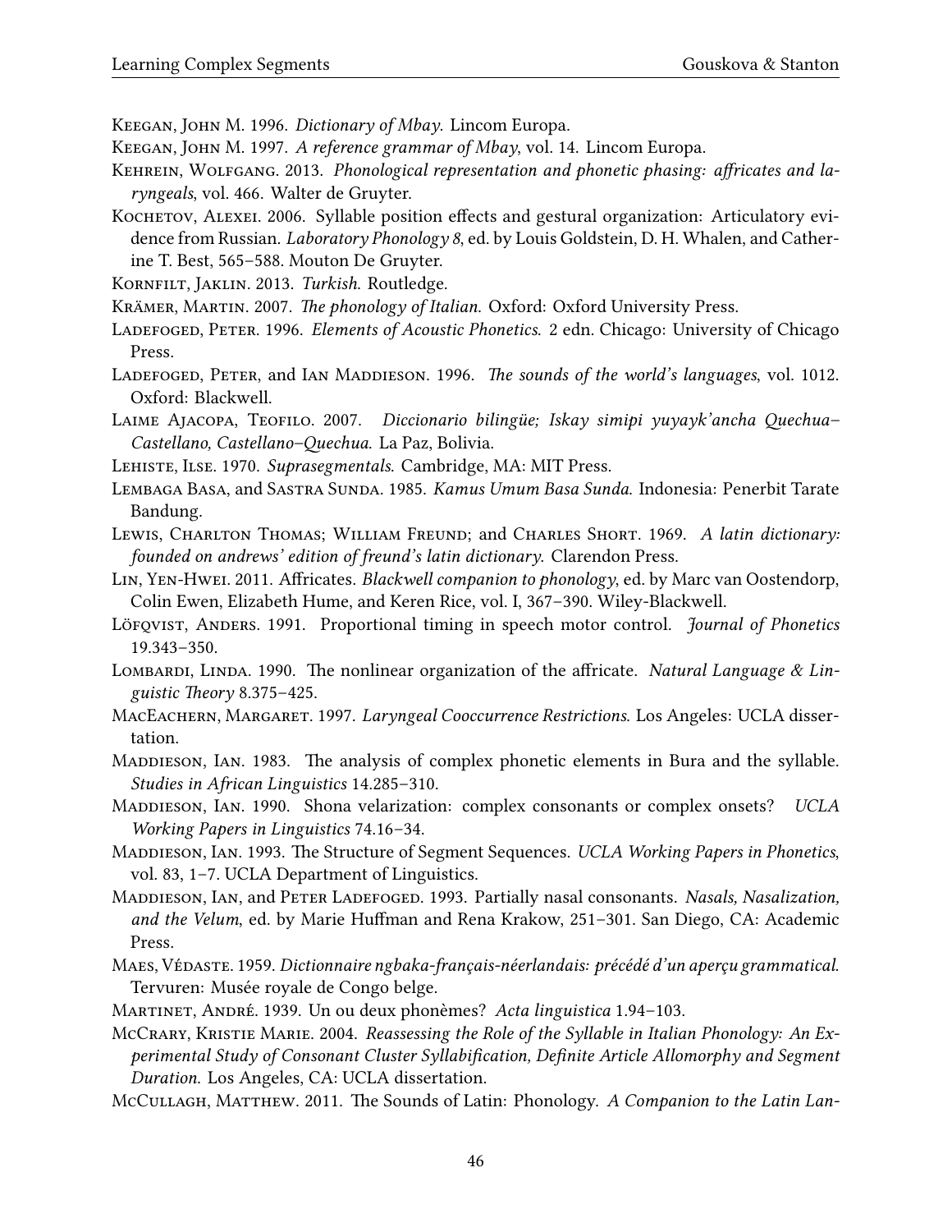Keegan, John M. 1996. *Dictionary of Mbay.* Lincom Europa.

Keegan, John M. 1997. *A reference grammar of Mbay*, vol. 14. Lincom Europa.

Kehrein, Wolfgang. 2013. *Phonological representation and phonetic phasing: affricates and laryngeals*, vol. 466. Walter de Gruyter.

Kochetov, Alexei. 2006. Syllable position effects and gestural organization: Articulatory evidence from Russian. *Laboratory Phonology 8*, ed. by Louis Goldstein, D. H. Whalen, and Catherine T. Best, 565–588. Mouton De Gruyter.

Kornfilt, Jaklin. 2013. *Turkish.* Routledge.

Krämer, Martin. 2007. *The phonology of Italian.* Oxford: Oxford University Press.

Ladefoged, Peter. 1996. *Elements of Acoustic Phonetics.* 2 edn. Chicago: University of Chicago Press.

Ladefoged, Peter, and Ian Maddieson. 1996. *The sounds of the world's languages*, vol. 1012. Oxford: Blackwell.

Laime Ajacopa, Teofilo. 2007. *Diccionario bilingüe; Iskay simipi yuyayk'ancha Quechua–Castellano, Castellano–Quechua.* La Paz, Bolivia.

Lehiste, Ilse. 1970. *Suprasegmentals.* Cambridge, MA: MIT Press.

Lembaga Basa, and Sastra Sunda. 1985. *Kamus Umum Basa Sunda.* Indonesia: Penerbit Tarate Bandung.

Lewis, Charlton Thomas; William Freund; and Charles Short. 1969. *A latin dictionary: founded on andrews' edition of freund's latin dictionary.* Clarendon Press.

Lin, Yen-Hwei. 2011. Affricates. *Blackwell companion to phonology*, ed. by Marc van Oostendorp, Colin Ewen, Elizabeth Hume, and Keren Rice, vol. I, 367–390. Wiley-Blackwell.

Löfqvist, Anders. 1991. Proportional timing in speech motor control. *Journal of Phonetics* 19.343–350.

Lombardi, Linda. 1990. The nonlinear organization of the affricate. *Natural Language & Linguistic Theory* 8.375–425.

MacEachern, Margaret. 1997. *Laryngeal Cooccurrence Restrictions.* Los Angeles: UCLA dissertation.

Maddieson, Ian. 1983. The analysis of complex phonetic elements in Bura and the syllable. *Studies in African Linguistics* 14.285–310.

Maddieson, Ian. 1990. Shona velarization: complex consonants or complex onsets? *UCLA Working Papers in Linguistics* 74.16–34.

Maddieson, Ian. 1993. The Structure of Segment Sequences. *UCLA Working Papers in Phonetics*, vol. 83, 1–7. UCLA Department of Linguistics.

Maddieson, Ian, and Peter Ladefoged. 1993. Partially nasal consonants. *Nasals, Nasalization, and the Velum*, ed. by Marie Huffman and Rena Krakow, 251–301. San Diego, CA: Academic Press.

Maes, Védaste. 1959. *Dictionnaire ngbaka-français-néerlandais: précédé d'un aperçu grammatical.* Tervuren: Musée royale de Congo belge.

Martinet, André. 1939. Un ou deux phonèmes? *Acta linguistica* 1.94–103.

McCrary, Kristie Marie. 2004. *Reassessing the Role of the Syllable in Italian Phonology: An Experimental Study of Consonant Cluster Syllabification, Definite Article Allomorphy and Segment Duration.* Los Angeles, CA: UCLA dissertation.

McCullagh, Matthew. 2011. The Sounds of Latin: Phonology. *A Companion to the Latin Lan-*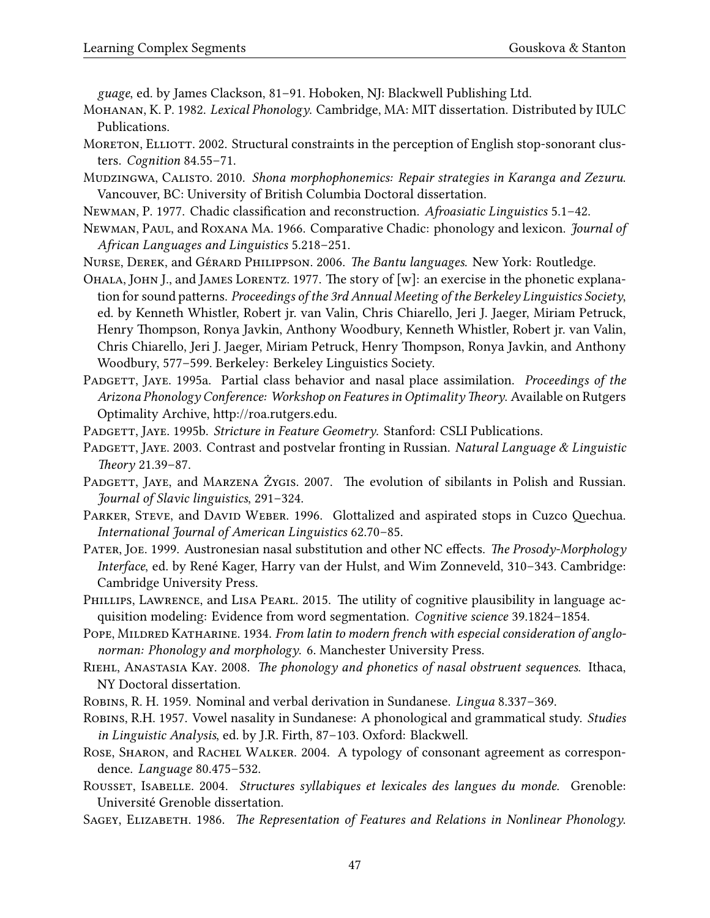*guage*, ed. by James Clackson, 81–91. Hoboken, NJ: Blackwell Publishing Ltd.

Mohanan, K. P. 1982. *Lexical Phonology*. Cambridge, MA: MIT dissertation. Distributed by IULC Publications.

Moreton, Elliott. 2002. Structural constraints in the perception of English stop-sonorant clusters. *Cognition* 84.55–71.

Mudzingwa, Calisto. 2010. *Shona morphophonemics: Repair strategies in Karanga and Zezuru*. Vancouver, BC: University of British Columbia Doctoral dissertation.

Newman, P. 1977. Chadic classification and reconstruction. *Afroasiatic Linguistics* 5.1–42.

Newman, Paul, and Roxana Ma. 1966. Comparative Chadic: phonology and lexicon. *Journal of African Languages and Linguistics* 5.218–251.

Nurse, Derek, and Gérard Philippson. 2006. *The Bantu languages*. New York: Routledge.

Ohala, John J., and James Lorentz. 1977. The story of [w]: an exercise in the phonetic explanation for sound patterns. *Proceedings of the 3rd Annual Meeting of the Berkeley Linguistics Society*, ed. by Kenneth Whistler, Robert jr. van Valin, Chris Chiarello, Jeri J. Jaeger, Miriam Petruck, Henry Thompson, Ronya Javkin, Anthony Woodbury, Kenneth Whistler, Robert jr. van Valin, Chris Chiarello, Jeri J. Jaeger, Miriam Petruck, Henry Thompson, Ronya Javkin, and Anthony Woodbury, 577–599. Berkeley: Berkeley Linguistics Society.

Padgett, Jaye. 1995a. Partial class behavior and nasal place assimilation. *Proceedings of the Arizona Phonology Conference: Workshop on Features in Optimality Theory*. Available on Rutgers Optimality Archive, http://roa.rutgers.edu.

Padgett, Jaye. 1995b. *Stricture in Feature Geometry*. Stanford: CSLI Publications.

Padgett, Jaye. 2003. Contrast and postvelar fronting in Russian. *Natural Language & Linguistic Theory* 21.39–87.

Padgett, Jaye, and Marzena Żygis. 2007. The evolution of sibilants in Polish and Russian. *Journal of Slavic linguistics*, 291–324.

Parker, Steve, and David Weber. 1996. Glottalized and aspirated stops in Cuzco Quechua. *International Journal of American Linguistics* 62.70–85.

Pater, Joe. 1999. Austronesian nasal substitution and other NC effects. *The Prosody-Morphology Interface*, ed. by René Kager, Harry van der Hulst, and Wim Zonneveld, 310–343. Cambridge: Cambridge University Press.

Phillips, Lawrence, and Lisa Pearl. 2015. The utility of cognitive plausibility in language acquisition modeling: Evidence from word segmentation. *Cognitive science* 39.1824–1854.

Pope, Mildred Katharine. 1934. *From latin to modern french with especial consideration of anglo-norman: Phonology and morphology*. 6. Manchester University Press.

Riehl, Anastasia Kay. 2008. *The phonology and phonetics of nasal obstruent sequences*. Ithaca, NY Doctoral dissertation.

Robins, R. H. 1959. Nominal and verbal derivation in Sundanese. *Lingua* 8.337–369.

Robins, R.H. 1957. Vowel nasality in Sundanese: A phonological and grammatical study. *Studies in Linguistic Analysis*, ed. by J.R. Firth, 87–103. Oxford: Blackwell.

Rose, Sharon, and Rachel Walker. 2004. A typology of consonant agreement as correspondence. *Language* 80.475–532.

Rousset, Isabelle. 2004. *Structures syllabiques et lexicales des langues du monde*. Grenoble: Université Grenoble dissertation.

Sagey, Elizabeth. 1986. *The Representation of Features and Relations in Nonlinear Phonology*.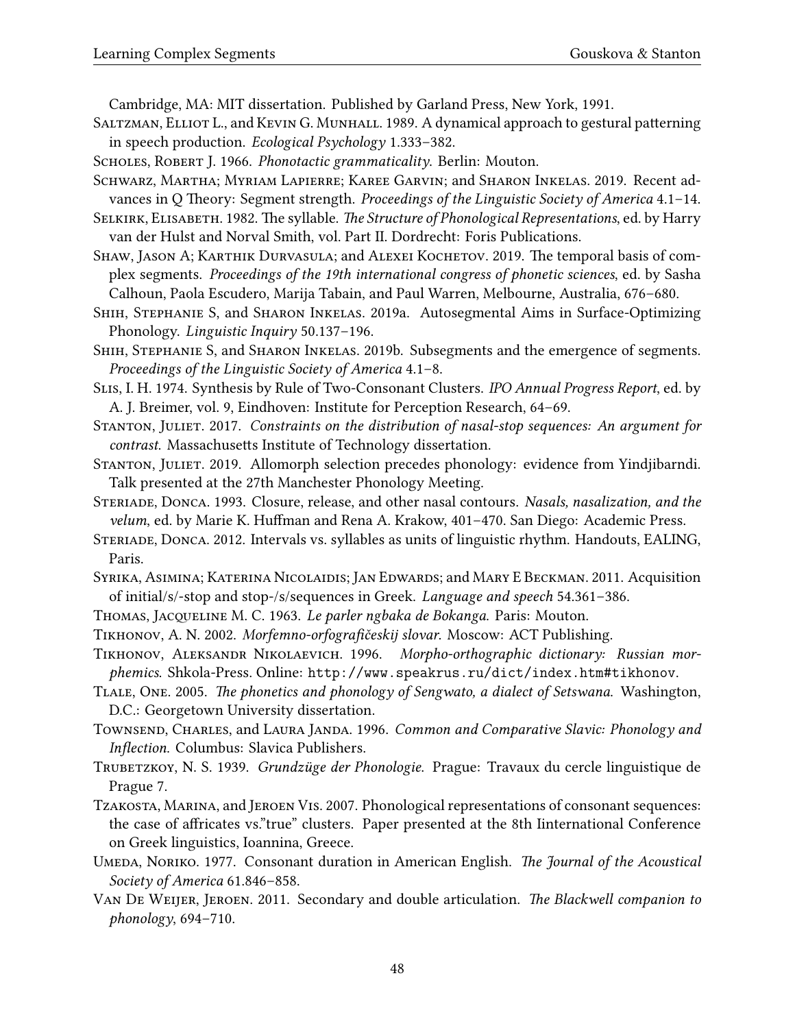Cambridge, MA: MIT dissertation. Published by Garland Press, New York, 1991.

Saltzman, Elliot L., and Kevin G. Munhall. 1989. A dynamical approach to gestural patterning in speech production. *Ecological Psychology* 1.333–382.

Scholes, Robert J. 1966. *Phonotactic grammaticality*. Berlin: Mouton.

Schwarz, Martha; Myriam Lapierre; Karee Garvin; and Sharon Inkelas. 2019. Recent advances in Q Theory: Segment strength. *Proceedings of the Linguistic Society of America* 4.1–14.

Selkirk, Elisabeth. 1982. The syllable. *The Structure of Phonological Representations*, ed. by Harry van der Hulst and Norval Smith, vol. Part II. Dordrecht: Foris Publications.

Shaw, Jason A; Karthik Durvasula; and Alexei Kochetov. 2019. The temporal basis of complex segments. *Proceedings of the 19th international congress of phonetic sciences*, ed. by Sasha Calhoun, Paola Escudero, Marija Tabain, and Paul Warren, Melbourne, Australia, 676–680.

Shih, Stephanie S, and Sharon Inkelas. 2019a. Autosegmental Aims in Surface-Optimizing Phonology. *Linguistic Inquiry* 50.137–196.

Shih, Stephanie S, and Sharon Inkelas. 2019b. Subsegments and the emergence of segments. *Proceedings of the Linguistic Society of America* 4.1–8.

Slis, I. H. 1974. Synthesis by Rule of Two-Consonant Clusters. *IPO Annual Progress Report*, ed. by A. J. Breimer, vol. 9, Eindhoven: Institute for Perception Research, 64–69.

Stanton, Juliet. 2017. *Constraints on the distribution of nasal-stop sequences: An argument for contrast*. Massachusetts Institute of Technology dissertation.

Stanton, Juliet. 2019. Allomorph selection precedes phonology: evidence from Yindjibarndi. Talk presented at the 27th Manchester Phonology Meeting.

Steriade, Donca. 1993. Closure, release, and other nasal contours. *Nasals, nasalization, and the velum*, ed. by Marie K. Huffman and Rena A. Krakow, 401–470. San Diego: Academic Press.

Steriade, Donca. 2012. Intervals vs. syllables as units of linguistic rhythm. Handouts, EALING, Paris.

Syrika, Asimina; Katerina Nicolaidis; Jan Edwards; and Mary E Beckman. 2011. Acquisition of initial/s/-stop and stop-/s/sequences in Greek. *Language and speech* 54.361–386.

Thomas, Jacqueline M. C. 1963. *Le parler ngbaka de Bokanga*. Paris: Mouton.

Tikhonov, A. N. 2002. *Morfemno-orfografičeskij slovar*. Moscow: ACT Publishing.

Tikhonov, Aleksandr Nikolaevich. 1996. *Morpho-orthographic dictionary: Russian morphemics*. Shkola-Press. Online: `http://www.speakrus.ru/dict/index.htm#tikhonov`.

Tlale, One. 2005. *The phonetics and phonology of Sengwato, a dialect of Setswana*. Washington, D.C.: Georgetown University dissertation.

Townsend, Charles, and Laura Janda. 1996. *Common and Comparative Slavic: Phonology and Inflection*. Columbus: Slavica Publishers.

Trubetzkoy, N. S. 1939. *Grundzüge der Phonologie*. Prague: Travaux du cercle linguistique de Prague 7.

Tzakosta, Marina, and Jeroen Vis. 2007. Phonological representations of consonant sequences: the case of affricates vs."true" clusters. Paper presented at the 8th Iinternational Conference on Greek linguistics, Ioannina, Greece.

Umeda, Noriko. 1977. Consonant duration in American English. *The Journal of the Acoustical Society of America* 61.846–858.

Van De Weijer, Jeroen. 2011. Secondary and double articulation. *The Blackwell companion to phonology*, 694–710.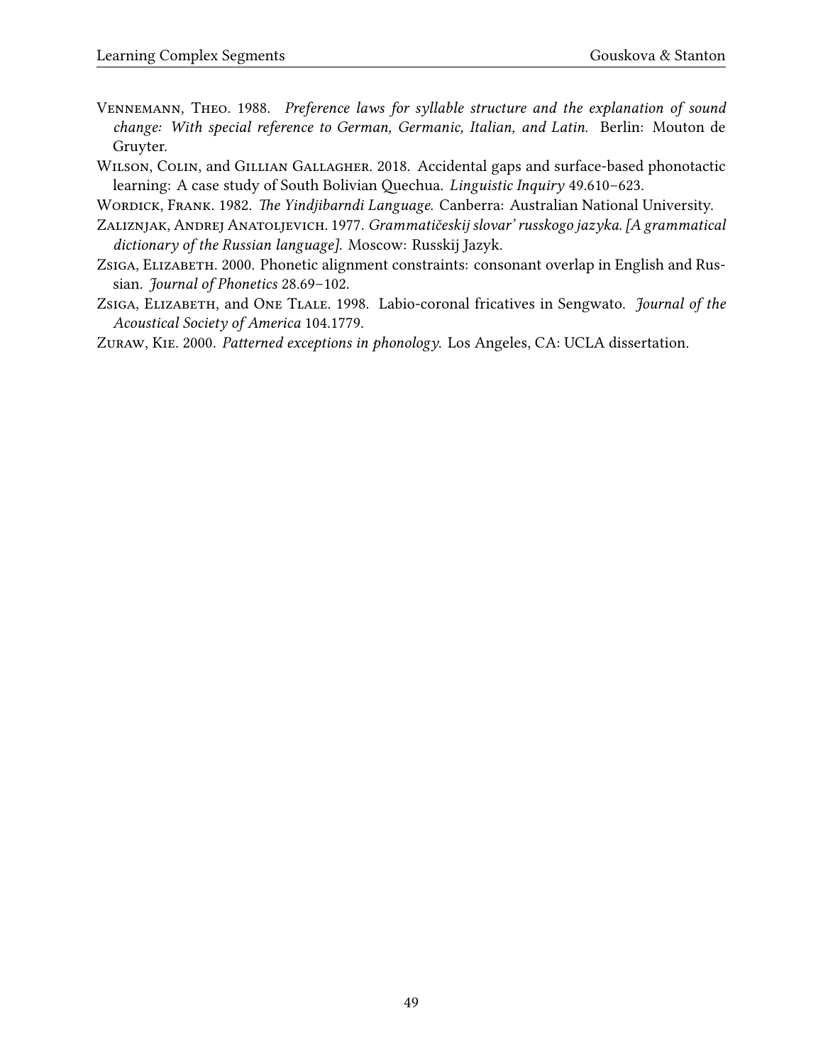Vennemann, Theo. 1988. *Preference laws for syllable structure and the explanation of sound change: With special reference to German, Germanic, Italian, and Latin.* Berlin: Mouton de Gruyter.

Wilson, Colin, and Gillian Gallagher. 2018. Accidental gaps and surface-based phonotactic learning: A case study of South Bolivian Quechua. *Linguistic Inquiry* 49.610–623.

Wordick, Frank. 1982. *The Yindjibarndi Language.* Canberra: Australian National University.

Zaliznjak, Andrej Anatoljevich. 1977. *Grammatičeskij slovar' russkogo jazyka. [A grammatical dictionary of the Russian language].* Moscow: Russkij Jazyk.

Zsiga, Elizabeth. 2000. Phonetic alignment constraints: consonant overlap in English and Russian. *Journal of Phonetics* 28.69–102.

Zsiga, Elizabeth, and One Tlale. 1998. Labio-coronal fricatives in Sengwato. *Journal of the Acoustical Society of America* 104.1779.

Zuraw, Kie. 2000. *Patterned exceptions in phonology.* Los Angeles, CA: UCLA dissertation.